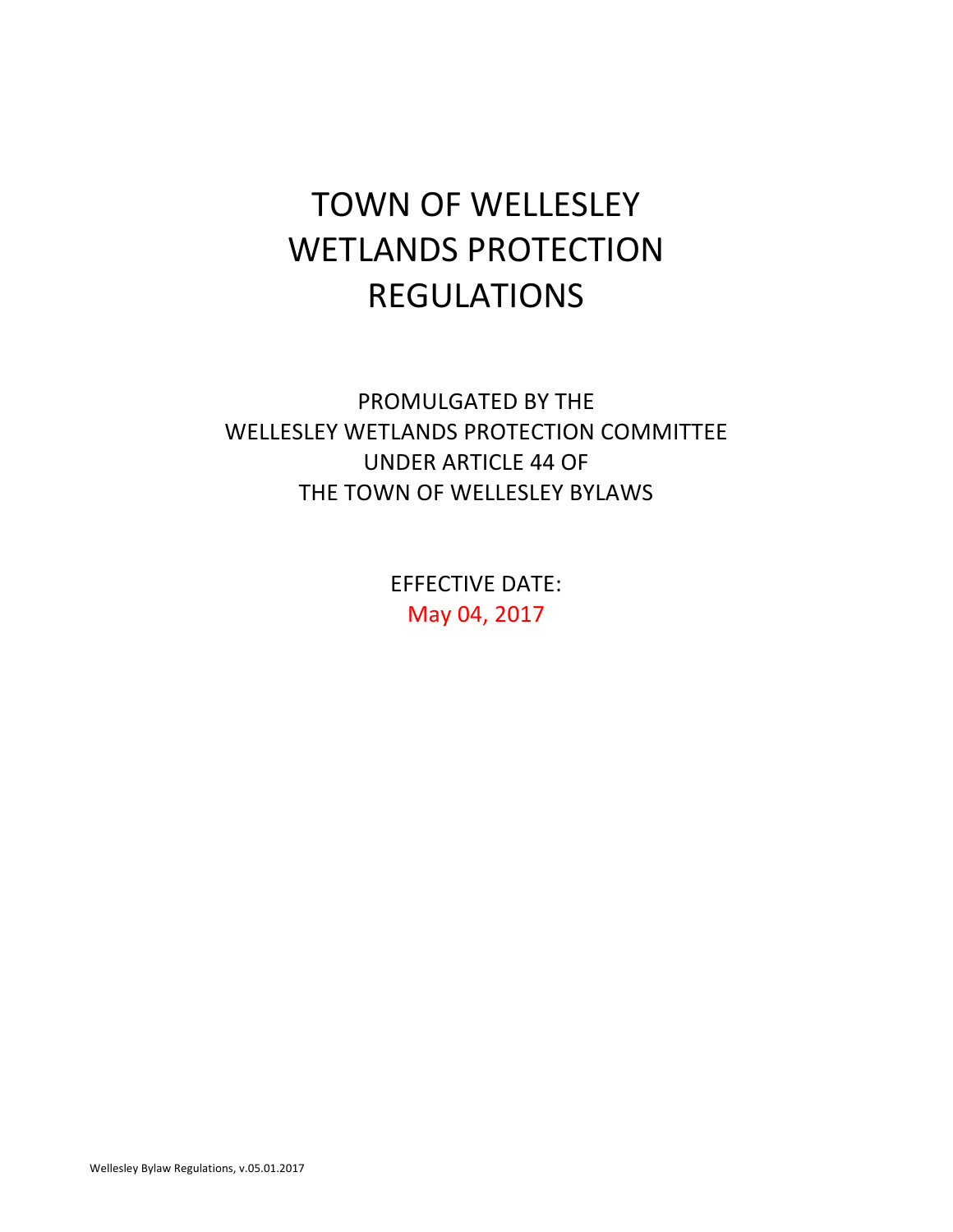# TOWN OF WELLESLEY WETLANDS PROTECTION REGULATIONS

PROMULGATED BY THE
WELLESLEY WETLANDS PROTECTION COMMITTEE
UNDER ARTICLE 44 OF
THE TOWN OF WELLESLEY BYLAWS

EFFECTIVE DATE:
May 04, 2017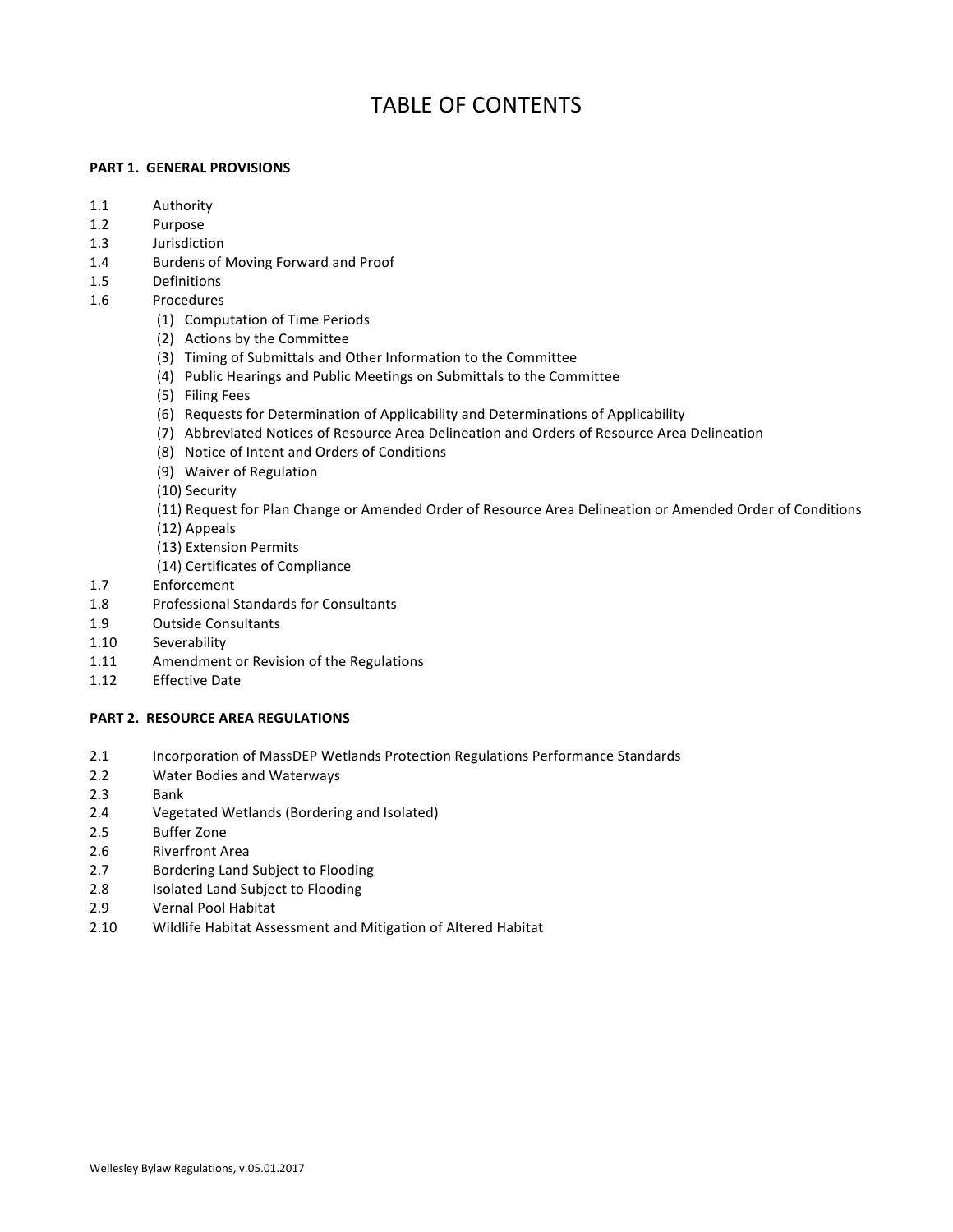# TABLE OF CONTENTS

**PART 1. GENERAL PROVISIONS**

1.1 Authority
1.2 Purpose
1.3 Jurisdiction
1.4 Burdens of Moving Forward and Proof
1.5 Definitions
1.6 Procedures
 (1) Computation of Time Periods
 (2) Actions by the Committee
 (3) Timing of Submittals and Other Information to the Committee
 (4) Public Hearings and Public Meetings on Submittals to the Committee
 (5) Filing Fees
 (6) Requests for Determination of Applicability and Determinations of Applicability
 (7) Abbreviated Notices of Resource Area Delineation and Orders of Resource Area Delineation
 (8) Notice of Intent and Orders of Conditions
 (9) Waiver of Regulation
 (10) Security
 (11) Request for Plan Change or Amended Order of Resource Area Delineation or Amended Order of Conditions
 (12) Appeals
 (13) Extension Permits
 (14) Certificates of Compliance
1.7 Enforcement
1.8 Professional Standards for Consultants
1.9 Outside Consultants
1.10 Severability
1.11 Amendment or Revision of the Regulations
1.12 Effective Date

**PART 2. RESOURCE AREA REGULATIONS**

2.1 Incorporation of MassDEP Wetlands Protection Regulations Performance Standards
2.2 Water Bodies and Waterways
2.3 Bank
2.4 Vegetated Wetlands (Bordering and Isolated)
2.5 Buffer Zone
2.6 Riverfront Area
2.7 Bordering Land Subject to Flooding
2.8 Isolated Land Subject to Flooding
2.9 Vernal Pool Habitat
2.10 Wildlife Habitat Assessment and Mitigation of Altered Habitat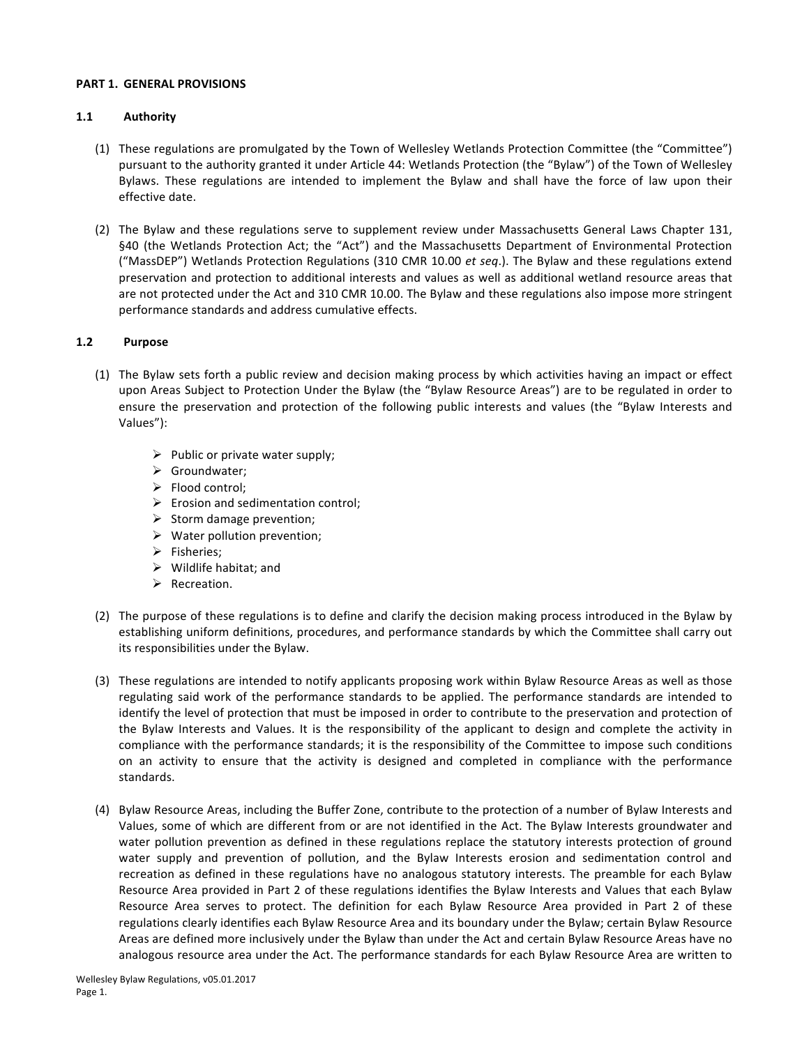## PART 1. GENERAL PROVISIONS

### 1.1 Authority

(1) These regulations are promulgated by the Town of Wellesley Wetlands Protection Committee (the "Committee") pursuant to the authority granted it under Article 44: Wetlands Protection (the "Bylaw") of the Town of Wellesley Bylaws. These regulations are intended to implement the Bylaw and shall have the force of law upon their effective date.

(2) The Bylaw and these regulations serve to supplement review under Massachusetts General Laws Chapter 131, §40 (the Wetlands Protection Act; the "Act") and the Massachusetts Department of Environmental Protection ("MassDEP") Wetlands Protection Regulations (310 CMR 10.00 *et seq*.). The Bylaw and these regulations extend preservation and protection to additional interests and values as well as additional wetland resource areas that are not protected under the Act and 310 CMR 10.00. The Bylaw and these regulations also impose more stringent performance standards and address cumulative effects.

### 1.2 Purpose

(1) The Bylaw sets forth a public review and decision making process by which activities having an impact or effect upon Areas Subject to Protection Under the Bylaw (the "Bylaw Resource Areas") are to be regulated in order to ensure the preservation and protection of the following public interests and values (the "Bylaw Interests and Values"):

- Public or private water supply;
- Groundwater;
- Flood control;
- Erosion and sedimentation control;
- Storm damage prevention;
- Water pollution prevention;
- Fisheries;
- Wildlife habitat; and
- Recreation.

(2) The purpose of these regulations is to define and clarify the decision making process introduced in the Bylaw by establishing uniform definitions, procedures, and performance standards by which the Committee shall carry out its responsibilities under the Bylaw.

(3) These regulations are intended to notify applicants proposing work within Bylaw Resource Areas as well as those regulating said work of the performance standards to be applied. The performance standards are intended to identify the level of protection that must be imposed in order to contribute to the preservation and protection of the Bylaw Interests and Values. It is the responsibility of the applicant to design and complete the activity in compliance with the performance standards; it is the responsibility of the Committee to impose such conditions on an activity to ensure that the activity is designed and completed in compliance with the performance standards.

(4) Bylaw Resource Areas, including the Buffer Zone, contribute to the protection of a number of Bylaw Interests and Values, some of which are different from or are not identified in the Act. The Bylaw Interests groundwater and water pollution prevention as defined in these regulations replace the statutory interests protection of ground water supply and prevention of pollution, and the Bylaw Interests erosion and sedimentation control and recreation as defined in these regulations have no analogous statutory interests. The preamble for each Bylaw Resource Area provided in Part 2 of these regulations identifies the Bylaw Interests and Values that each Bylaw Resource Area serves to protect. The definition for each Bylaw Resource Area provided in Part 2 of these regulations clearly identifies each Bylaw Resource Area and its boundary under the Bylaw; certain Bylaw Resource Areas are defined more inclusively under the Bylaw than under the Act and certain Bylaw Resource Areas have no analogous resource area under the Act. The performance standards for each Bylaw Resource Area are written to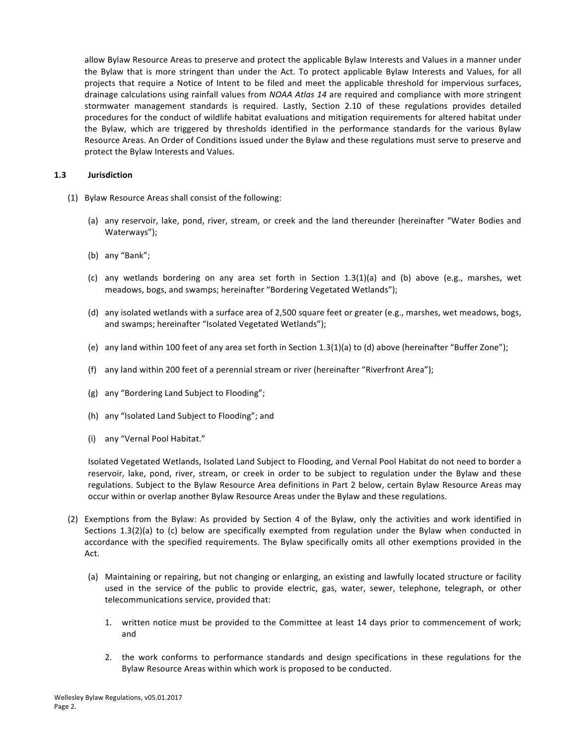allow Bylaw Resource Areas to preserve and protect the applicable Bylaw Interests and Values in a manner under the Bylaw that is more stringent than under the Act. To protect applicable Bylaw Interests and Values, for all projects that require a Notice of Intent to be filed and meet the applicable threshold for impervious surfaces, drainage calculations using rainfall values from *NOAA Atlas 14* are required and compliance with more stringent stormwater management standards is required. Lastly, Section 2.10 of these regulations provides detailed procedures for the conduct of wildlife habitat evaluations and mitigation requirements for altered habitat under the Bylaw, which are triggered by thresholds identified in the performance standards for the various Bylaw Resource Areas. An Order of Conditions issued under the Bylaw and these regulations must serve to preserve and protect the Bylaw Interests and Values.

### 1.3 Jurisdiction

(1) Bylaw Resource Areas shall consist of the following:

(a) any reservoir, lake, pond, river, stream, or creek and the land thereunder (hereinafter "Water Bodies and Waterways");

(b) any "Bank";

(c) any wetlands bordering on any area set forth in Section 1.3(1)(a) and (b) above (e.g., marshes, wet meadows, bogs, and swamps; hereinafter "Bordering Vegetated Wetlands");

(d) any isolated wetlands with a surface area of 2,500 square feet or greater (e.g., marshes, wet meadows, bogs, and swamps; hereinafter "Isolated Vegetated Wetlands");

(e) any land within 100 feet of any area set forth in Section 1.3(1)(a) to (d) above (hereinafter "Buffer Zone");

(f) any land within 200 feet of a perennial stream or river (hereinafter "Riverfront Area");

(g) any "Bordering Land Subject to Flooding";

(h) any "Isolated Land Subject to Flooding"; and

(i) any "Vernal Pool Habitat."

Isolated Vegetated Wetlands, Isolated Land Subject to Flooding, and Vernal Pool Habitat do not need to border a reservoir, lake, pond, river, stream, or creek in order to be subject to regulation under the Bylaw and these regulations. Subject to the Bylaw Resource Area definitions in Part 2 below, certain Bylaw Resource Areas may occur within or overlap another Bylaw Resource Areas under the Bylaw and these regulations.

(2) Exemptions from the Bylaw: As provided by Section 4 of the Bylaw, only the activities and work identified in Sections 1.3(2)(a) to (c) below are specifically exempted from regulation under the Bylaw when conducted in accordance with the specified requirements. The Bylaw specifically omits all other exemptions provided in the Act.

(a) Maintaining or repairing, but not changing or enlarging, an existing and lawfully located structure or facility used in the service of the public to provide electric, gas, water, sewer, telephone, telegraph, or other telecommunications service, provided that:

1. written notice must be provided to the Committee at least 14 days prior to commencement of work; and

2. the work conforms to performance standards and design specifications in these regulations for the Bylaw Resource Areas within which work is proposed to be conducted.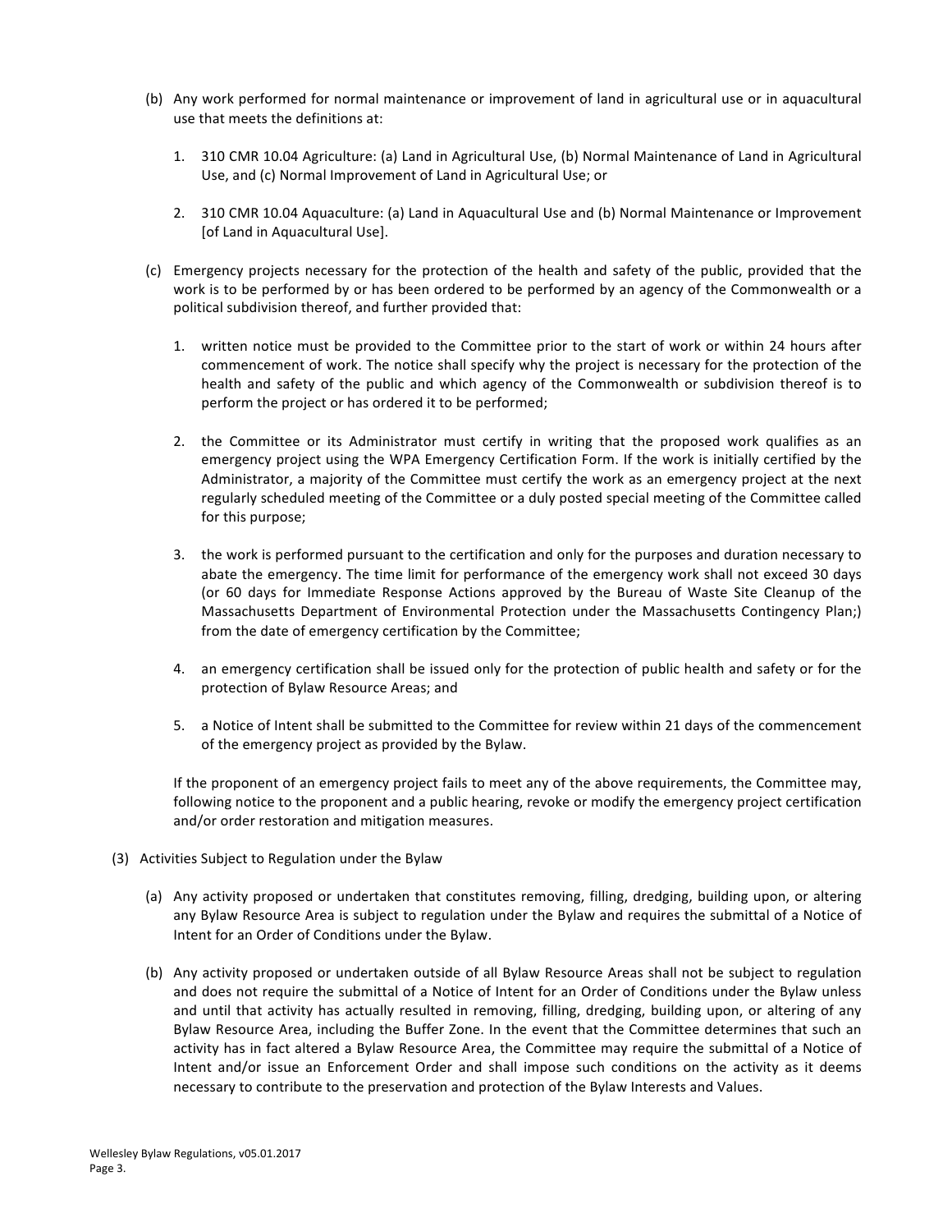(b) Any work performed for normal maintenance or improvement of land in agricultural use or in aquacultural use that meets the definitions at:

   1. 310 CMR 10.04 Agriculture: (a) Land in Agricultural Use, (b) Normal Maintenance of Land in Agricultural Use, and (c) Normal Improvement of Land in Agricultural Use; or

   2. 310 CMR 10.04 Aquaculture: (a) Land in Aquacultural Use and (b) Normal Maintenance or Improvement [of Land in Aquacultural Use].

(c) Emergency projects necessary for the protection of the health and safety of the public, provided that the work is to be performed by or has been ordered to be performed by an agency of the Commonwealth or a political subdivision thereof, and further provided that:

   1. written notice must be provided to the Committee prior to the start of work or within 24 hours after commencement of work. The notice shall specify why the project is necessary for the protection of the health and safety of the public and which agency of the Commonwealth or subdivision thereof is to perform the project or has ordered it to be performed;

   2. the Committee or its Administrator must certify in writing that the proposed work qualifies as an emergency project using the WPA Emergency Certification Form. If the work is initially certified by the Administrator, a majority of the Committee must certify the work as an emergency project at the next regularly scheduled meeting of the Committee or a duly posted special meeting of the Committee called for this purpose;

   3. the work is performed pursuant to the certification and only for the purposes and duration necessary to abate the emergency. The time limit for performance of the emergency work shall not exceed 30 days (or 60 days for Immediate Response Actions approved by the Bureau of Waste Site Cleanup of the Massachusetts Department of Environmental Protection under the Massachusetts Contingency Plan;) from the date of emergency certification by the Committee;

   4. an emergency certification shall be issued only for the protection of public health and safety or for the protection of Bylaw Resource Areas; and

   5. a Notice of Intent shall be submitted to the Committee for review within 21 days of the commencement of the emergency project as provided by the Bylaw.

   If the proponent of an emergency project fails to meet any of the above requirements, the Committee may, following notice to the proponent and a public hearing, revoke or modify the emergency project certification and/or order restoration and mitigation measures.

(3) Activities Subject to Regulation under the Bylaw

   (a) Any activity proposed or undertaken that constitutes removing, filling, dredging, building upon, or altering any Bylaw Resource Area is subject to regulation under the Bylaw and requires the submittal of a Notice of Intent for an Order of Conditions under the Bylaw.

   (b) Any activity proposed or undertaken outside of all Bylaw Resource Areas shall not be subject to regulation and does not require the submittal of a Notice of Intent for an Order of Conditions under the Bylaw unless and until that activity has actually resulted in removing, filling, dredging, building upon, or altering of any Bylaw Resource Area, including the Buffer Zone. In the event that the Committee determines that such an activity has in fact altered a Bylaw Resource Area, the Committee may require the submittal of a Notice of Intent and/or issue an Enforcement Order and shall impose such conditions on the activity as it deems necessary to contribute to the preservation and protection of the Bylaw Interests and Values.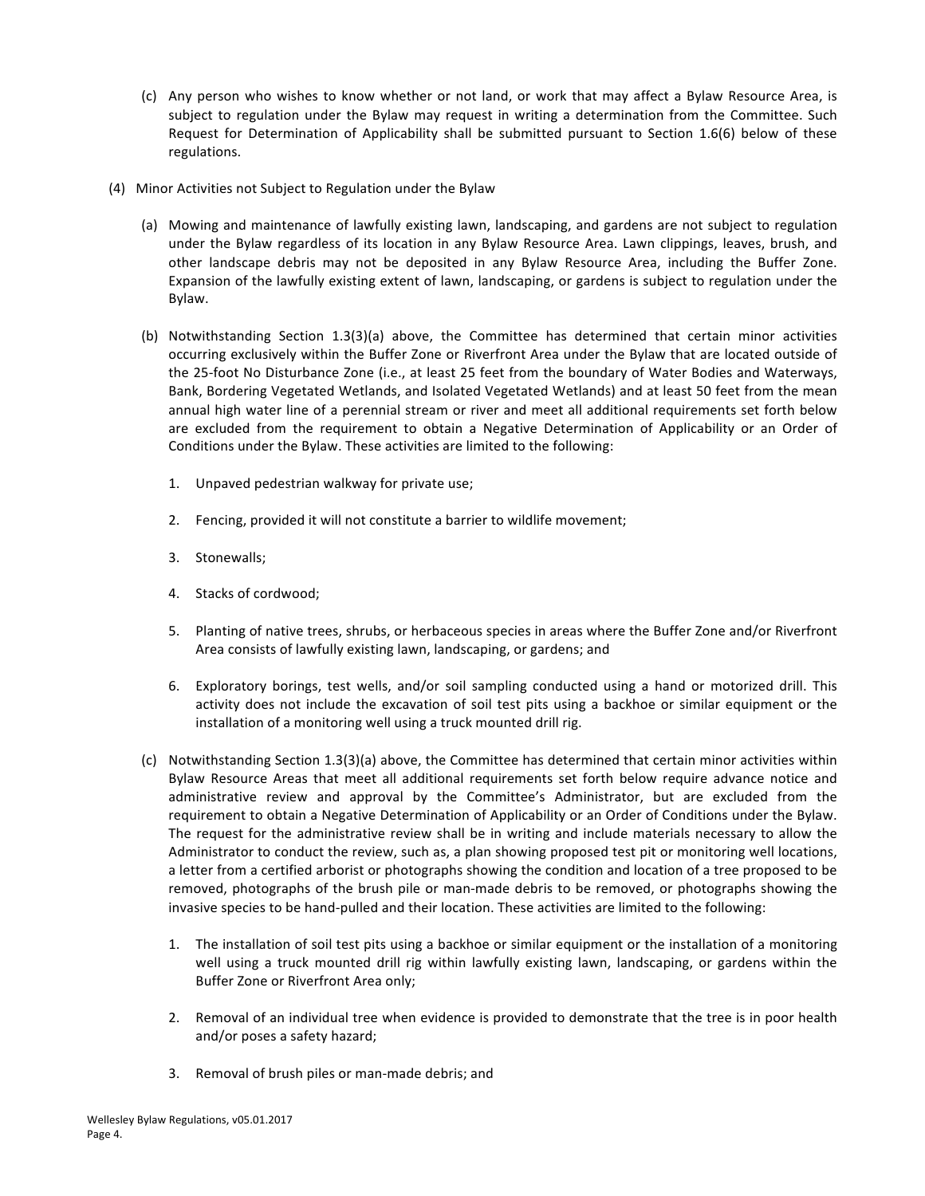(c) Any person who wishes to know whether or not land, or work that may affect a Bylaw Resource Area, is subject to regulation under the Bylaw may request in writing a determination from the Committee. Such Request for Determination of Applicability shall be submitted pursuant to Section 1.6(6) below of these regulations.

(4) Minor Activities not Subject to Regulation under the Bylaw

(a) Mowing and maintenance of lawfully existing lawn, landscaping, and gardens are not subject to regulation under the Bylaw regardless of its location in any Bylaw Resource Area. Lawn clippings, leaves, brush, and other landscape debris may not be deposited in any Bylaw Resource Area, including the Buffer Zone. Expansion of the lawfully existing extent of lawn, landscaping, or gardens is subject to regulation under the Bylaw.

(b) Notwithstanding Section 1.3(3)(a) above, the Committee has determined that certain minor activities occurring exclusively within the Buffer Zone or Riverfront Area under the Bylaw that are located outside of the 25-foot No Disturbance Zone (i.e., at least 25 feet from the boundary of Water Bodies and Waterways, Bank, Bordering Vegetated Wetlands, and Isolated Vegetated Wetlands) and at least 50 feet from the mean annual high water line of a perennial stream or river and meet all additional requirements set forth below are excluded from the requirement to obtain a Negative Determination of Applicability or an Order of Conditions under the Bylaw. These activities are limited to the following:

1. Unpaved pedestrian walkway for private use;
2. Fencing, provided it will not constitute a barrier to wildlife movement;
3. Stonewalls;
4. Stacks of cordwood;
5. Planting of native trees, shrubs, or herbaceous species in areas where the Buffer Zone and/or Riverfront Area consists of lawfully existing lawn, landscaping, or gardens; and
6. Exploratory borings, test wells, and/or soil sampling conducted using a hand or motorized drill. This activity does not include the excavation of soil test pits using a backhoe or similar equipment or the installation of a monitoring well using a truck mounted drill rig.

(c) Notwithstanding Section 1.3(3)(a) above, the Committee has determined that certain minor activities within Bylaw Resource Areas that meet all additional requirements set forth below require advance notice and administrative review and approval by the Committee's Administrator, but are excluded from the requirement to obtain a Negative Determination of Applicability or an Order of Conditions under the Bylaw. The request for the administrative review shall be in writing and include materials necessary to allow the Administrator to conduct the review, such as, a plan showing proposed test pit or monitoring well locations, a letter from a certified arborist or photographs showing the condition and location of a tree proposed to be removed, photographs of the brush pile or man-made debris to be removed, or photographs showing the invasive species to be hand-pulled and their location. These activities are limited to the following:

1. The installation of soil test pits using a backhoe or similar equipment or the installation of a monitoring well using a truck mounted drill rig within lawfully existing lawn, landscaping, or gardens within the Buffer Zone or Riverfront Area only;
2. Removal of an individual tree when evidence is provided to demonstrate that the tree is in poor health and/or poses a safety hazard;
3. Removal of brush piles or man-made debris; and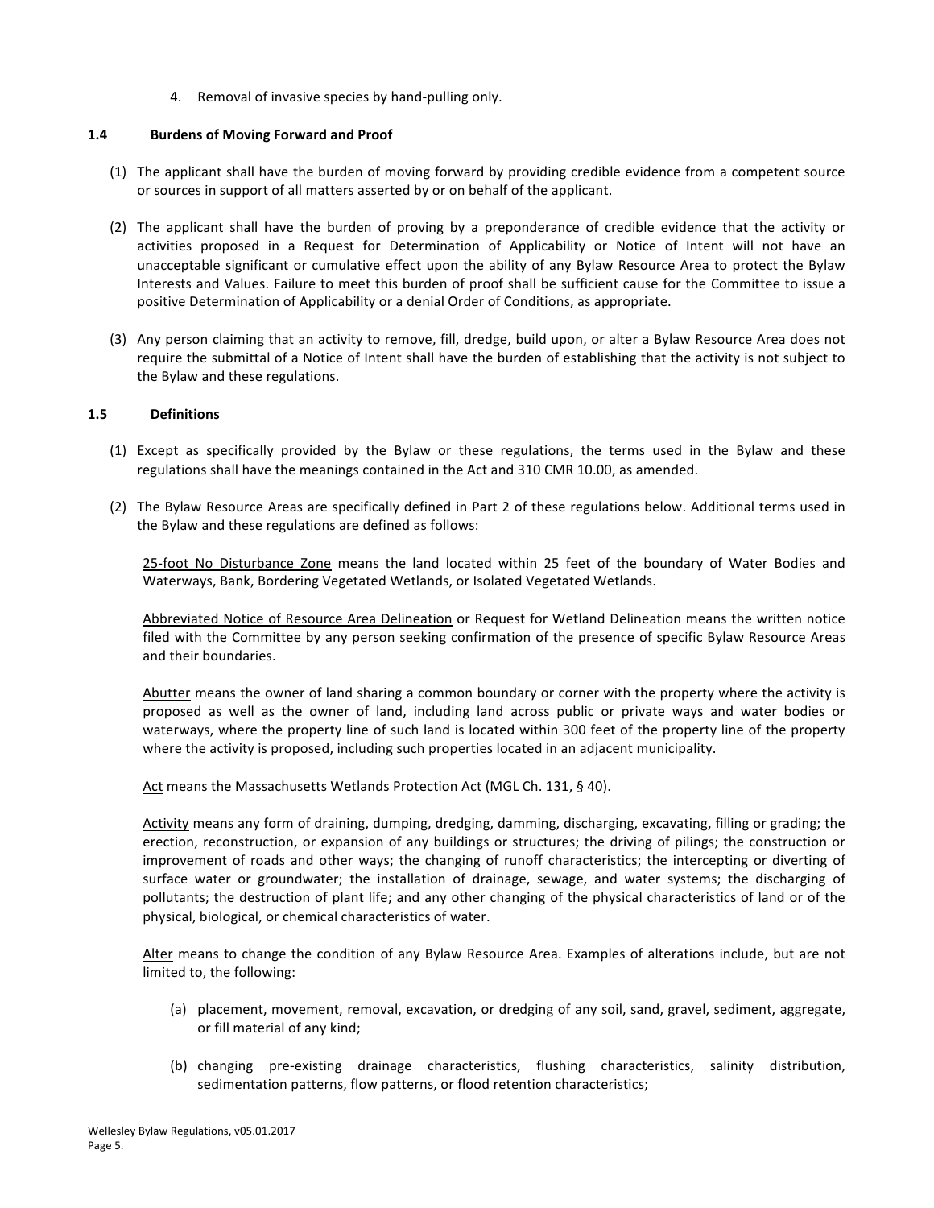4. Removal of invasive species by hand-pulling only.

### 1.4 Burdens of Moving Forward and Proof

(1) The applicant shall have the burden of moving forward by providing credible evidence from a competent source or sources in support of all matters asserted by or on behalf of the applicant.

(2) The applicant shall have the burden of proving by a preponderance of credible evidence that the activity or activities proposed in a Request for Determination of Applicability or Notice of Intent will not have an unacceptable significant or cumulative effect upon the ability of any Bylaw Resource Area to protect the Bylaw Interests and Values. Failure to meet this burden of proof shall be sufficient cause for the Committee to issue a positive Determination of Applicability or a denial Order of Conditions, as appropriate.

(3) Any person claiming that an activity to remove, fill, dredge, build upon, or alter a Bylaw Resource Area does not require the submittal of a Notice of Intent shall have the burden of establishing that the activity is not subject to the Bylaw and these regulations.

### 1.5 Definitions

(1) Except as specifically provided by the Bylaw or these regulations, the terms used in the Bylaw and these regulations shall have the meanings contained in the Act and 310 CMR 10.00, as amended.

(2) The Bylaw Resource Areas are specifically defined in Part 2 of these regulations below. Additional terms used in the Bylaw and these regulations are defined as follows:

<u>25-foot No Disturbance Zone</u> means the land located within 25 feet of the boundary of Water Bodies and Waterways, Bank, Bordering Vegetated Wetlands, or Isolated Vegetated Wetlands.

<u>Abbreviated Notice of Resource Area Delineation</u> or Request for Wetland Delineation means the written notice filed with the Committee by any person seeking confirmation of the presence of specific Bylaw Resource Areas and their boundaries.

<u>Abutter</u> means the owner of land sharing a common boundary or corner with the property where the activity is proposed as well as the owner of land, including land across public or private ways and water bodies or waterways, where the property line of such land is located within 300 feet of the property line of the property where the activity is proposed, including such properties located in an adjacent municipality.

<u>Act</u> means the Massachusetts Wetlands Protection Act (MGL Ch. 131, § 40).

<u>Activity</u> means any form of draining, dumping, dredging, damming, discharging, excavating, filling or grading; the erection, reconstruction, or expansion of any buildings or structures; the driving of pilings; the construction or improvement of roads and other ways; the changing of runoff characteristics; the intercepting or diverting of surface water or groundwater; the installation of drainage, sewage, and water systems; the discharging of pollutants; the destruction of plant life; and any other changing of the physical characteristics of land or of the physical, biological, or chemical characteristics of water.

<u>Alter</u> means to change the condition of any Bylaw Resource Area. Examples of alterations include, but are not limited to, the following:

(a) placement, movement, removal, excavation, or dredging of any soil, sand, gravel, sediment, aggregate, or fill material of any kind;

(b) changing pre-existing drainage characteristics, flushing characteristics, salinity distribution, sedimentation patterns, flow patterns, or flood retention characteristics;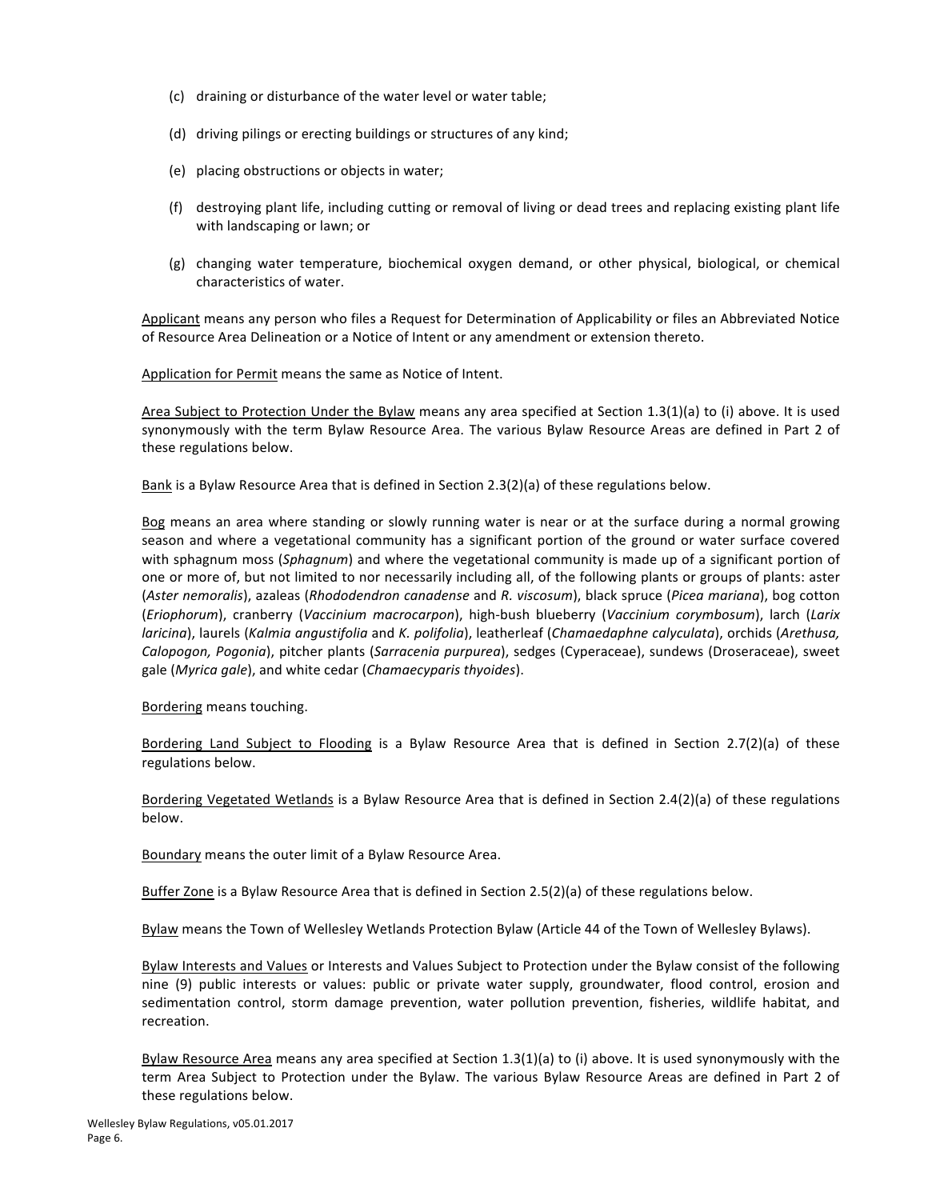(c) draining or disturbance of the water level or water table;

(d) driving pilings or erecting buildings or structures of any kind;

(e) placing obstructions or objects in water;

(f) destroying plant life, including cutting or removal of living or dead trees and replacing existing plant life with landscaping or lawn; or

(g) changing water temperature, biochemical oxygen demand, or other physical, biological, or chemical characteristics of water.

<u>Applicant</u> means any person who files a Request for Determination of Applicability or files an Abbreviated Notice of Resource Area Delineation or a Notice of Intent or any amendment or extension thereto.

<u>Application for Permit</u> means the same as Notice of Intent.

<u>Area Subject to Protection Under the Bylaw</u> means any area specified at Section 1.3(1)(a) to (i) above. It is used synonymously with the term Bylaw Resource Area. The various Bylaw Resource Areas are defined in Part 2 of these regulations below.

<u>Bank</u> is a Bylaw Resource Area that is defined in Section 2.3(2)(a) of these regulations below.

<u>Bog</u> means an area where standing or slowly running water is near or at the surface during a normal growing season and where a vegetational community has a significant portion of the ground or water surface covered with sphagnum moss (*Sphagnum*) and where the vegetational community is made up of a significant portion of one or more of, but not limited to nor necessarily including all, of the following plants or groups of plants: aster (*Aster nemoralis*), azaleas (*Rhododendron canadense* and *R. viscosum*), black spruce (*Picea mariana*), bog cotton (*Eriophorum*), cranberry (*Vaccinium macrocarpon*), high-bush blueberry (*Vaccinium corymbosum*), larch (*Larix laricina*), laurels (*Kalmia angustifolia* and *K. polifolia*), leatherleaf (*Chamaedaphne calyculata*), orchids (*Arethusa, Calopogon, Pogonia*), pitcher plants (*Sarracenia purpurea*), sedges (Cyperaceae), sundews (Droseraceae), sweet gale (*Myrica gale*), and white cedar (*Chamaecyparis thyoides*).

<u>Bordering</u> means touching.

<u>Bordering Land Subject to Flooding</u> is a Bylaw Resource Area that is defined in Section 2.7(2)(a) of these regulations below.

<u>Bordering Vegetated Wetlands</u> is a Bylaw Resource Area that is defined in Section 2.4(2)(a) of these regulations below.

<u>Boundary</u> means the outer limit of a Bylaw Resource Area.

<u>Buffer Zone</u> is a Bylaw Resource Area that is defined in Section 2.5(2)(a) of these regulations below.

<u>Bylaw</u> means the Town of Wellesley Wetlands Protection Bylaw (Article 44 of the Town of Wellesley Bylaws).

<u>Bylaw Interests and Values</u> or Interests and Values Subject to Protection under the Bylaw consist of the following nine (9) public interests or values: public or private water supply, groundwater, flood control, erosion and sedimentation control, storm damage prevention, water pollution prevention, fisheries, wildlife habitat, and recreation.

<u>Bylaw Resource Area</u> means any area specified at Section 1.3(1)(a) to (i) above. It is used synonymously with the term Area Subject to Protection under the Bylaw. The various Bylaw Resource Areas are defined in Part 2 of these regulations below.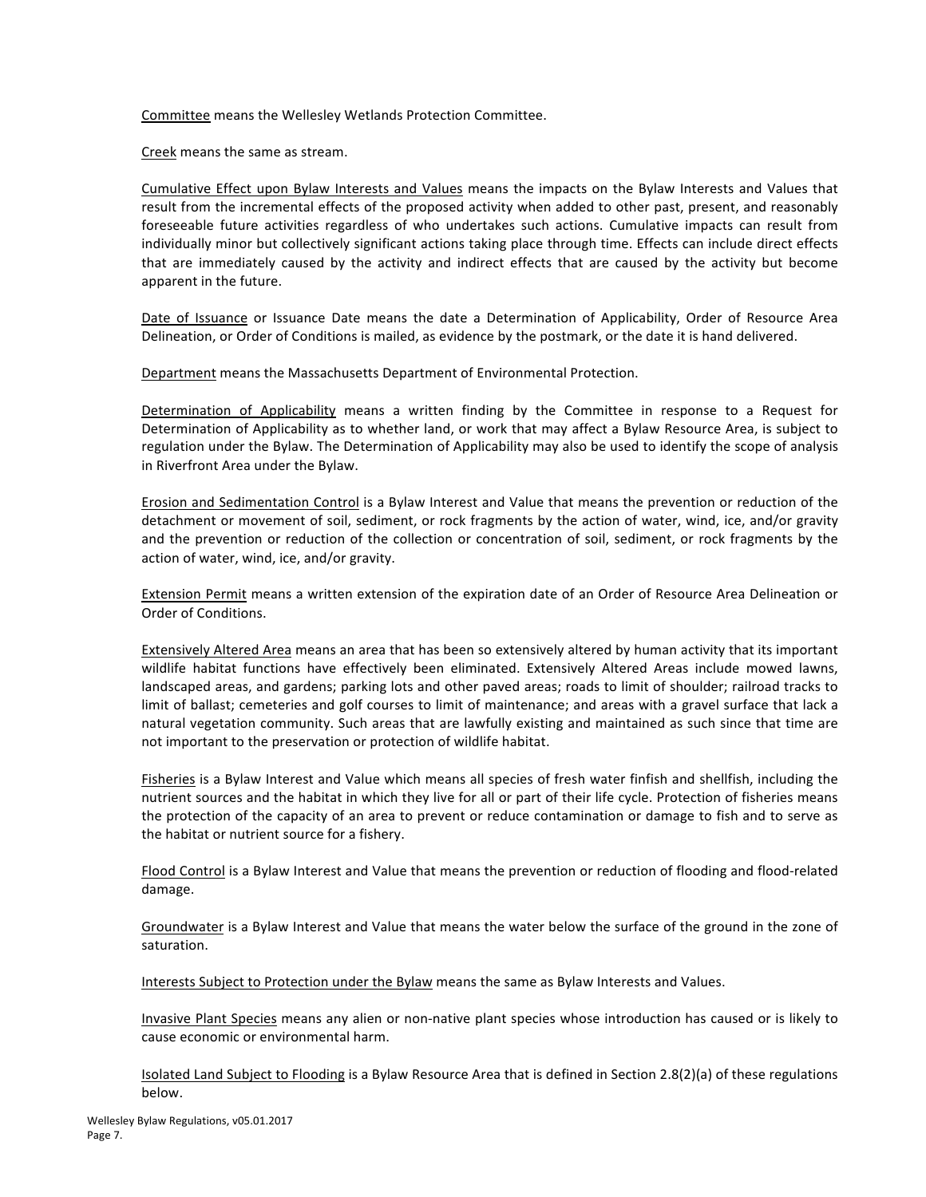Committee means the Wellesley Wetlands Protection Committee.

Creek means the same as stream.

Cumulative Effect upon Bylaw Interests and Values means the impacts on the Bylaw Interests and Values that result from the incremental effects of the proposed activity when added to other past, present, and reasonably foreseeable future activities regardless of who undertakes such actions. Cumulative impacts can result from individually minor but collectively significant actions taking place through time. Effects can include direct effects that are immediately caused by the activity and indirect effects that are caused by the activity but become apparent in the future.

Date of Issuance or Issuance Date means the date a Determination of Applicability, Order of Resource Area Delineation, or Order of Conditions is mailed, as evidence by the postmark, or the date it is hand delivered.

Department means the Massachusetts Department of Environmental Protection.

Determination of Applicability means a written finding by the Committee in response to a Request for Determination of Applicability as to whether land, or work that may affect a Bylaw Resource Area, is subject to regulation under the Bylaw. The Determination of Applicability may also be used to identify the scope of analysis in Riverfront Area under the Bylaw.

Erosion and Sedimentation Control is a Bylaw Interest and Value that means the prevention or reduction of the detachment or movement of soil, sediment, or rock fragments by the action of water, wind, ice, and/or gravity and the prevention or reduction of the collection or concentration of soil, sediment, or rock fragments by the action of water, wind, ice, and/or gravity.

Extension Permit means a written extension of the expiration date of an Order of Resource Area Delineation or Order of Conditions.

Extensively Altered Area means an area that has been so extensively altered by human activity that its important wildlife habitat functions have effectively been eliminated. Extensively Altered Areas include mowed lawns, landscaped areas, and gardens; parking lots and other paved areas; roads to limit of shoulder; railroad tracks to limit of ballast; cemeteries and golf courses to limit of maintenance; and areas with a gravel surface that lack a natural vegetation community. Such areas that are lawfully existing and maintained as such since that time are not important to the preservation or protection of wildlife habitat.

Fisheries is a Bylaw Interest and Value which means all species of fresh water finfish and shellfish, including the nutrient sources and the habitat in which they live for all or part of their life cycle. Protection of fisheries means the protection of the capacity of an area to prevent or reduce contamination or damage to fish and to serve as the habitat or nutrient source for a fishery.

Flood Control is a Bylaw Interest and Value that means the prevention or reduction of flooding and flood-related damage.

Groundwater is a Bylaw Interest and Value that means the water below the surface of the ground in the zone of saturation.

Interests Subject to Protection under the Bylaw means the same as Bylaw Interests and Values.

Invasive Plant Species means any alien or non-native plant species whose introduction has caused or is likely to cause economic or environmental harm.

Isolated Land Subject to Flooding is a Bylaw Resource Area that is defined in Section 2.8(2)(a) of these regulations below.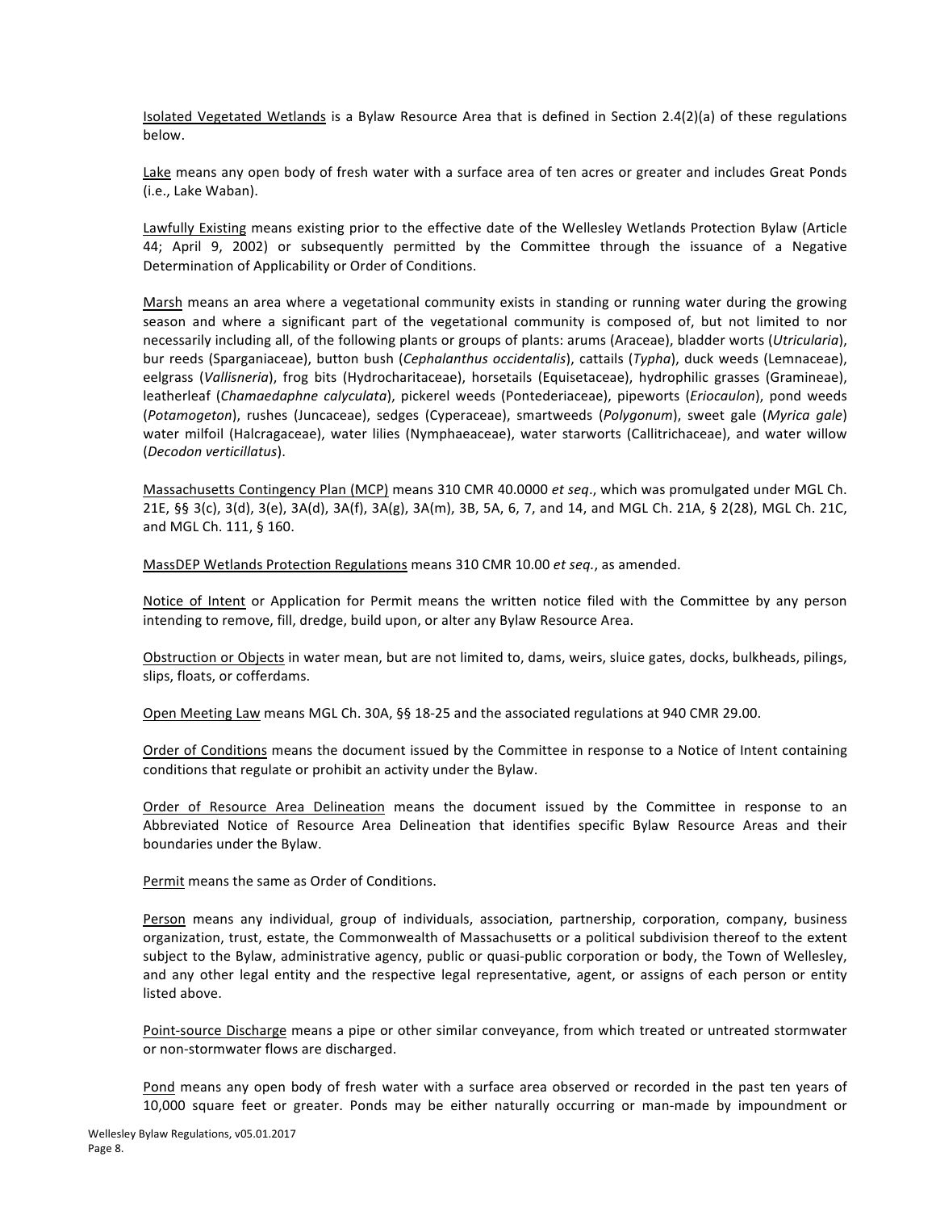Isolated Vegetated Wetlands is a Bylaw Resource Area that is defined in Section 2.4(2)(a) of these regulations below.

Lake means any open body of fresh water with a surface area of ten acres or greater and includes Great Ponds (i.e., Lake Waban).

Lawfully Existing means existing prior to the effective date of the Wellesley Wetlands Protection Bylaw (Article 44; April 9, 2002) or subsequently permitted by the Committee through the issuance of a Negative Determination of Applicability or Order of Conditions.

Marsh means an area where a vegetational community exists in standing or running water during the growing season and where a significant part of the vegetational community is composed of, but not limited to nor necessarily including all, of the following plants or groups of plants: arums (Araceae), bladder worts (*Utricularia*), bur reeds (Sparganiaceae), button bush (*Cephalanthus occidentalis*), cattails (*Typha*), duck weeds (Lemnaceae), eelgrass (*Vallisneria*), frog bits (Hydrocharitaceae), horsetails (Equisetaceae), hydrophilic grasses (Gramineae), leatherleaf (*Chamaedaphne calyculata*), pickerel weeds (Pontederiaceae), pipeworts (*Eriocaulon*), pond weeds (*Potamogeton*), rushes (Juncaceae), sedges (Cyperaceae), smartweeds (*Polygonum*), sweet gale (*Myrica gale*) water milfoil (Halcragaceae), water lilies (Nymphaeaceae), water starworts (Callitrichaceae), and water willow (*Decodon verticillatus*).

Massachusetts Contingency Plan (MCP) means 310 CMR 40.0000 *et seq*., which was promulgated under MGL Ch. 21E, §§ 3(c), 3(d), 3(e), 3A(d), 3A(f), 3A(g), 3A(m), 3B, 5A, 6, 7, and 14, and MGL Ch. 21A, § 2(28), MGL Ch. 21C, and MGL Ch. 111, § 160.

MassDEP Wetlands Protection Regulations means 310 CMR 10.00 *et seq.*, as amended.

Notice of Intent or Application for Permit means the written notice filed with the Committee by any person intending to remove, fill, dredge, build upon, or alter any Bylaw Resource Area.

Obstruction or Objects in water mean, but are not limited to, dams, weirs, sluice gates, docks, bulkheads, pilings, slips, floats, or cofferdams.

Open Meeting Law means MGL Ch. 30A, §§ 18-25 and the associated regulations at 940 CMR 29.00.

Order of Conditions means the document issued by the Committee in response to a Notice of Intent containing conditions that regulate or prohibit an activity under the Bylaw.

Order of Resource Area Delineation means the document issued by the Committee in response to an Abbreviated Notice of Resource Area Delineation that identifies specific Bylaw Resource Areas and their boundaries under the Bylaw.

Permit means the same as Order of Conditions.

Person means any individual, group of individuals, association, partnership, corporation, company, business organization, trust, estate, the Commonwealth of Massachusetts or a political subdivision thereof to the extent subject to the Bylaw, administrative agency, public or quasi-public corporation or body, the Town of Wellesley, and any other legal entity and the respective legal representative, agent, or assigns of each person or entity listed above.

Point-source Discharge means a pipe or other similar conveyance, from which treated or untreated stormwater or non-stormwater flows are discharged.

Pond means any open body of fresh water with a surface area observed or recorded in the past ten years of 10,000 square feet or greater. Ponds may be either naturally occurring or man-made by impoundment or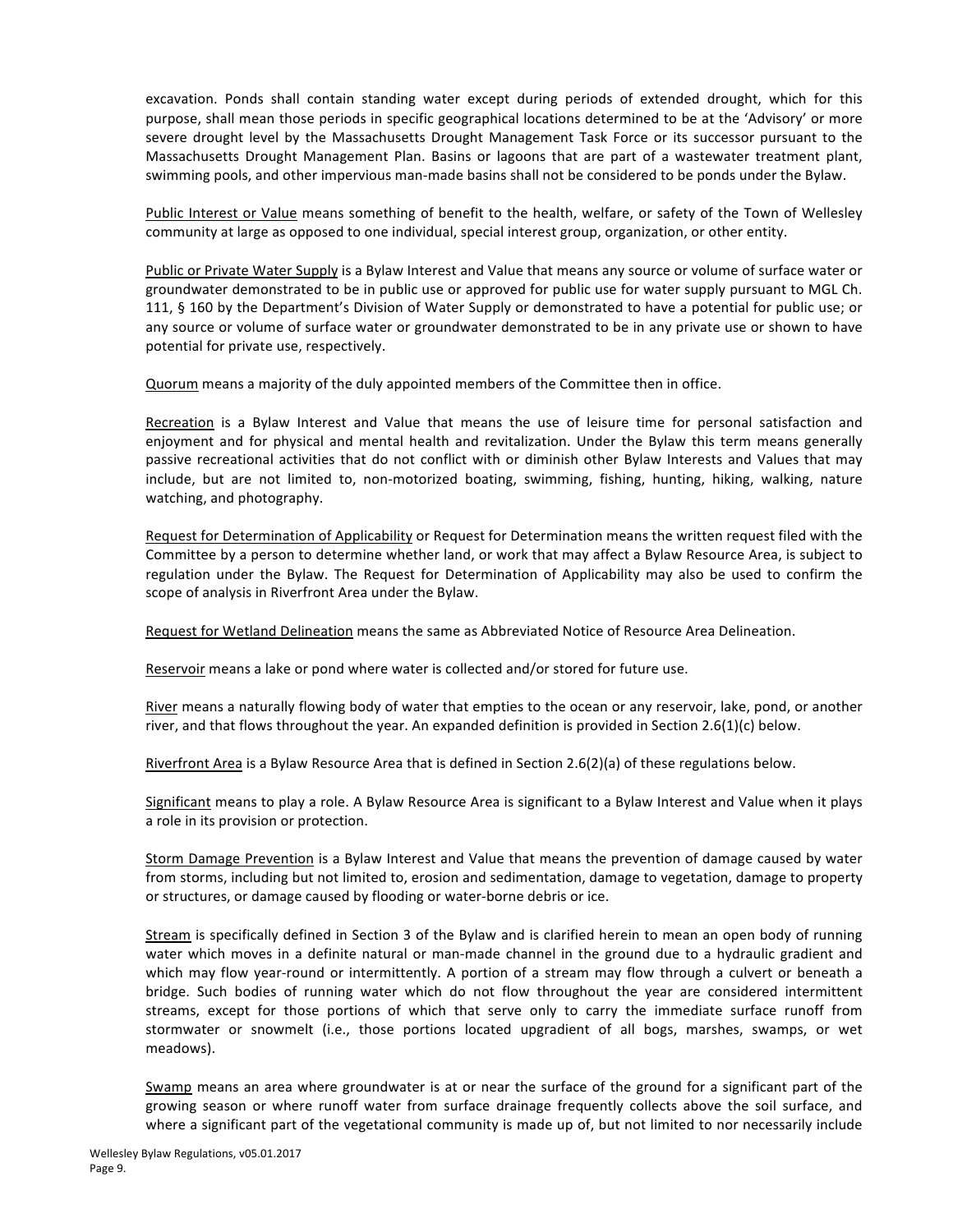excavation. Ponds shall contain standing water except during periods of extended drought, which for this purpose, shall mean those periods in specific geographical locations determined to be at the 'Advisory' or more severe drought level by the Massachusetts Drought Management Task Force or its successor pursuant to the Massachusetts Drought Management Plan. Basins or lagoons that are part of a wastewater treatment plant, swimming pools, and other impervious man-made basins shall not be considered to be ponds under the Bylaw.

<u>Public Interest or Value</u> means something of benefit to the health, welfare, or safety of the Town of Wellesley community at large as opposed to one individual, special interest group, organization, or other entity.

<u>Public or Private Water Supply</u> is a Bylaw Interest and Value that means any source or volume of surface water or groundwater demonstrated to be in public use or approved for public use for water supply pursuant to MGL Ch. 111, § 160 by the Department's Division of Water Supply or demonstrated to have a potential for public use; or any source or volume of surface water or groundwater demonstrated to be in any private use or shown to have potential for private use, respectively.

<u>Quorum</u> means a majority of the duly appointed members of the Committee then in office.

<u>Recreation</u> is a Bylaw Interest and Value that means the use of leisure time for personal satisfaction and enjoyment and for physical and mental health and revitalization. Under the Bylaw this term means generally passive recreational activities that do not conflict with or diminish other Bylaw Interests and Values that may include, but are not limited to, non-motorized boating, swimming, fishing, hunting, hiking, walking, nature watching, and photography.

<u>Request for Determination of Applicability</u> or Request for Determination means the written request filed with the Committee by a person to determine whether land, or work that may affect a Bylaw Resource Area, is subject to regulation under the Bylaw. The Request for Determination of Applicability may also be used to confirm the scope of analysis in Riverfront Area under the Bylaw.

<u>Request for Wetland Delineation</u> means the same as Abbreviated Notice of Resource Area Delineation.

<u>Reservoir</u> means a lake or pond where water is collected and/or stored for future use.

<u>River</u> means a naturally flowing body of water that empties to the ocean or any reservoir, lake, pond, or another river, and that flows throughout the year. An expanded definition is provided in Section 2.6(1)(c) below.

<u>Riverfront Area</u> is a Bylaw Resource Area that is defined in Section 2.6(2)(a) of these regulations below.

<u>Significant</u> means to play a role. A Bylaw Resource Area is significant to a Bylaw Interest and Value when it plays a role in its provision or protection.

<u>Storm Damage Prevention</u> is a Bylaw Interest and Value that means the prevention of damage caused by water from storms, including but not limited to, erosion and sedimentation, damage to vegetation, damage to property or structures, or damage caused by flooding or water-borne debris or ice.

<u>Stream</u> is specifically defined in Section 3 of the Bylaw and is clarified herein to mean an open body of running water which moves in a definite natural or man-made channel in the ground due to a hydraulic gradient and which may flow year-round or intermittently. A portion of a stream may flow through a culvert or beneath a bridge. Such bodies of running water which do not flow throughout the year are considered intermittent streams, except for those portions of which that serve only to carry the immediate surface runoff from stormwater or snowmelt (i.e., those portions located upgradient of all bogs, marshes, swamps, or wet meadows).

<u>Swamp</u> means an area where groundwater is at or near the surface of the ground for a significant part of the growing season or where runoff water from surface drainage frequently collects above the soil surface, and where a significant part of the vegetational community is made up of, but not limited to nor necessarily include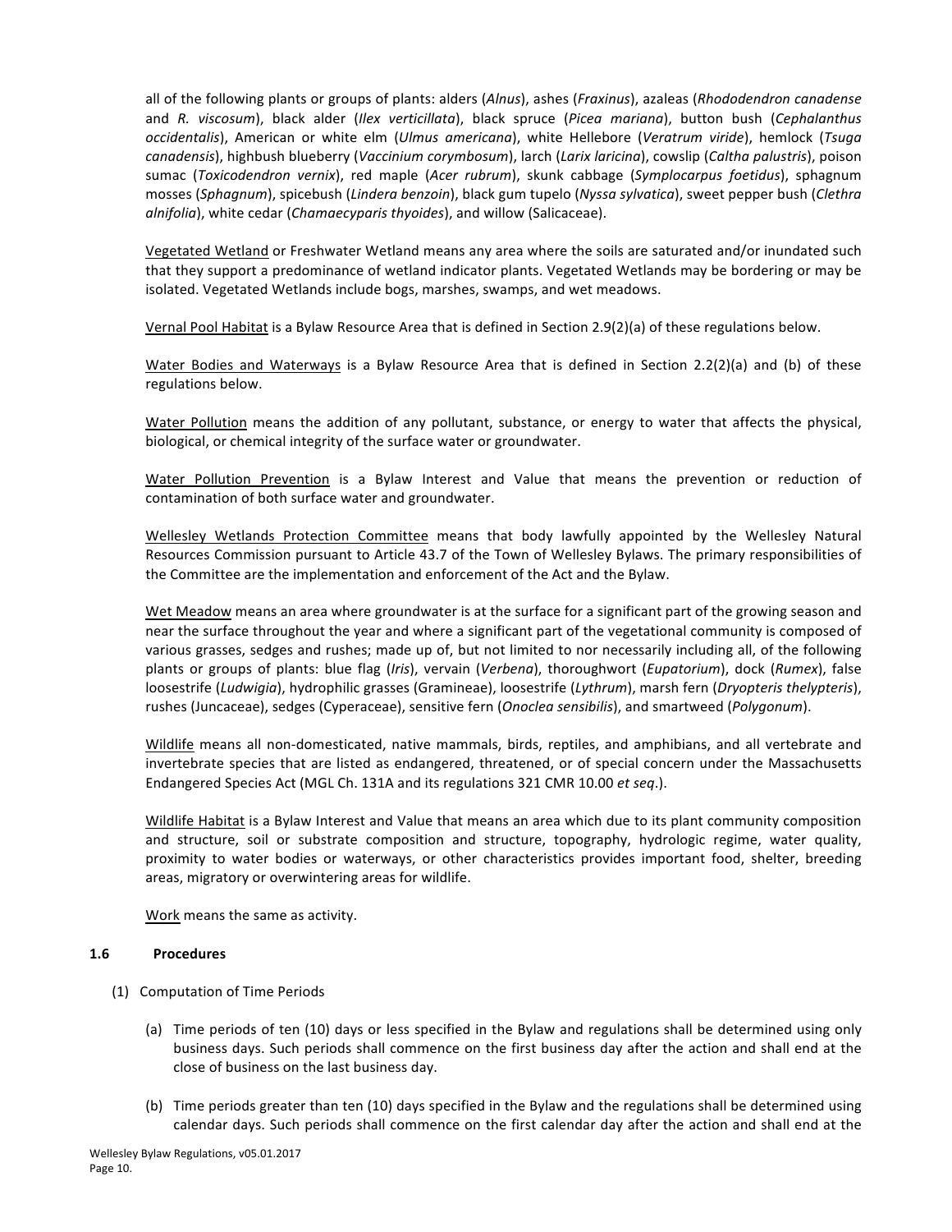all of the following plants or groups of plants: alders (*Alnus*), ashes (*Fraxinus*), azaleas (*Rhododendron canadense* and *R. viscosum*), black alder (*Ilex verticillata*), black spruce (*Picea mariana*), button bush (*Cephalanthus occidentalis*), American or white elm (*Ulmus americana*), white Hellebore (*Veratrum viride*), hemlock (*Tsuga canadensis*), highbush blueberry (*Vaccinium corymbosum*), larch (*Larix laricina*), cowslip (*Caltha palustris*), poison sumac (*Toxicodendron vernix*), red maple (*Acer rubrum*), skunk cabbage (*Symplocarpus foetidus*), sphagnum mosses (*Sphagnum*), spicebush (*Lindera benzoin*), black gum tupelo (*Nyssa sylvatica*), sweet pepper bush (*Clethra alnifolia*), white cedar (*Chamaecyparis thyoides*), and willow (Salicaceae).

Vegetated Wetland or Freshwater Wetland means any area where the soils are saturated and/or inundated such that they support a predominance of wetland indicator plants. Vegetated Wetlands may be bordering or may be isolated. Vegetated Wetlands include bogs, marshes, swamps, and wet meadows.

Vernal Pool Habitat is a Bylaw Resource Area that is defined in Section 2.9(2)(a) of these regulations below.

Water Bodies and Waterways is a Bylaw Resource Area that is defined in Section 2.2(2)(a) and (b) of these regulations below.

Water Pollution means the addition of any pollutant, substance, or energy to water that affects the physical, biological, or chemical integrity of the surface water or groundwater.

Water Pollution Prevention is a Bylaw Interest and Value that means the prevention or reduction of contamination of both surface water and groundwater.

Wellesley Wetlands Protection Committee means that body lawfully appointed by the Wellesley Natural Resources Commission pursuant to Article 43.7 of the Town of Wellesley Bylaws. The primary responsibilities of the Committee are the implementation and enforcement of the Act and the Bylaw.

Wet Meadow means an area where groundwater is at the surface for a significant part of the growing season and near the surface throughout the year and where a significant part of the vegetational community is composed of various grasses, sedges and rushes; made up of, but not limited to nor necessarily including all, of the following plants or groups of plants: blue flag (*Iris*), vervain (*Verbena*), thoroughwort (*Eupatorium*), dock (*Rumex*), false loosestrife (*Ludwigia*), hydrophilic grasses (Gramineae), loosestrife (*Lythrum*), marsh fern (*Dryopteris thelypteris*), rushes (Juncaceae), sedges (Cyperaceae), sensitive fern (*Onoclea sensibilis*), and smartweed (*Polygonum*).

Wildlife means all non-domesticated, native mammals, birds, reptiles, and amphibians, and all vertebrate and invertebrate species that are listed as endangered, threatened, or of special concern under the Massachusetts Endangered Species Act (MGL Ch. 131A and its regulations 321 CMR 10.00 *et seq*.).

Wildlife Habitat is a Bylaw Interest and Value that means an area which due to its plant community composition and structure, soil or substrate composition and structure, topography, hydrologic regime, water quality, proximity to water bodies or waterways, or other characteristics provides important food, shelter, breeding areas, migratory or overwintering areas for wildlife.

Work means the same as activity.

### 1.6 Procedures

(1) Computation of Time Periods

(a) Time periods of ten (10) days or less specified in the Bylaw and regulations shall be determined using only business days. Such periods shall commence on the first business day after the action and shall end at the close of business on the last business day.

(b) Time periods greater than ten (10) days specified in the Bylaw and the regulations shall be determined using calendar days. Such periods shall commence on the first calendar day after the action and shall end at the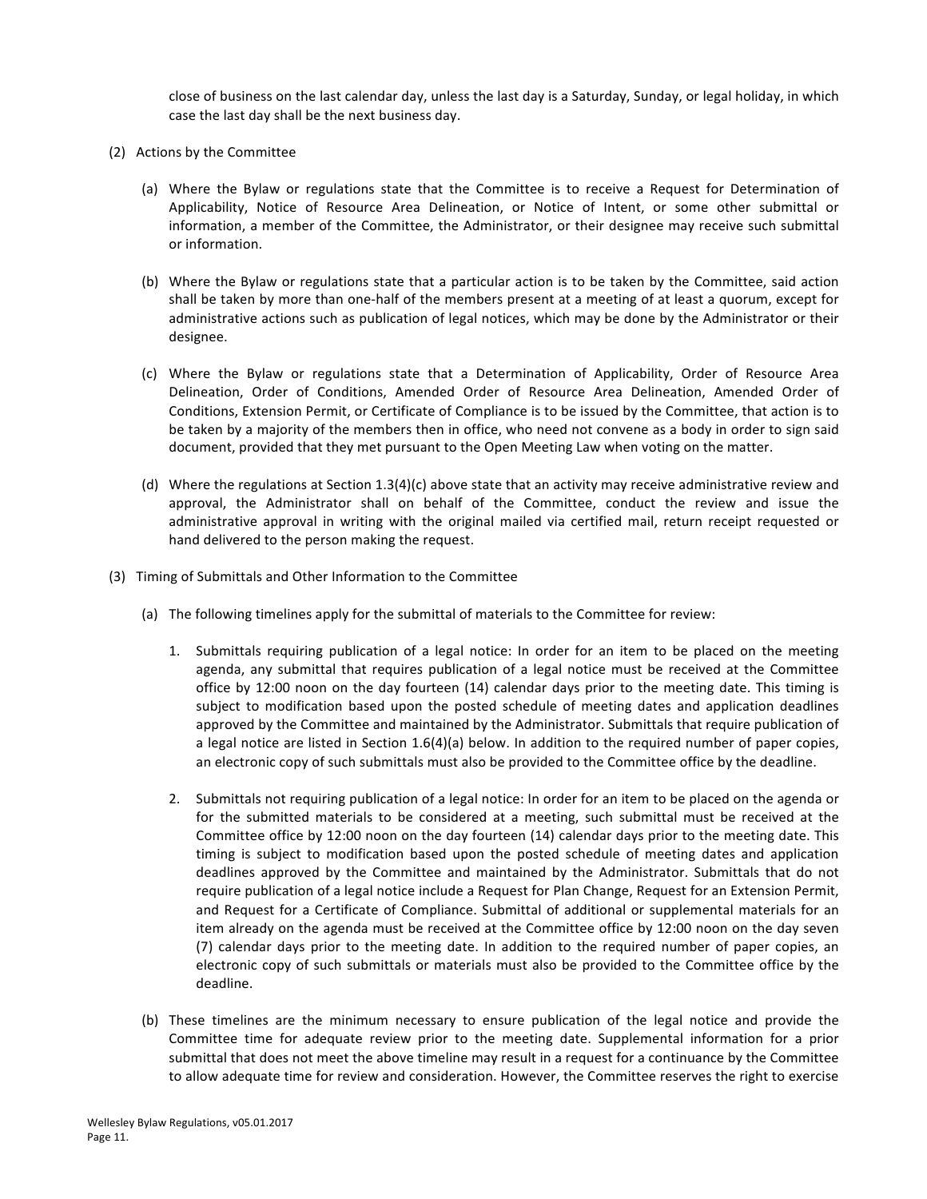close of business on the last calendar day, unless the last day is a Saturday, Sunday, or legal holiday, in which case the last day shall be the next business day.

(2) Actions by the Committee

(a) Where the Bylaw or regulations state that the Committee is to receive a Request for Determination of Applicability, Notice of Resource Area Delineation, or Notice of Intent, or some other submittal or information, a member of the Committee, the Administrator, or their designee may receive such submittal or information.

(b) Where the Bylaw or regulations state that a particular action is to be taken by the Committee, said action shall be taken by more than one-half of the members present at a meeting of at least a quorum, except for administrative actions such as publication of legal notices, which may be done by the Administrator or their designee.

(c) Where the Bylaw or regulations state that a Determination of Applicability, Order of Resource Area Delineation, Order of Conditions, Amended Order of Resource Area Delineation, Amended Order of Conditions, Extension Permit, or Certificate of Compliance is to be issued by the Committee, that action is to be taken by a majority of the members then in office, who need not convene as a body in order to sign said document, provided that they met pursuant to the Open Meeting Law when voting on the matter.

(d) Where the regulations at Section 1.3(4)(c) above state that an activity may receive administrative review and approval, the Administrator shall on behalf of the Committee, conduct the review and issue the administrative approval in writing with the original mailed via certified mail, return receipt requested or hand delivered to the person making the request.

(3) Timing of Submittals and Other Information to the Committee

(a) The following timelines apply for the submittal of materials to the Committee for review:

1. Submittals requiring publication of a legal notice: In order for an item to be placed on the meeting agenda, any submittal that requires publication of a legal notice must be received at the Committee office by 12:00 noon on the day fourteen (14) calendar days prior to the meeting date. This timing is subject to modification based upon the posted schedule of meeting dates and application deadlines approved by the Committee and maintained by the Administrator. Submittals that require publication of a legal notice are listed in Section 1.6(4)(a) below. In addition to the required number of paper copies, an electronic copy of such submittals must also be provided to the Committee office by the deadline.

2. Submittals not requiring publication of a legal notice: In order for an item to be placed on the agenda or for the submitted materials to be considered at a meeting, such submittal must be received at the Committee office by 12:00 noon on the day fourteen (14) calendar days prior to the meeting date. This timing is subject to modification based upon the posted schedule of meeting dates and application deadlines approved by the Committee and maintained by the Administrator. Submittals that do not require publication of a legal notice include a Request for Plan Change, Request for an Extension Permit, and Request for a Certificate of Compliance. Submittal of additional or supplemental materials for an item already on the agenda must be received at the Committee office by 12:00 noon on the day seven (7) calendar days prior to the meeting date. In addition to the required number of paper copies, an electronic copy of such submittals or materials must also be provided to the Committee office by the deadline.

(b) These timelines are the minimum necessary to ensure publication of the legal notice and provide the Committee time for adequate review prior to the meeting date. Supplemental information for a prior submittal that does not meet the above timeline may result in a request for a continuance by the Committee to allow adequate time for review and consideration. However, the Committee reserves the right to exercise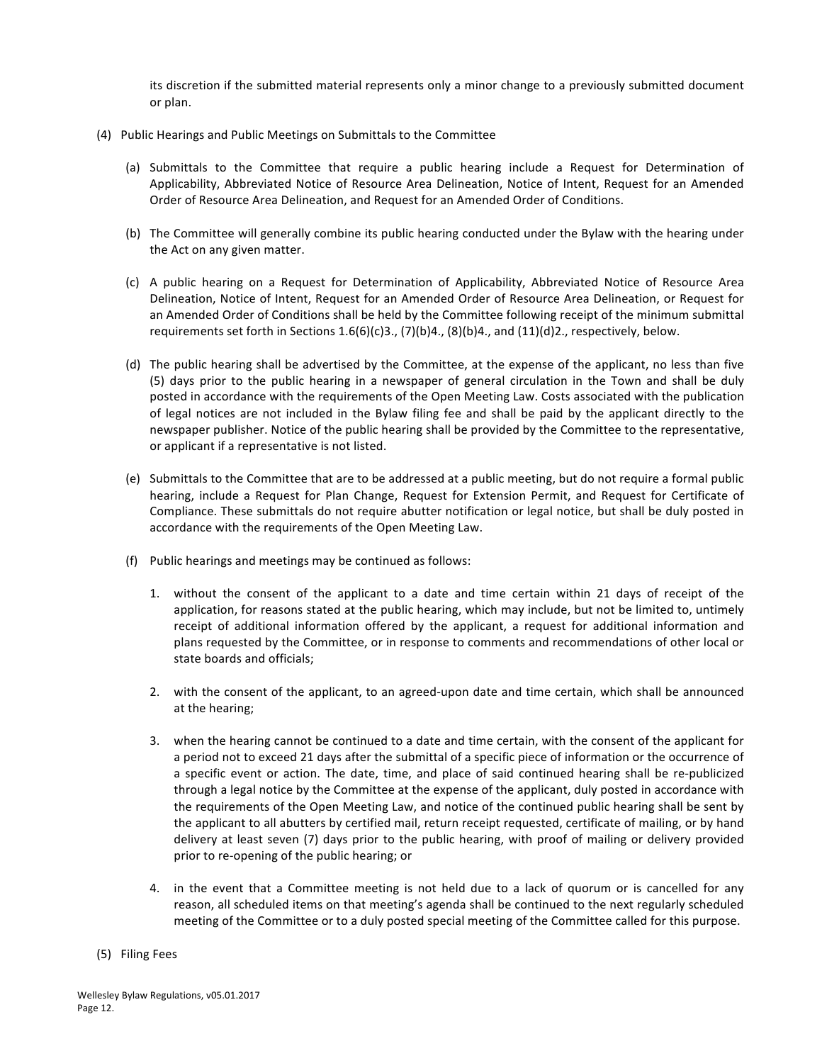its discretion if the submitted material represents only a minor change to a previously submitted document or plan.

(4) Public Hearings and Public Meetings on Submittals to the Committee

(a) Submittals to the Committee that require a public hearing include a Request for Determination of Applicability, Abbreviated Notice of Resource Area Delineation, Notice of Intent, Request for an Amended Order of Resource Area Delineation, and Request for an Amended Order of Conditions.

(b) The Committee will generally combine its public hearing conducted under the Bylaw with the hearing under the Act on any given matter.

(c) A public hearing on a Request for Determination of Applicability, Abbreviated Notice of Resource Area Delineation, Notice of Intent, Request for an Amended Order of Resource Area Delineation, or Request for an Amended Order of Conditions shall be held by the Committee following receipt of the minimum submittal requirements set forth in Sections 1.6(6)(c)3., (7)(b)4., (8)(b)4., and (11)(d)2., respectively, below.

(d) The public hearing shall be advertised by the Committee, at the expense of the applicant, no less than five (5) days prior to the public hearing in a newspaper of general circulation in the Town and shall be duly posted in accordance with the requirements of the Open Meeting Law. Costs associated with the publication of legal notices are not included in the Bylaw filing fee and shall be paid by the applicant directly to the newspaper publisher. Notice of the public hearing shall be provided by the Committee to the representative, or applicant if a representative is not listed.

(e) Submittals to the Committee that are to be addressed at a public meeting, but do not require a formal public hearing, include a Request for Plan Change, Request for Extension Permit, and Request for Certificate of Compliance. These submittals do not require abutter notification or legal notice, but shall be duly posted in accordance with the requirements of the Open Meeting Law.

(f) Public hearings and meetings may be continued as follows:

1. without the consent of the applicant to a date and time certain within 21 days of receipt of the application, for reasons stated at the public hearing, which may include, but not be limited to, untimely receipt of additional information offered by the applicant, a request for additional information and plans requested by the Committee, or in response to comments and recommendations of other local or state boards and officials;

2. with the consent of the applicant, to an agreed-upon date and time certain, which shall be announced at the hearing;

3. when the hearing cannot be continued to a date and time certain, with the consent of the applicant for a period not to exceed 21 days after the submittal of a specific piece of information or the occurrence of a specific event or action. The date, time, and place of said continued hearing shall be re-publicized through a legal notice by the Committee at the expense of the applicant, duly posted in accordance with the requirements of the Open Meeting Law, and notice of the continued public hearing shall be sent by the applicant to all abutters by certified mail, return receipt requested, certificate of mailing, or by hand delivery at least seven (7) days prior to the public hearing, with proof of mailing or delivery provided prior to re-opening of the public hearing; or

4. in the event that a Committee meeting is not held due to a lack of quorum or is cancelled for any reason, all scheduled items on that meeting's agenda shall be continued to the next regularly scheduled meeting of the Committee or to a duly posted special meeting of the Committee called for this purpose.

(5) Filing Fees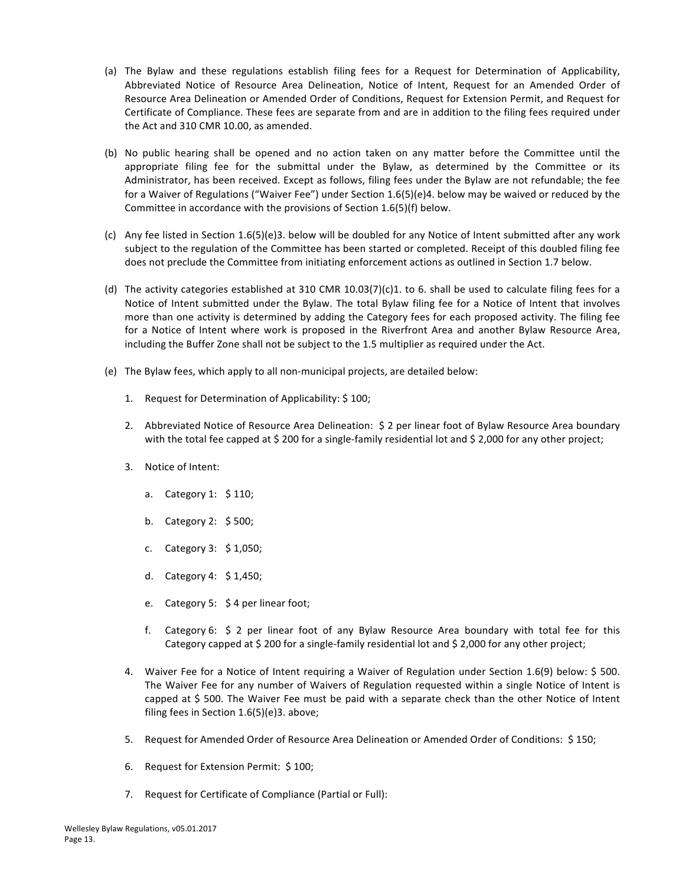(a) The Bylaw and these regulations establish filing fees for a Request for Determination of Applicability, Abbreviated Notice of Resource Area Delineation, Notice of Intent, Request for an Amended Order of Resource Area Delineation or Amended Order of Conditions, Request for Extension Permit, and Request for Certificate of Compliance. These fees are separate from and are in addition to the filing fees required under the Act and 310 CMR 10.00, as amended.

(b) No public hearing shall be opened and no action taken on any matter before the Committee until the appropriate filing fee for the submittal under the Bylaw, as determined by the Committee or its Administrator, has been received. Except as follows, filing fees under the Bylaw are not refundable; the fee for a Waiver of Regulations ("Waiver Fee") under Section 1.6(5)(e)4. below may be waived or reduced by the Committee in accordance with the provisions of Section 1.6(5)(f) below.

(c) Any fee listed in Section 1.6(5)(e)3. below will be doubled for any Notice of Intent submitted after any work subject to the regulation of the Committee has been started or completed. Receipt of this doubled filing fee does not preclude the Committee from initiating enforcement actions as outlined in Section 1.7 below.

(d) The activity categories established at 310 CMR 10.03(7)(c)1. to 6. shall be used to calculate filing fees for a Notice of Intent submitted under the Bylaw. The total Bylaw filing fee for a Notice of Intent that involves more than one activity is determined by adding the Category fees for each proposed activity. The filing fee for a Notice of Intent where work is proposed in the Riverfront Area and another Bylaw Resource Area, including the Buffer Zone shall not be subject to the 1.5 multiplier as required under the Act.

(e) The Bylaw fees, which apply to all non-municipal projects, are detailed below:

1. Request for Determination of Applicability: $ 100;

2. Abbreviated Notice of Resource Area Delineation: $ 2 per linear foot of Bylaw Resource Area boundary with the total fee capped at $ 200 for a single-family residential lot and $ 2,000 for any other project;

3. Notice of Intent:

   a. Category 1: $ 110;

   b. Category 2: $ 500;

   c. Category 3: $ 1,050;

   d. Category 4: $ 1,450;

   e. Category 5: $ 4 per linear foot;

   f. Category 6: $ 2 per linear foot of any Bylaw Resource Area boundary with total fee for this Category capped at $ 200 for a single-family residential lot and $ 2,000 for any other project;

4. Waiver Fee for a Notice of Intent requiring a Waiver of Regulation under Section 1.6(9) below: $ 500. The Waiver Fee for any number of Waivers of Regulation requested within a single Notice of Intent is capped at $ 500. The Waiver Fee must be paid with a separate check than the other Notice of Intent filing fees in Section 1.6(5)(e)3. above;

5. Request for Amended Order of Resource Area Delineation or Amended Order of Conditions: $ 150;

6. Request for Extension Permit: $ 100;

7. Request for Certificate of Compliance (Partial or Full):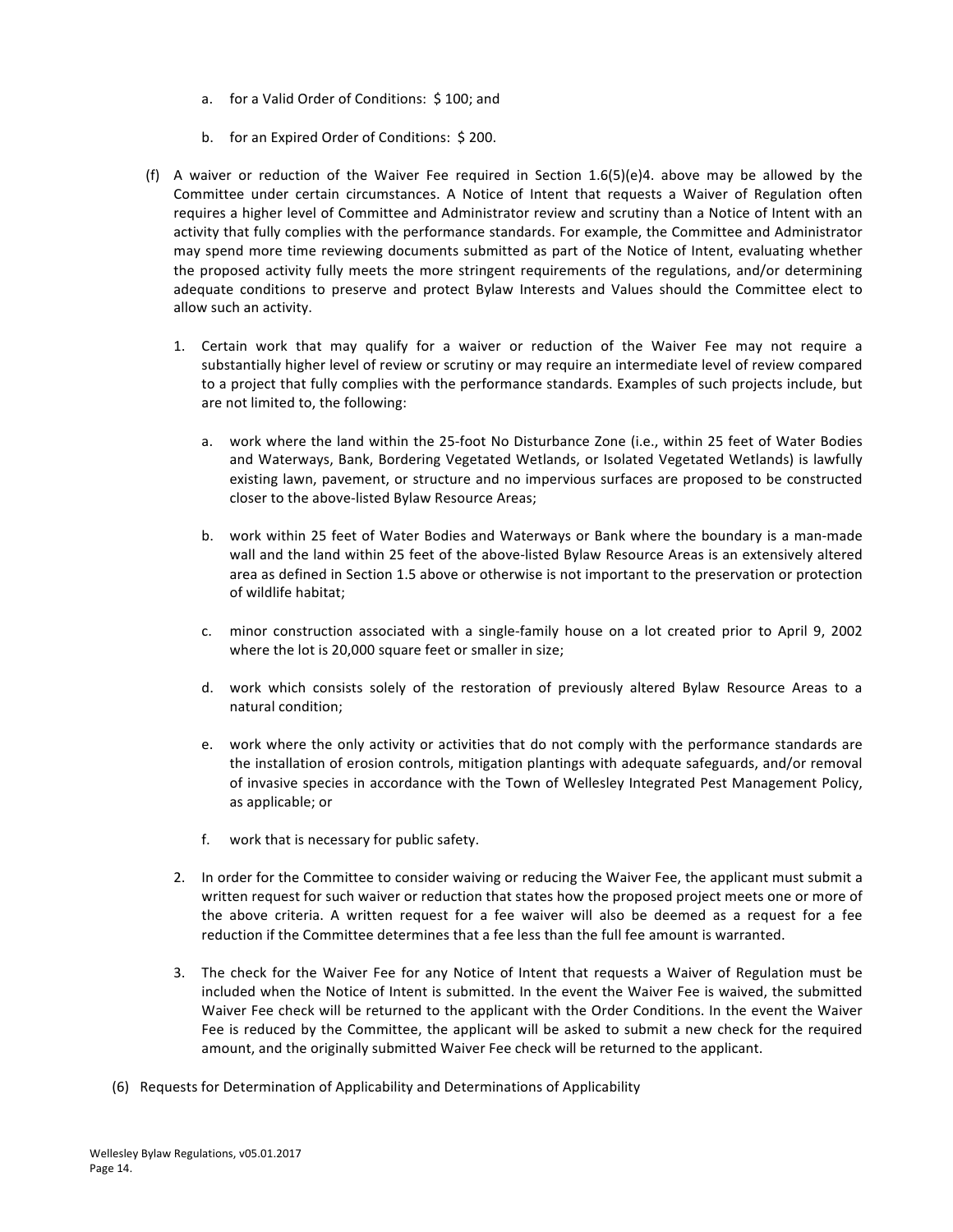a. for a Valid Order of Conditions: $ 100; and

b. for an Expired Order of Conditions: $ 200.

(f) A waiver or reduction of the Waiver Fee required in Section 1.6(5)(e)4. above may be allowed by the Committee under certain circumstances. A Notice of Intent that requests a Waiver of Regulation often requires a higher level of Committee and Administrator review and scrutiny than a Notice of Intent with an activity that fully complies with the performance standards. For example, the Committee and Administrator may spend more time reviewing documents submitted as part of the Notice of Intent, evaluating whether the proposed activity fully meets the more stringent requirements of the regulations, and/or determining adequate conditions to preserve and protect Bylaw Interests and Values should the Committee elect to allow such an activity.

1. Certain work that may qualify for a waiver or reduction of the Waiver Fee may not require a substantially higher level of review or scrutiny or may require an intermediate level of review compared to a project that fully complies with the performance standards. Examples of such projects include, but are not limited to, the following:

   a. work where the land within the 25-foot No Disturbance Zone (i.e., within 25 feet of Water Bodies and Waterways, Bank, Bordering Vegetated Wetlands, or Isolated Vegetated Wetlands) is lawfully existing lawn, pavement, or structure and no impervious surfaces are proposed to be constructed closer to the above-listed Bylaw Resource Areas;

   b. work within 25 feet of Water Bodies and Waterways or Bank where the boundary is a man-made wall and the land within 25 feet of the above-listed Bylaw Resource Areas is an extensively altered area as defined in Section 1.5 above or otherwise is not important to the preservation or protection of wildlife habitat;

   c. minor construction associated with a single-family house on a lot created prior to April 9, 2002 where the lot is 20,000 square feet or smaller in size;

   d. work which consists solely of the restoration of previously altered Bylaw Resource Areas to a natural condition;

   e. work where the only activity or activities that do not comply with the performance standards are the installation of erosion controls, mitigation plantings with adequate safeguards, and/or removal of invasive species in accordance with the Town of Wellesley Integrated Pest Management Policy, as applicable; or

   f. work that is necessary for public safety.

2. In order for the Committee to consider waiving or reducing the Waiver Fee, the applicant must submit a written request for such waiver or reduction that states how the proposed project meets one or more of the above criteria. A written request for a fee waiver will also be deemed as a request for a fee reduction if the Committee determines that a fee less than the full fee amount is warranted.

3. The check for the Waiver Fee for any Notice of Intent that requests a Waiver of Regulation must be included when the Notice of Intent is submitted. In the event the Waiver Fee is waived, the submitted Waiver Fee check will be returned to the applicant with the Order Conditions. In the event the Waiver Fee is reduced by the Committee, the applicant will be asked to submit a new check for the required amount, and the originally submitted Waiver Fee check will be returned to the applicant.

(6) Requests for Determination of Applicability and Determinations of Applicability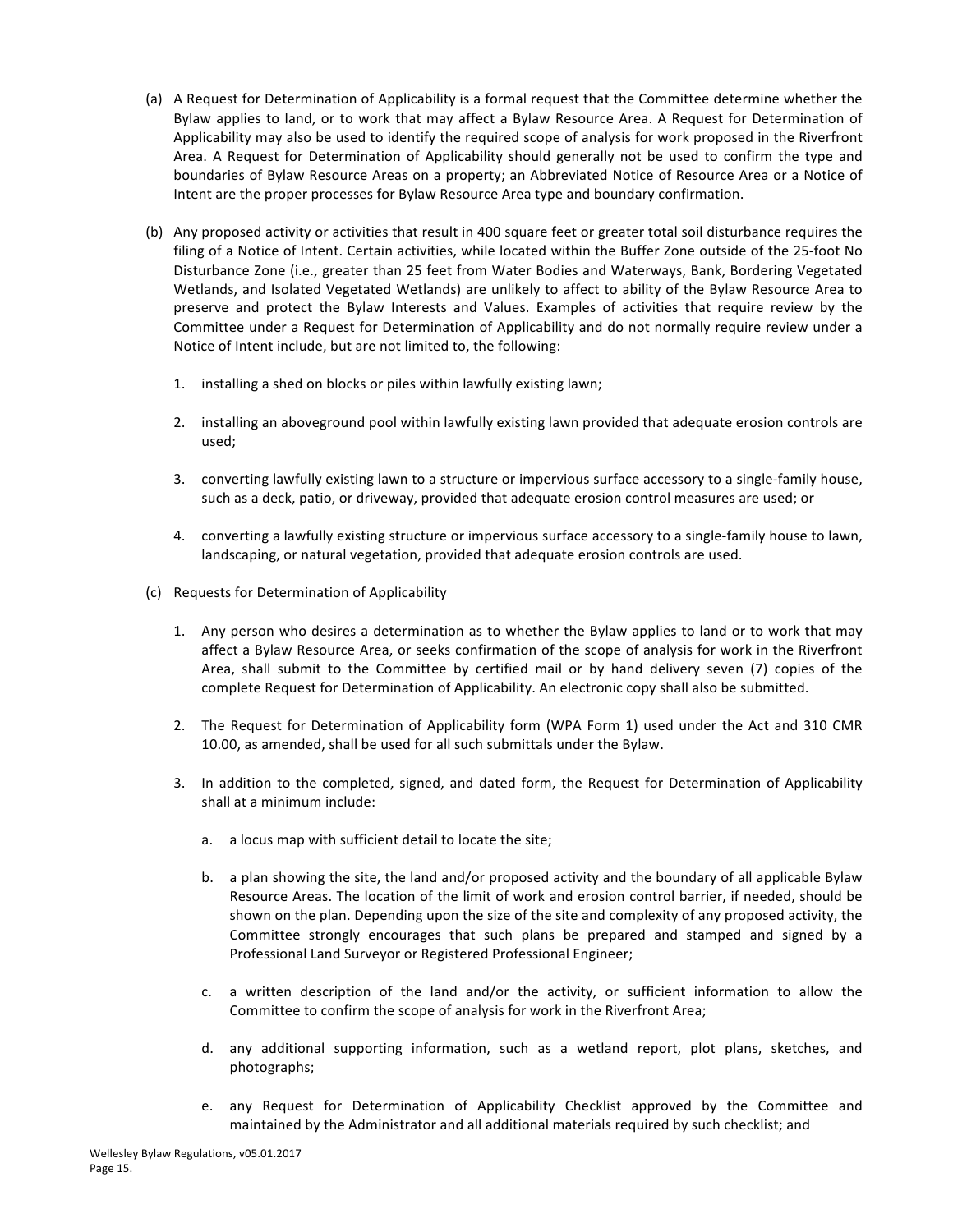(a) A Request for Determination of Applicability is a formal request that the Committee determine whether the Bylaw applies to land, or to work that may affect a Bylaw Resource Area. A Request for Determination of Applicability may also be used to identify the required scope of analysis for work proposed in the Riverfront Area. A Request for Determination of Applicability should generally not be used to confirm the type and boundaries of Bylaw Resource Areas on a property; an Abbreviated Notice of Resource Area or a Notice of Intent are the proper processes for Bylaw Resource Area type and boundary confirmation.

(b) Any proposed activity or activities that result in 400 square feet or greater total soil disturbance requires the filing of a Notice of Intent. Certain activities, while located within the Buffer Zone outside of the 25-foot No Disturbance Zone (i.e., greater than 25 feet from Water Bodies and Waterways, Bank, Bordering Vegetated Wetlands, and Isolated Vegetated Wetlands) are unlikely to affect to ability of the Bylaw Resource Area to preserve and protect the Bylaw Interests and Values. Examples of activities that require review by the Committee under a Request for Determination of Applicability and do not normally require review under a Notice of Intent include, but are not limited to, the following:

   1. installing a shed on blocks or piles within lawfully existing lawn;

   2. installing an aboveground pool within lawfully existing lawn provided that adequate erosion controls are used;

   3. converting lawfully existing lawn to a structure or impervious surface accessory to a single-family house, such as a deck, patio, or driveway, provided that adequate erosion control measures are used; or

   4. converting a lawfully existing structure or impervious surface accessory to a single-family house to lawn, landscaping, or natural vegetation, provided that adequate erosion controls are used.

(c) Requests for Determination of Applicability

   1. Any person who desires a determination as to whether the Bylaw applies to land or to work that may affect a Bylaw Resource Area, or seeks confirmation of the scope of analysis for work in the Riverfront Area, shall submit to the Committee by certified mail or by hand delivery seven (7) copies of the complete Request for Determination of Applicability. An electronic copy shall also be submitted.

   2. The Request for Determination of Applicability form (WPA Form 1) used under the Act and 310 CMR 10.00, as amended, shall be used for all such submittals under the Bylaw.

   3. In addition to the completed, signed, and dated form, the Request for Determination of Applicability shall at a minimum include:

      a. a locus map with sufficient detail to locate the site;

      b. a plan showing the site, the land and/or proposed activity and the boundary of all applicable Bylaw Resource Areas. The location of the limit of work and erosion control barrier, if needed, should be shown on the plan. Depending upon the size of the site and complexity of any proposed activity, the Committee strongly encourages that such plans be prepared and stamped and signed by a Professional Land Surveyor or Registered Professional Engineer;

      c. a written description of the land and/or the activity, or sufficient information to allow the Committee to confirm the scope of analysis for work in the Riverfront Area;

      d. any additional supporting information, such as a wetland report, plot plans, sketches, and photographs;

      e. any Request for Determination of Applicability Checklist approved by the Committee and maintained by the Administrator and all additional materials required by such checklist; and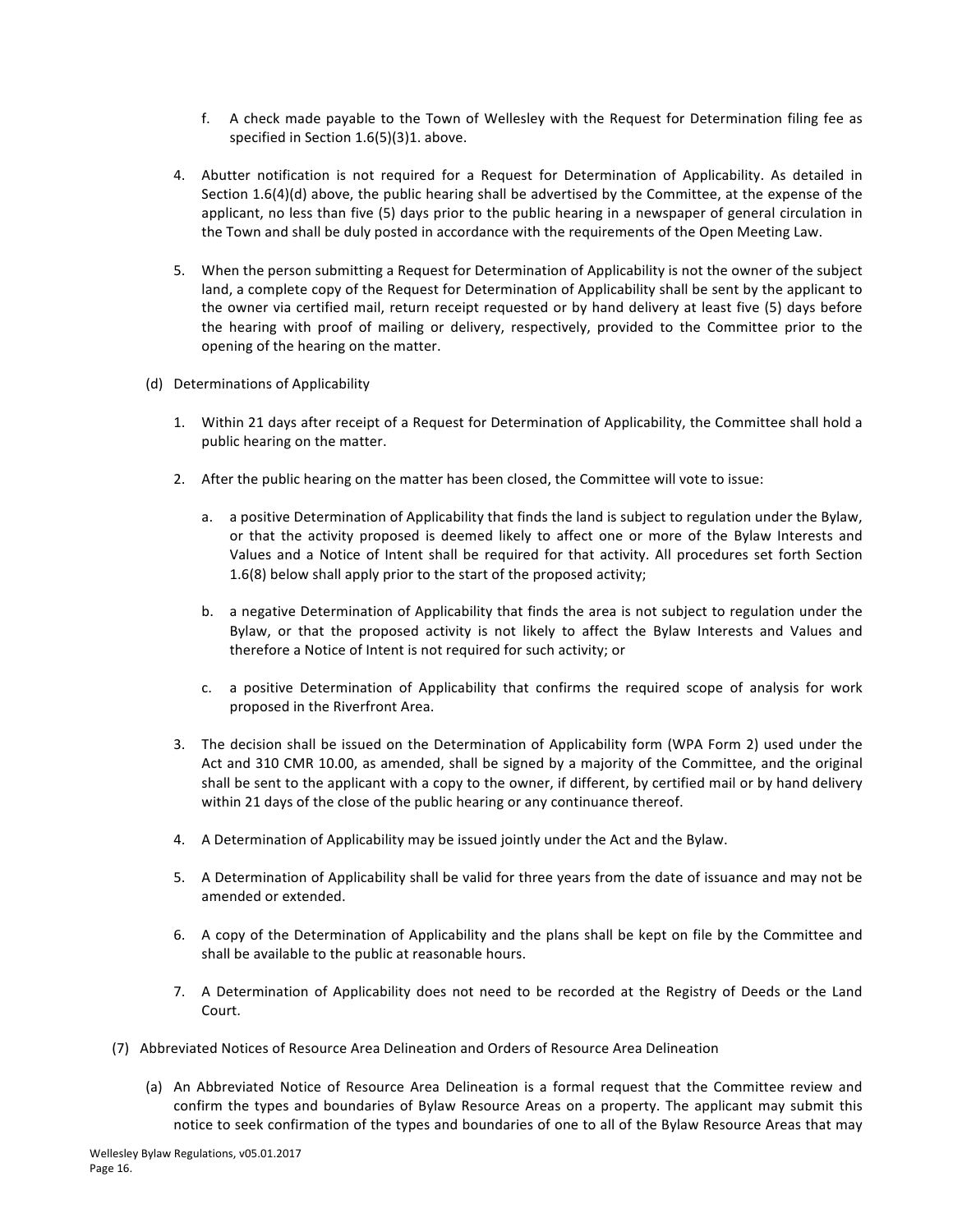f. A check made payable to the Town of Wellesley with the Request for Determination filing fee as specified in Section 1.6(5)(3)1. above.

4. Abutter notification is not required for a Request for Determination of Applicability. As detailed in Section 1.6(4)(d) above, the public hearing shall be advertised by the Committee, at the expense of the applicant, no less than five (5) days prior to the public hearing in a newspaper of general circulation in the Town and shall be duly posted in accordance with the requirements of the Open Meeting Law.

5. When the person submitting a Request for Determination of Applicability is not the owner of the subject land, a complete copy of the Request for Determination of Applicability shall be sent by the applicant to the owner via certified mail, return receipt requested or by hand delivery at least five (5) days before the hearing with proof of mailing or delivery, respectively, provided to the Committee prior to the opening of the hearing on the matter.

(d) Determinations of Applicability

1. Within 21 days after receipt of a Request for Determination of Applicability, the Committee shall hold a public hearing on the matter.

2. After the public hearing on the matter has been closed, the Committee will vote to issue:

   a. a positive Determination of Applicability that finds the land is subject to regulation under the Bylaw, or that the activity proposed is deemed likely to affect one or more of the Bylaw Interests and Values and a Notice of Intent shall be required for that activity. All procedures set forth Section 1.6(8) below shall apply prior to the start of the proposed activity;

   b. a negative Determination of Applicability that finds the area is not subject to regulation under the Bylaw, or that the proposed activity is not likely to affect the Bylaw Interests and Values and therefore a Notice of Intent is not required for such activity; or

   c. a positive Determination of Applicability that confirms the required scope of analysis for work proposed in the Riverfront Area.

3. The decision shall be issued on the Determination of Applicability form (WPA Form 2) used under the Act and 310 CMR 10.00, as amended, shall be signed by a majority of the Committee, and the original shall be sent to the applicant with a copy to the owner, if different, by certified mail or by hand delivery within 21 days of the close of the public hearing or any continuance thereof.

4. A Determination of Applicability may be issued jointly under the Act and the Bylaw.

5. A Determination of Applicability shall be valid for three years from the date of issuance and may not be amended or extended.

6. A copy of the Determination of Applicability and the plans shall be kept on file by the Committee and shall be available to the public at reasonable hours.

7. A Determination of Applicability does not need to be recorded at the Registry of Deeds or the Land Court.

(7) Abbreviated Notices of Resource Area Delineation and Orders of Resource Area Delineation

(a) An Abbreviated Notice of Resource Area Delineation is a formal request that the Committee review and confirm the types and boundaries of Bylaw Resource Areas on a property. The applicant may submit this notice to seek confirmation of the types and boundaries of one to all of the Bylaw Resource Areas that may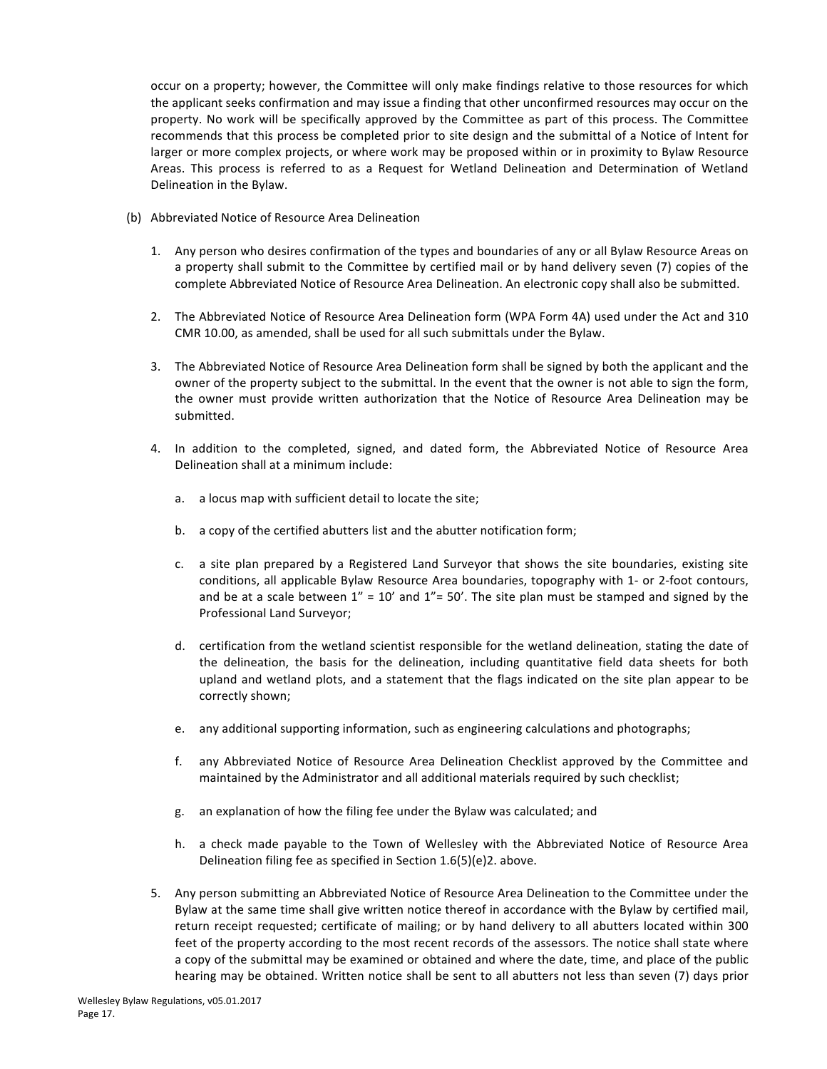occur on a property; however, the Committee will only make findings relative to those resources for which the applicant seeks confirmation and may issue a finding that other unconfirmed resources may occur on the property. No work will be specifically approved by the Committee as part of this process. The Committee recommends that this process be completed prior to site design and the submittal of a Notice of Intent for larger or more complex projects, or where work may be proposed within or in proximity to Bylaw Resource Areas. This process is referred to as a Request for Wetland Delineation and Determination of Wetland Delineation in the Bylaw.

(b) Abbreviated Notice of Resource Area Delineation

1. Any person who desires confirmation of the types and boundaries of any or all Bylaw Resource Areas on a property shall submit to the Committee by certified mail or by hand delivery seven (7) copies of the complete Abbreviated Notice of Resource Area Delineation. An electronic copy shall also be submitted.

2. The Abbreviated Notice of Resource Area Delineation form (WPA Form 4A) used under the Act and 310 CMR 10.00, as amended, shall be used for all such submittals under the Bylaw.

3. The Abbreviated Notice of Resource Area Delineation form shall be signed by both the applicant and the owner of the property subject to the submittal. In the event that the owner is not able to sign the form, the owner must provide written authorization that the Notice of Resource Area Delineation may be submitted.

4. In addition to the completed, signed, and dated form, the Abbreviated Notice of Resource Area Delineation shall at a minimum include:

   a. a locus map with sufficient detail to locate the site;

   b. a copy of the certified abutters list and the abutter notification form;

   c. a site plan prepared by a Registered Land Surveyor that shows the site boundaries, existing site conditions, all applicable Bylaw Resource Area boundaries, topography with 1- or 2-foot contours, and be at a scale between 1" = 10' and 1"= 50'. The site plan must be stamped and signed by the Professional Land Surveyor;

   d. certification from the wetland scientist responsible for the wetland delineation, stating the date of the delineation, the basis for the delineation, including quantitative field data sheets for both upland and wetland plots, and a statement that the flags indicated on the site plan appear to be correctly shown;

   e. any additional supporting information, such as engineering calculations and photographs;

   f. any Abbreviated Notice of Resource Area Delineation Checklist approved by the Committee and maintained by the Administrator and all additional materials required by such checklist;

   g. an explanation of how the filing fee under the Bylaw was calculated; and

   h. a check made payable to the Town of Wellesley with the Abbreviated Notice of Resource Area Delineation filing fee as specified in Section 1.6(5)(e)2. above.

5. Any person submitting an Abbreviated Notice of Resource Area Delineation to the Committee under the Bylaw at the same time shall give written notice thereof in accordance with the Bylaw by certified mail, return receipt requested; certificate of mailing; or by hand delivery to all abutters located within 300 feet of the property according to the most recent records of the assessors. The notice shall state where a copy of the submittal may be examined or obtained and where the date, time, and place of the public hearing may be obtained. Written notice shall be sent to all abutters not less than seven (7) days prior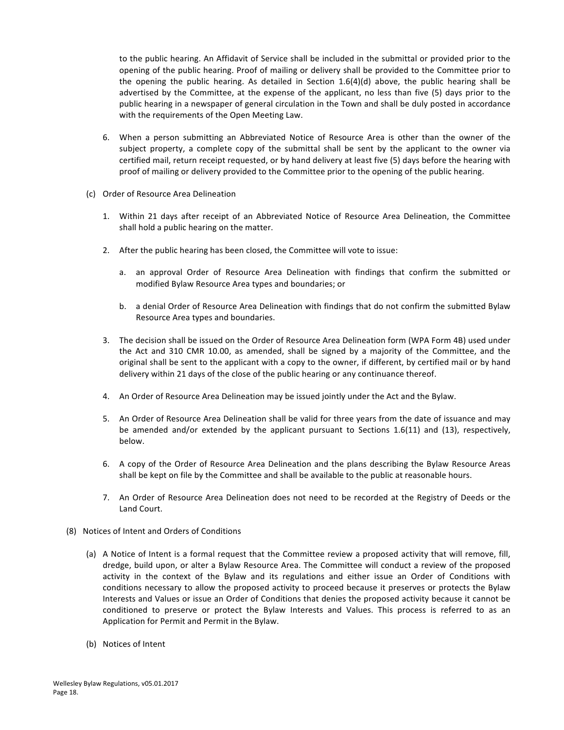to the public hearing. An Affidavit of Service shall be included in the submittal or provided prior to the opening of the public hearing. Proof of mailing or delivery shall be provided to the Committee prior to the opening the public hearing. As detailed in Section 1.6(4)(d) above, the public hearing shall be advertised by the Committee, at the expense of the applicant, no less than five (5) days prior to the public hearing in a newspaper of general circulation in the Town and shall be duly posted in accordance with the requirements of the Open Meeting Law.

6. When a person submitting an Abbreviated Notice of Resource Area is other than the owner of the subject property, a complete copy of the submittal shall be sent by the applicant to the owner via certified mail, return receipt requested, or by hand delivery at least five (5) days before the hearing with proof of mailing or delivery provided to the Committee prior to the opening of the public hearing.

(c) Order of Resource Area Delineation

1. Within 21 days after receipt of an Abbreviated Notice of Resource Area Delineation, the Committee shall hold a public hearing on the matter.

2. After the public hearing has been closed, the Committee will vote to issue:

   a. an approval Order of Resource Area Delineation with findings that confirm the submitted or modified Bylaw Resource Area types and boundaries; or

   b. a denial Order of Resource Area Delineation with findings that do not confirm the submitted Bylaw Resource Area types and boundaries.

3. The decision shall be issued on the Order of Resource Area Delineation form (WPA Form 4B) used under the Act and 310 CMR 10.00, as amended, shall be signed by a majority of the Committee, and the original shall be sent to the applicant with a copy to the owner, if different, by certified mail or by hand delivery within 21 days of the close of the public hearing or any continuance thereof.

4. An Order of Resource Area Delineation may be issued jointly under the Act and the Bylaw.

5. An Order of Resource Area Delineation shall be valid for three years from the date of issuance and may be amended and/or extended by the applicant pursuant to Sections 1.6(11) and (13), respectively, below.

6. A copy of the Order of Resource Area Delineation and the plans describing the Bylaw Resource Areas shall be kept on file by the Committee and shall be available to the public at reasonable hours.

7. An Order of Resource Area Delineation does not need to be recorded at the Registry of Deeds or the Land Court.

(8) Notices of Intent and Orders of Conditions

(a) A Notice of Intent is a formal request that the Committee review a proposed activity that will remove, fill, dredge, build upon, or alter a Bylaw Resource Area. The Committee will conduct a review of the proposed activity in the context of the Bylaw and its regulations and either issue an Order of Conditions with conditions necessary to allow the proposed activity to proceed because it preserves or protects the Bylaw Interests and Values or issue an Order of Conditions that denies the proposed activity because it cannot be conditioned to preserve or protect the Bylaw Interests and Values. This process is referred to as an Application for Permit and Permit in the Bylaw.

(b) Notices of Intent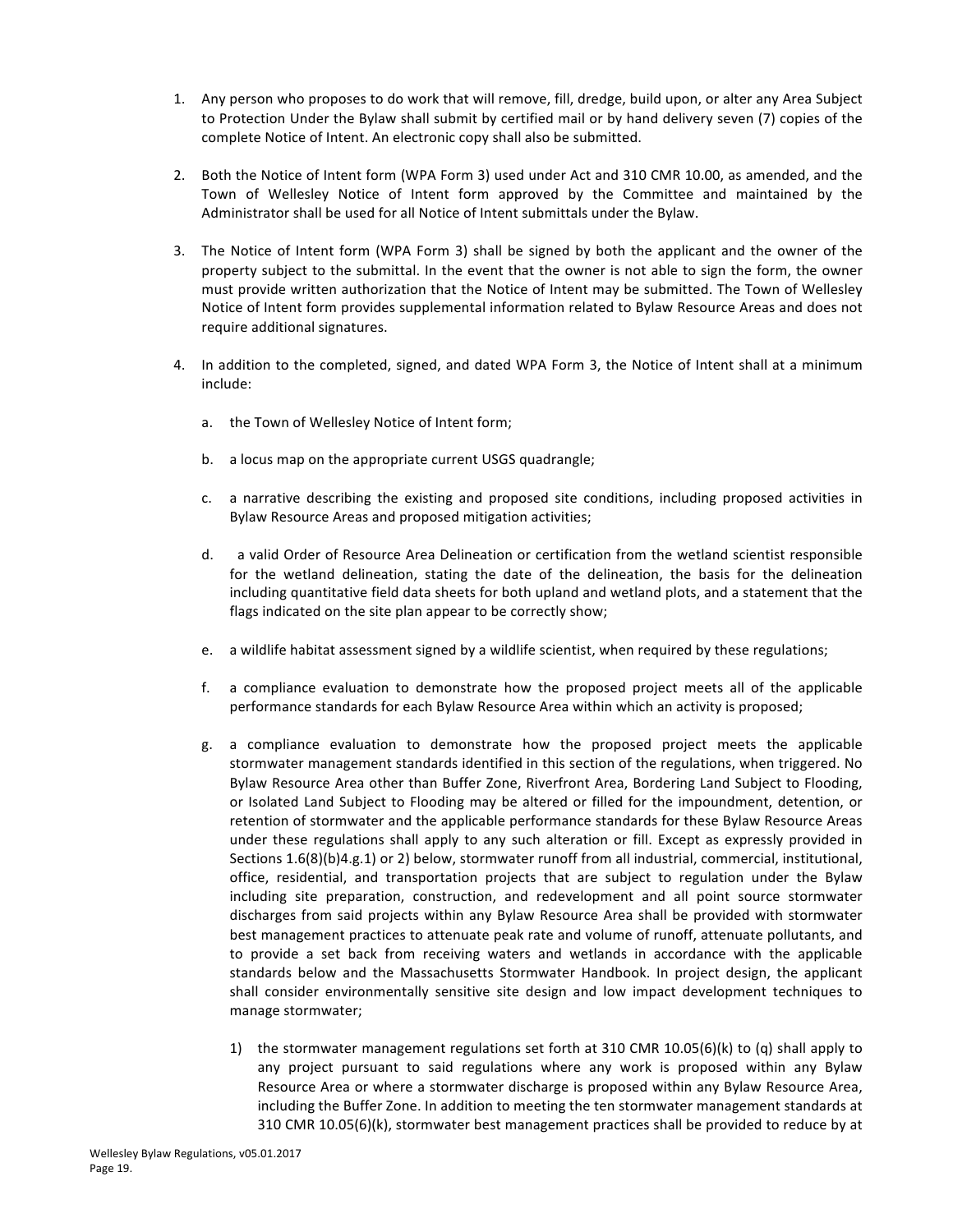1. Any person who proposes to do work that will remove, fill, dredge, build upon, or alter any Area Subject to Protection Under the Bylaw shall submit by certified mail or by hand delivery seven (7) copies of the complete Notice of Intent. An electronic copy shall also be submitted.

2. Both the Notice of Intent form (WPA Form 3) used under Act and 310 CMR 10.00, as amended, and the Town of Wellesley Notice of Intent form approved by the Committee and maintained by the Administrator shall be used for all Notice of Intent submittals under the Bylaw.

3. The Notice of Intent form (WPA Form 3) shall be signed by both the applicant and the owner of the property subject to the submittal. In the event that the owner is not able to sign the form, the owner must provide written authorization that the Notice of Intent may be submitted. The Town of Wellesley Notice of Intent form provides supplemental information related to Bylaw Resource Areas and does not require additional signatures.

4. In addition to the completed, signed, and dated WPA Form 3, the Notice of Intent shall at a minimum include:

   a. the Town of Wellesley Notice of Intent form;

   b. a locus map on the appropriate current USGS quadrangle;

   c. a narrative describing the existing and proposed site conditions, including proposed activities in Bylaw Resource Areas and proposed mitigation activities;

   d. a valid Order of Resource Area Delineation or certification from the wetland scientist responsible for the wetland delineation, stating the date of the delineation, the basis for the delineation including quantitative field data sheets for both upland and wetland plots, and a statement that the flags indicated on the site plan appear to be correctly show;

   e. a wildlife habitat assessment signed by a wildlife scientist, when required by these regulations;

   f. a compliance evaluation to demonstrate how the proposed project meets all of the applicable performance standards for each Bylaw Resource Area within which an activity is proposed;

   g. a compliance evaluation to demonstrate how the proposed project meets the applicable stormwater management standards identified in this section of the regulations, when triggered. No Bylaw Resource Area other than Buffer Zone, Riverfront Area, Bordering Land Subject to Flooding, or Isolated Land Subject to Flooding may be altered or filled for the impoundment, detention, or retention of stormwater and the applicable performance standards for these Bylaw Resource Areas under these regulations shall apply to any such alteration or fill. Except as expressly provided in Sections 1.6(8)(b)4.g.1) or 2) below, stormwater runoff from all industrial, commercial, institutional, office, residential, and transportation projects that are subject to regulation under the Bylaw including site preparation, construction, and redevelopment and all point source stormwater discharges from said projects within any Bylaw Resource Area shall be provided with stormwater best management practices to attenuate peak rate and volume of runoff, attenuate pollutants, and to provide a set back from receiving waters and wetlands in accordance with the applicable standards below and the Massachusetts Stormwater Handbook. In project design, the applicant shall consider environmentally sensitive site design and low impact development techniques to manage stormwater;

      1) the stormwater management regulations set forth at 310 CMR 10.05(6)(k) to (q) shall apply to any project pursuant to said regulations where any work is proposed within any Bylaw Resource Area or where a stormwater discharge is proposed within any Bylaw Resource Area, including the Buffer Zone. In addition to meeting the ten stormwater management standards at 310 CMR 10.05(6)(k), stormwater best management practices shall be provided to reduce by at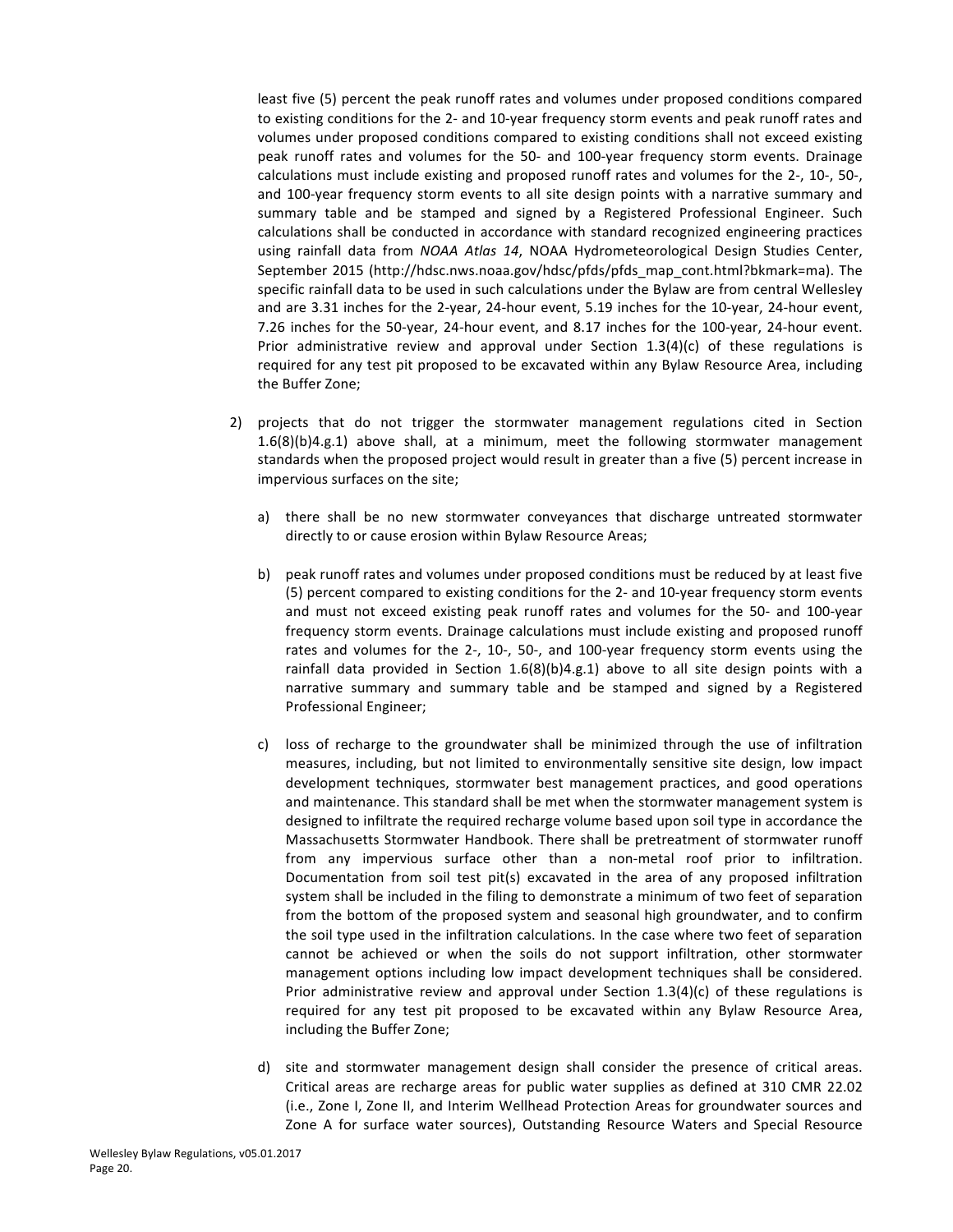least five (5) percent the peak runoff rates and volumes under proposed conditions compared to existing conditions for the 2- and 10-year frequency storm events and peak runoff rates and volumes under proposed conditions compared to existing conditions shall not exceed existing peak runoff rates and volumes for the 50- and 100-year frequency storm events. Drainage calculations must include existing and proposed runoff rates and volumes for the 2-, 10-, 50-, and 100-year frequency storm events to all site design points with a narrative summary and summary table and be stamped and signed by a Registered Professional Engineer. Such calculations shall be conducted in accordance with standard recognized engineering practices using rainfall data from *NOAA Atlas 14*, NOAA Hydrometeorological Design Studies Center, September 2015 (http://hdsc.nws.noaa.gov/hdsc/pfds/pfds_map_cont.html?bkmark=ma). The specific rainfall data to be used in such calculations under the Bylaw are from central Wellesley and are 3.31 inches for the 2-year, 24-hour event, 5.19 inches for the 10-year, 24-hour event, 7.26 inches for the 50-year, 24-hour event, and 8.17 inches for the 100-year, 24-hour event. Prior administrative review and approval under Section 1.3(4)(c) of these regulations is required for any test pit proposed to be excavated within any Bylaw Resource Area, including the Buffer Zone;

2) projects that do not trigger the stormwater management regulations cited in Section 1.6(8)(b)4.g.1) above shall, at a minimum, meet the following stormwater management standards when the proposed project would result in greater than a five (5) percent increase in impervious surfaces on the site;

   a) there shall be no new stormwater conveyances that discharge untreated stormwater directly to or cause erosion within Bylaw Resource Areas;

   b) peak runoff rates and volumes under proposed conditions must be reduced by at least five (5) percent compared to existing conditions for the 2- and 10-year frequency storm events and must not exceed existing peak runoff rates and volumes for the 50- and 100-year frequency storm events. Drainage calculations must include existing and proposed runoff rates and volumes for the 2-, 10-, 50-, and 100-year frequency storm events using the rainfall data provided in Section 1.6(8)(b)4.g.1) above to all site design points with a narrative summary and summary table and be stamped and signed by a Registered Professional Engineer;

   c) loss of recharge to the groundwater shall be minimized through the use of infiltration measures, including, but not limited to environmentally sensitive site design, low impact development techniques, stormwater best management practices, and good operations and maintenance. This standard shall be met when the stormwater management system is designed to infiltrate the required recharge volume based upon soil type in accordance the Massachusetts Stormwater Handbook. There shall be pretreatment of stormwater runoff from any impervious surface other than a non-metal roof prior to infiltration. Documentation from soil test pit(s) excavated in the area of any proposed infiltration system shall be included in the filing to demonstrate a minimum of two feet of separation from the bottom of the proposed system and seasonal high groundwater, and to confirm the soil type used in the infiltration calculations. In the case where two feet of separation cannot be achieved or when the soils do not support infiltration, other stormwater management options including low impact development techniques shall be considered. Prior administrative review and approval under Section 1.3(4)(c) of these regulations is required for any test pit proposed to be excavated within any Bylaw Resource Area, including the Buffer Zone;

   d) site and stormwater management design shall consider the presence of critical areas. Critical areas are recharge areas for public water supplies as defined at 310 CMR 22.02 (i.e., Zone I, Zone II, and Interim Wellhead Protection Areas for groundwater sources and Zone A for surface water sources), Outstanding Resource Waters and Special Resource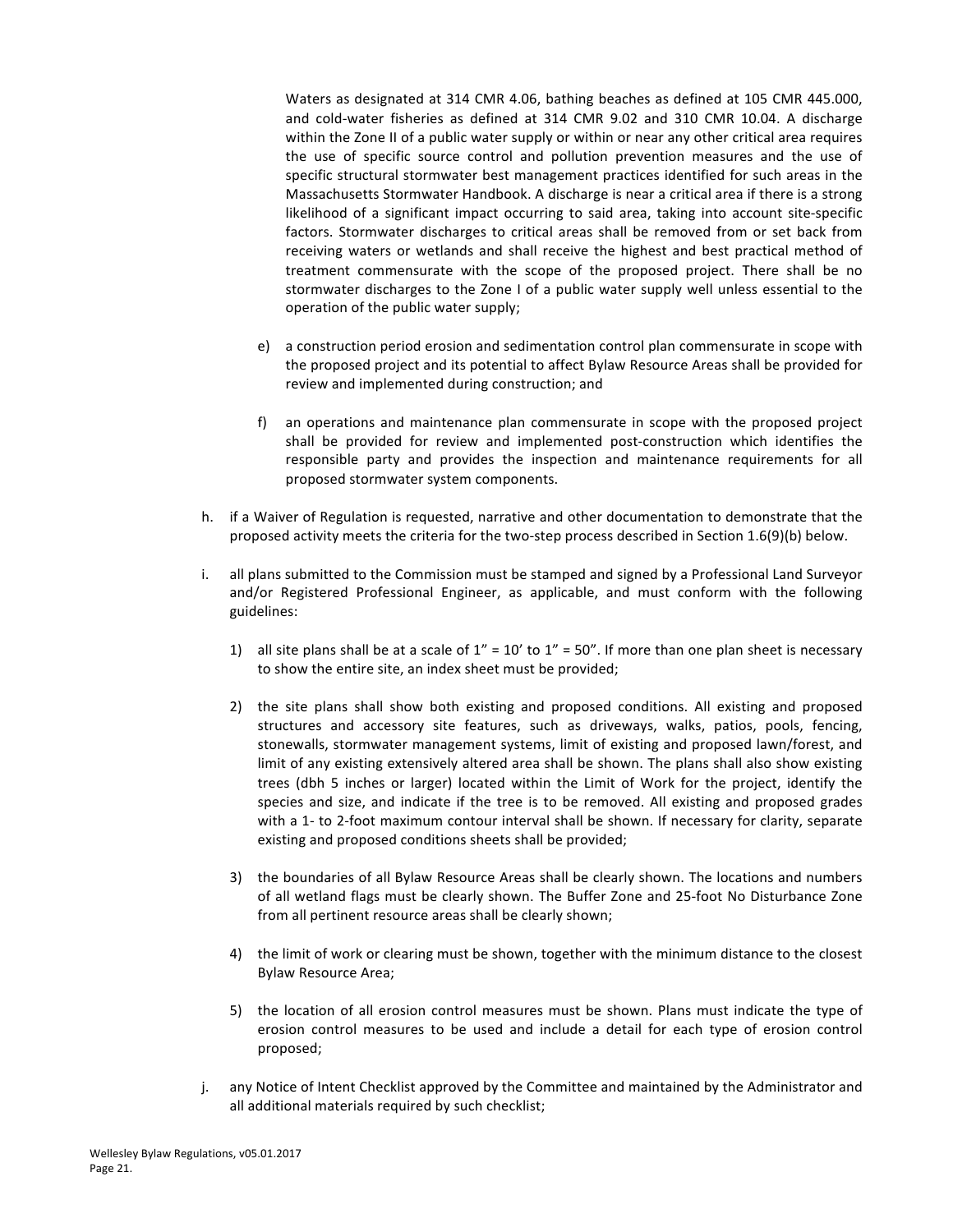Waters as designated at 314 CMR 4.06, bathing beaches as defined at 105 CMR 445.000, and cold-water fisheries as defined at 314 CMR 9.02 and 310 CMR 10.04. A discharge within the Zone II of a public water supply or within or near any other critical area requires the use of specific source control and pollution prevention measures and the use of specific structural stormwater best management practices identified for such areas in the Massachusetts Stormwater Handbook. A discharge is near a critical area if there is a strong likelihood of a significant impact occurring to said area, taking into account site-specific factors. Stormwater discharges to critical areas shall be removed from or set back from receiving waters or wetlands and shall receive the highest and best practical method of treatment commensurate with the scope of the proposed project. There shall be no stormwater discharges to the Zone I of a public water supply well unless essential to the operation of the public water supply;

e) a construction period erosion and sedimentation control plan commensurate in scope with the proposed project and its potential to affect Bylaw Resource Areas shall be provided for review and implemented during construction; and

f) an operations and maintenance plan commensurate in scope with the proposed project shall be provided for review and implemented post-construction which identifies the responsible party and provides the inspection and maintenance requirements for all proposed stormwater system components.

h. if a Waiver of Regulation is requested, narrative and other documentation to demonstrate that the proposed activity meets the criteria for the two-step process described in Section 1.6(9)(b) below.

i. all plans submitted to the Commission must be stamped and signed by a Professional Land Surveyor and/or Registered Professional Engineer, as applicable, and must conform with the following guidelines:

1) all site plans shall be at a scale of 1" = 10' to 1" = 50". If more than one plan sheet is necessary to show the entire site, an index sheet must be provided;

2) the site plans shall show both existing and proposed conditions. All existing and proposed structures and accessory site features, such as driveways, walks, patios, pools, fencing, stonewalls, stormwater management systems, limit of existing and proposed lawn/forest, and limit of any existing extensively altered area shall be shown. The plans shall also show existing trees (dbh 5 inches or larger) located within the Limit of Work for the project, identify the species and size, and indicate if the tree is to be removed. All existing and proposed grades with a 1- to 2-foot maximum contour interval shall be shown. If necessary for clarity, separate existing and proposed conditions sheets shall be provided;

3) the boundaries of all Bylaw Resource Areas shall be clearly shown. The locations and numbers of all wetland flags must be clearly shown. The Buffer Zone and 25-foot No Disturbance Zone from all pertinent resource areas shall be clearly shown;

4) the limit of work or clearing must be shown, together with the minimum distance to the closest Bylaw Resource Area;

5) the location of all erosion control measures must be shown. Plans must indicate the type of erosion control measures to be used and include a detail for each type of erosion control proposed;

j. any Notice of Intent Checklist approved by the Committee and maintained by the Administrator and all additional materials required by such checklist;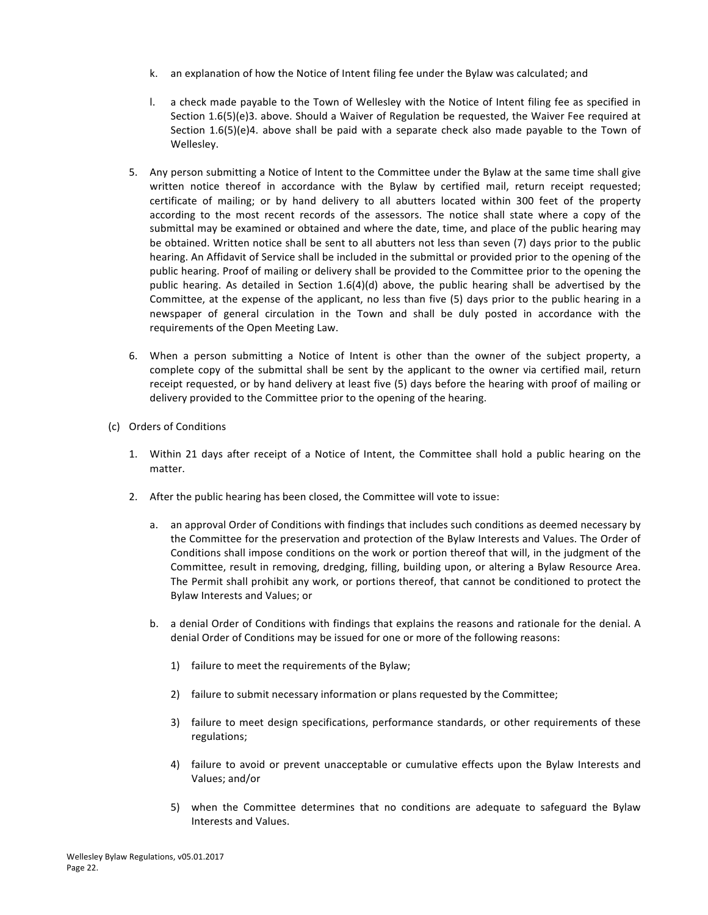k. an explanation of how the Notice of Intent filing fee under the Bylaw was calculated; and

l. a check made payable to the Town of Wellesley with the Notice of Intent filing fee as specified in Section 1.6(5)(e)3. above. Should a Waiver of Regulation be requested, the Waiver Fee required at Section 1.6(5)(e)4. above shall be paid with a separate check also made payable to the Town of Wellesley.

5. Any person submitting a Notice of Intent to the Committee under the Bylaw at the same time shall give written notice thereof in accordance with the Bylaw by certified mail, return receipt requested; certificate of mailing; or by hand delivery to all abutters located within 300 feet of the property according to the most recent records of the assessors. The notice shall state where a copy of the submittal may be examined or obtained and where the date, time, and place of the public hearing may be obtained. Written notice shall be sent to all abutters not less than seven (7) days prior to the public hearing. An Affidavit of Service shall be included in the submittal or provided prior to the opening of the public hearing. Proof of mailing or delivery shall be provided to the Committee prior to the opening the public hearing. As detailed in Section 1.6(4)(d) above, the public hearing shall be advertised by the Committee, at the expense of the applicant, no less than five (5) days prior to the public hearing in a newspaper of general circulation in the Town and shall be duly posted in accordance with the requirements of the Open Meeting Law.

6. When a person submitting a Notice of Intent is other than the owner of the subject property, a complete copy of the submittal shall be sent by the applicant to the owner via certified mail, return receipt requested, or by hand delivery at least five (5) days before the hearing with proof of mailing or delivery provided to the Committee prior to the opening of the hearing.

(c) Orders of Conditions

1. Within 21 days after receipt of a Notice of Intent, the Committee shall hold a public hearing on the matter.

2. After the public hearing has been closed, the Committee will vote to issue:

   a. an approval Order of Conditions with findings that includes such conditions as deemed necessary by the Committee for the preservation and protection of the Bylaw Interests and Values. The Order of Conditions shall impose conditions on the work or portion thereof that will, in the judgment of the Committee, result in removing, dredging, filling, building upon, or altering a Bylaw Resource Area. The Permit shall prohibit any work, or portions thereof, that cannot be conditioned to protect the Bylaw Interests and Values; or

   b. a denial Order of Conditions with findings that explains the reasons and rationale for the denial. A denial Order of Conditions may be issued for one or more of the following reasons:

      1) failure to meet the requirements of the Bylaw;

      2) failure to submit necessary information or plans requested by the Committee;

      3) failure to meet design specifications, performance standards, or other requirements of these regulations;

      4) failure to avoid or prevent unacceptable or cumulative effects upon the Bylaw Interests and Values; and/or

      5) when the Committee determines that no conditions are adequate to safeguard the Bylaw Interests and Values.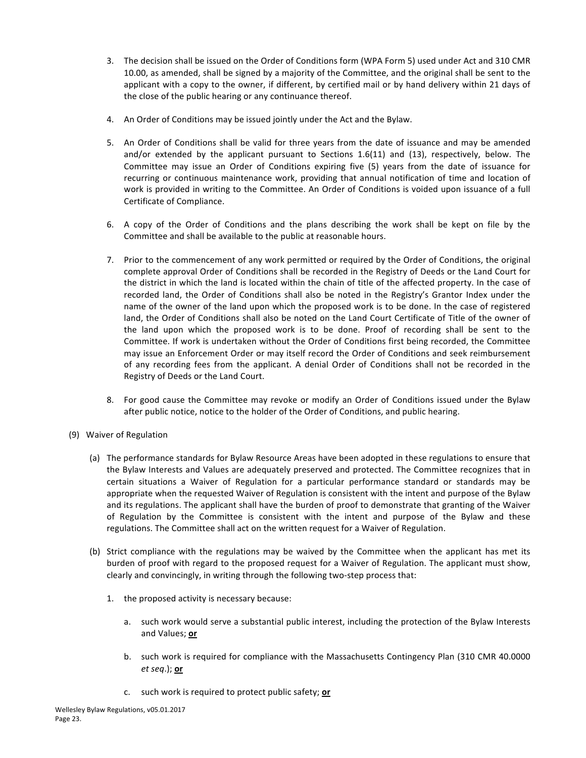3. The decision shall be issued on the Order of Conditions form (WPA Form 5) used under Act and 310 CMR 10.00, as amended, shall be signed by a majority of the Committee, and the original shall be sent to the applicant with a copy to the owner, if different, by certified mail or by hand delivery within 21 days of the close of the public hearing or any continuance thereof.

4. An Order of Conditions may be issued jointly under the Act and the Bylaw.

5. An Order of Conditions shall be valid for three years from the date of issuance and may be amended and/or extended by the applicant pursuant to Sections 1.6(11) and (13), respectively, below. The Committee may issue an Order of Conditions expiring five (5) years from the date of issuance for recurring or continuous maintenance work, providing that annual notification of time and location of work is provided in writing to the Committee. An Order of Conditions is voided upon issuance of a full Certificate of Compliance.

6. A copy of the Order of Conditions and the plans describing the work shall be kept on file by the Committee and shall be available to the public at reasonable hours.

7. Prior to the commencement of any work permitted or required by the Order of Conditions, the original complete approval Order of Conditions shall be recorded in the Registry of Deeds or the Land Court for the district in which the land is located within the chain of title of the affected property. In the case of recorded land, the Order of Conditions shall also be noted in the Registry's Grantor Index under the name of the owner of the land upon which the proposed work is to be done. In the case of registered land, the Order of Conditions shall also be noted on the Land Court Certificate of Title of the owner of the land upon which the proposed work is to be done. Proof of recording shall be sent to the Committee. If work is undertaken without the Order of Conditions first being recorded, the Committee may issue an Enforcement Order or may itself record the Order of Conditions and seek reimbursement of any recording fees from the applicant. A denial Order of Conditions shall not be recorded in the Registry of Deeds or the Land Court.

8. For good cause the Committee may revoke or modify an Order of Conditions issued under the Bylaw after public notice, notice to the holder of the Order of Conditions, and public hearing.

(9) Waiver of Regulation

(a) The performance standards for Bylaw Resource Areas have been adopted in these regulations to ensure that the Bylaw Interests and Values are adequately preserved and protected. The Committee recognizes that in certain situations a Waiver of Regulation for a particular performance standard or standards may be appropriate when the requested Waiver of Regulation is consistent with the intent and purpose of the Bylaw and its regulations. The applicant shall have the burden of proof to demonstrate that granting of the Waiver of Regulation by the Committee is consistent with the intent and purpose of the Bylaw and these regulations. The Committee shall act on the written request for a Waiver of Regulation.

(b) Strict compliance with the regulations may be waived by the Committee when the applicant has met its burden of proof with regard to the proposed request for a Waiver of Regulation. The applicant must show, clearly and convincingly, in writing through the following two-step process that:

1. the proposed activity is necessary because:

   a. such work would serve a substantial public interest, including the protection of the Bylaw Interests and Values; **or**

   b. such work is required for compliance with the Massachusetts Contingency Plan (310 CMR 40.0000 *et seq*.); **or**

   c. such work is required to protect public safety; **or**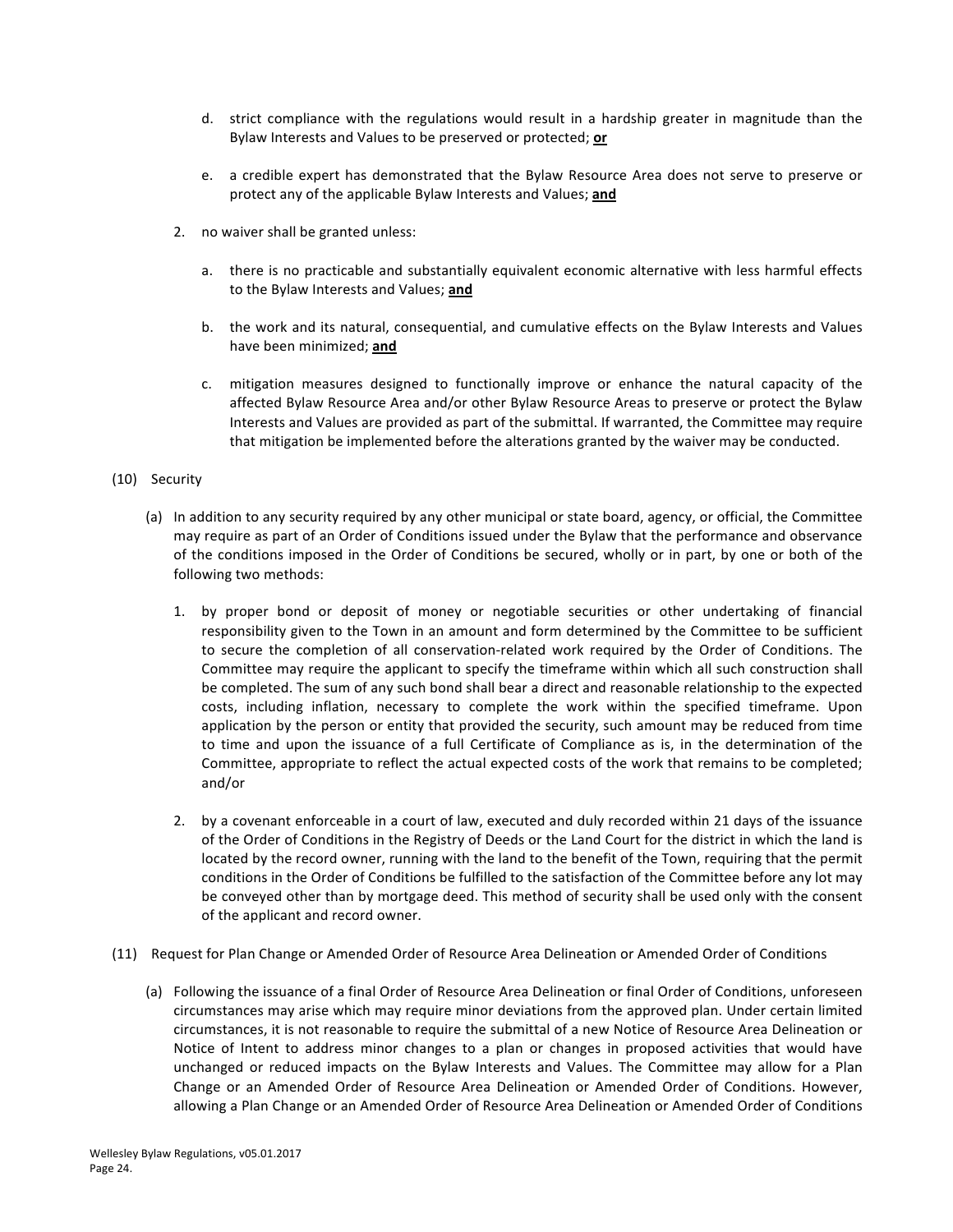d. strict compliance with the regulations would result in a hardship greater in magnitude than the Bylaw Interests and Values to be preserved or protected; **or**

e. a credible expert has demonstrated that the Bylaw Resource Area does not serve to preserve or protect any of the applicable Bylaw Interests and Values; **and**

2. no waiver shall be granted unless:

   a. there is no practicable and substantially equivalent economic alternative with less harmful effects to the Bylaw Interests and Values; **and**

   b. the work and its natural, consequential, and cumulative effects on the Bylaw Interests and Values have been minimized; **and**

   c. mitigation measures designed to functionally improve or enhance the natural capacity of the affected Bylaw Resource Area and/or other Bylaw Resource Areas to preserve or protect the Bylaw Interests and Values are provided as part of the submittal. If warranted, the Committee may require that mitigation be implemented before the alterations granted by the waiver may be conducted.

(10) Security

(a) In addition to any security required by any other municipal or state board, agency, or official, the Committee may require as part of an Order of Conditions issued under the Bylaw that the performance and observance of the conditions imposed in the Order of Conditions be secured, wholly or in part, by one or both of the following two methods:

1. by proper bond or deposit of money or negotiable securities or other undertaking of financial responsibility given to the Town in an amount and form determined by the Committee to be sufficient to secure the completion of all conservation-related work required by the Order of Conditions. The Committee may require the applicant to specify the timeframe within which all such construction shall be completed. The sum of any such bond shall bear a direct and reasonable relationship to the expected costs, including inflation, necessary to complete the work within the specified timeframe. Upon application by the person or entity that provided the security, such amount may be reduced from time to time and upon the issuance of a full Certificate of Compliance as is, in the determination of the Committee, appropriate to reflect the actual expected costs of the work that remains to be completed; and/or

2. by a covenant enforceable in a court of law, executed and duly recorded within 21 days of the issuance of the Order of Conditions in the Registry of Deeds or the Land Court for the district in which the land is located by the record owner, running with the land to the benefit of the Town, requiring that the permit conditions in the Order of Conditions be fulfilled to the satisfaction of the Committee before any lot may be conveyed other than by mortgage deed. This method of security shall be used only with the consent of the applicant and record owner.

(11) Request for Plan Change or Amended Order of Resource Area Delineation or Amended Order of Conditions

(a) Following the issuance of a final Order of Resource Area Delineation or final Order of Conditions, unforeseen circumstances may arise which may require minor deviations from the approved plan. Under certain limited circumstances, it is not reasonable to require the submittal of a new Notice of Resource Area Delineation or Notice of Intent to address minor changes to a plan or changes in proposed activities that would have unchanged or reduced impacts on the Bylaw Interests and Values. The Committee may allow for a Plan Change or an Amended Order of Resource Area Delineation or Amended Order of Conditions. However, allowing a Plan Change or an Amended Order of Resource Area Delineation or Amended Order of Conditions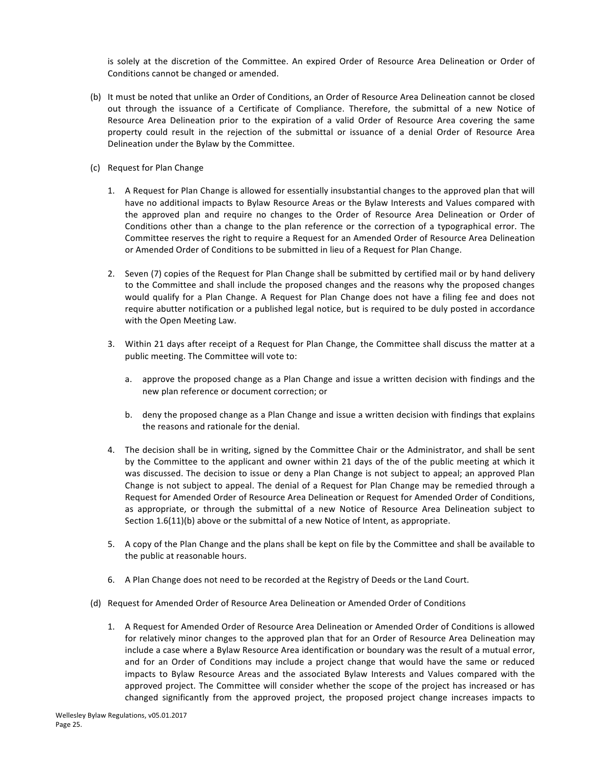is solely at the discretion of the Committee. An expired Order of Resource Area Delineation or Order of Conditions cannot be changed or amended.

(b) It must be noted that unlike an Order of Conditions, an Order of Resource Area Delineation cannot be closed out through the issuance of a Certificate of Compliance. Therefore, the submittal of a new Notice of Resource Area Delineation prior to the expiration of a valid Order of Resource Area covering the same property could result in the rejection of the submittal or issuance of a denial Order of Resource Area Delineation under the Bylaw by the Committee.

(c) Request for Plan Change

1. A Request for Plan Change is allowed for essentially insubstantial changes to the approved plan that will have no additional impacts to Bylaw Resource Areas or the Bylaw Interests and Values compared with the approved plan and require no changes to the Order of Resource Area Delineation or Order of Conditions other than a change to the plan reference or the correction of a typographical error. The Committee reserves the right to require a Request for an Amended Order of Resource Area Delineation or Amended Order of Conditions to be submitted in lieu of a Request for Plan Change.

2. Seven (7) copies of the Request for Plan Change shall be submitted by certified mail or by hand delivery to the Committee and shall include the proposed changes and the reasons why the proposed changes would qualify for a Plan Change. A Request for Plan Change does not have a filing fee and does not require abutter notification or a published legal notice, but is required to be duly posted in accordance with the Open Meeting Law.

3. Within 21 days after receipt of a Request for Plan Change, the Committee shall discuss the matter at a public meeting. The Committee will vote to:

   a. approve the proposed change as a Plan Change and issue a written decision with findings and the new plan reference or document correction; or

   b. deny the proposed change as a Plan Change and issue a written decision with findings that explains the reasons and rationale for the denial.

4. The decision shall be in writing, signed by the Committee Chair or the Administrator, and shall be sent by the Committee to the applicant and owner within 21 days of the of the public meeting at which it was discussed. The decision to issue or deny a Plan Change is not subject to appeal; an approved Plan Change is not subject to appeal. The denial of a Request for Plan Change may be remedied through a Request for Amended Order of Resource Area Delineation or Request for Amended Order of Conditions, as appropriate, or through the submittal of a new Notice of Resource Area Delineation subject to Section 1.6(11)(b) above or the submittal of a new Notice of Intent, as appropriate.

5. A copy of the Plan Change and the plans shall be kept on file by the Committee and shall be available to the public at reasonable hours.

6. A Plan Change does not need to be recorded at the Registry of Deeds or the Land Court.

(d) Request for Amended Order of Resource Area Delineation or Amended Order of Conditions

1. A Request for Amended Order of Resource Area Delineation or Amended Order of Conditions is allowed for relatively minor changes to the approved plan that for an Order of Resource Area Delineation may include a case where a Bylaw Resource Area identification or boundary was the result of a mutual error, and for an Order of Conditions may include a project change that would have the same or reduced impacts to Bylaw Resource Areas and the associated Bylaw Interests and Values compared with the approved project. The Committee will consider whether the scope of the project has increased or has changed significantly from the approved project, the proposed project change increases impacts to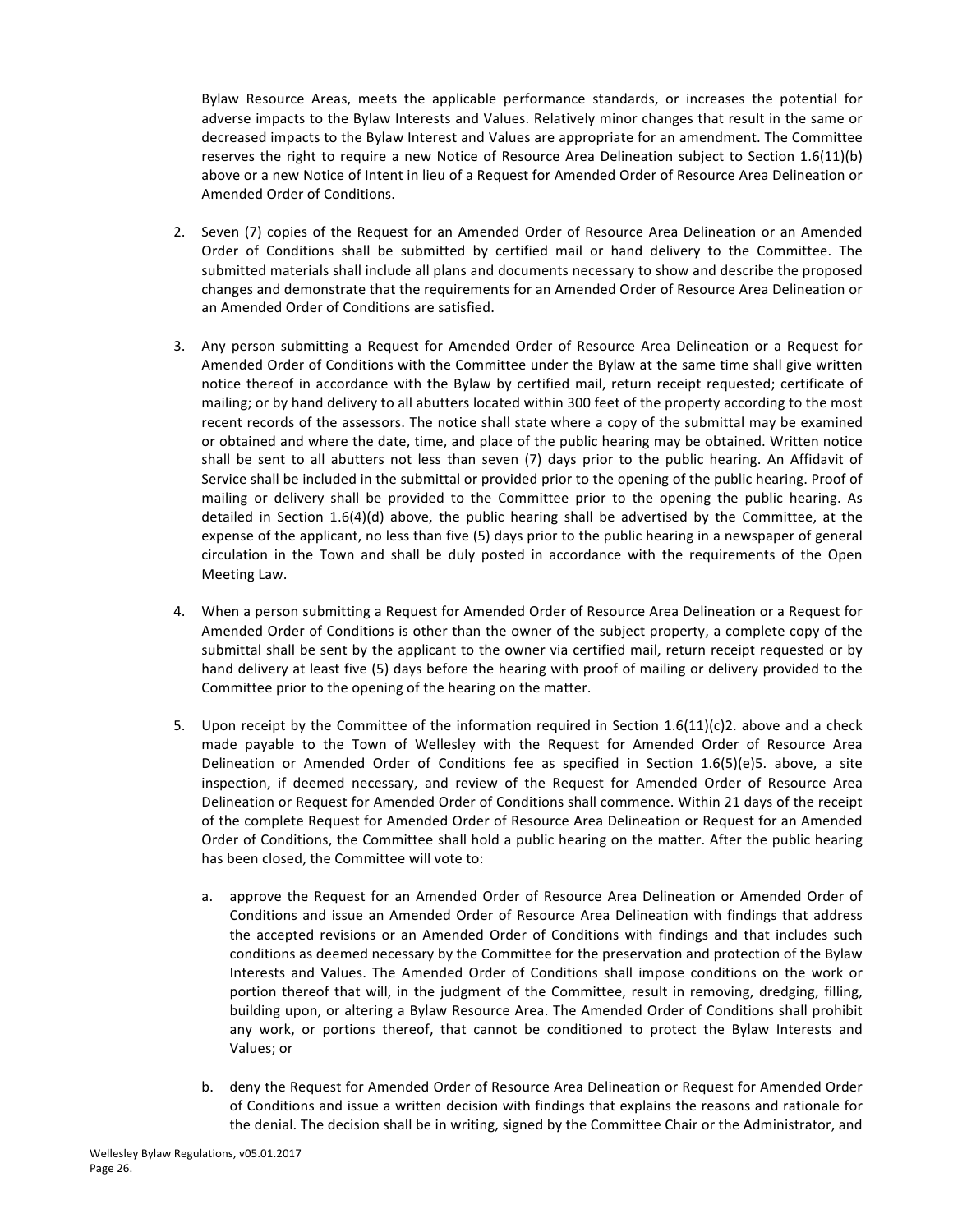Bylaw Resource Areas, meets the applicable performance standards, or increases the potential for adverse impacts to the Bylaw Interests and Values. Relatively minor changes that result in the same or decreased impacts to the Bylaw Interest and Values are appropriate for an amendment. The Committee reserves the right to require a new Notice of Resource Area Delineation subject to Section 1.6(11)(b) above or a new Notice of Intent in lieu of a Request for Amended Order of Resource Area Delineation or Amended Order of Conditions.

2. Seven (7) copies of the Request for an Amended Order of Resource Area Delineation or an Amended Order of Conditions shall be submitted by certified mail or hand delivery to the Committee. The submitted materials shall include all plans and documents necessary to show and describe the proposed changes and demonstrate that the requirements for an Amended Order of Resource Area Delineation or an Amended Order of Conditions are satisfied.

3. Any person submitting a Request for Amended Order of Resource Area Delineation or a Request for Amended Order of Conditions with the Committee under the Bylaw at the same time shall give written notice thereof in accordance with the Bylaw by certified mail, return receipt requested; certificate of mailing; or by hand delivery to all abutters located within 300 feet of the property according to the most recent records of the assessors. The notice shall state where a copy of the submittal may be examined or obtained and where the date, time, and place of the public hearing may be obtained. Written notice shall be sent to all abutters not less than seven (7) days prior to the public hearing. An Affidavit of Service shall be included in the submittal or provided prior to the opening of the public hearing. Proof of mailing or delivery shall be provided to the Committee prior to the opening the public hearing. As detailed in Section 1.6(4)(d) above, the public hearing shall be advertised by the Committee, at the expense of the applicant, no less than five (5) days prior to the public hearing in a newspaper of general circulation in the Town and shall be duly posted in accordance with the requirements of the Open Meeting Law.

4. When a person submitting a Request for Amended Order of Resource Area Delineation or a Request for Amended Order of Conditions is other than the owner of the subject property, a complete copy of the submittal shall be sent by the applicant to the owner via certified mail, return receipt requested or by hand delivery at least five (5) days before the hearing with proof of mailing or delivery provided to the Committee prior to the opening of the hearing on the matter.

5. Upon receipt by the Committee of the information required in Section 1.6(11)(c)2. above and a check made payable to the Town of Wellesley with the Request for Amended Order of Resource Area Delineation or Amended Order of Conditions fee as specified in Section 1.6(5)(e)5. above, a site inspection, if deemed necessary, and review of the Request for Amended Order of Resource Area Delineation or Request for Amended Order of Conditions shall commence. Within 21 days of the receipt of the complete Request for Amended Order of Resource Area Delineation or Request for an Amended Order of Conditions, the Committee shall hold a public hearing on the matter. After the public hearing has been closed, the Committee will vote to:

   a. approve the Request for an Amended Order of Resource Area Delineation or Amended Order of Conditions and issue an Amended Order of Resource Area Delineation with findings that address the accepted revisions or an Amended Order of Conditions with findings and that includes such conditions as deemed necessary by the Committee for the preservation and protection of the Bylaw Interests and Values. The Amended Order of Conditions shall impose conditions on the work or portion thereof that will, in the judgment of the Committee, result in removing, dredging, filling, building upon, or altering a Bylaw Resource Area. The Amended Order of Conditions shall prohibit any work, or portions thereof, that cannot be conditioned to protect the Bylaw Interests and Values; or

   b. deny the Request for Amended Order of Resource Area Delineation or Request for Amended Order of Conditions and issue a written decision with findings that explains the reasons and rationale for the denial. The decision shall be in writing, signed by the Committee Chair or the Administrator, and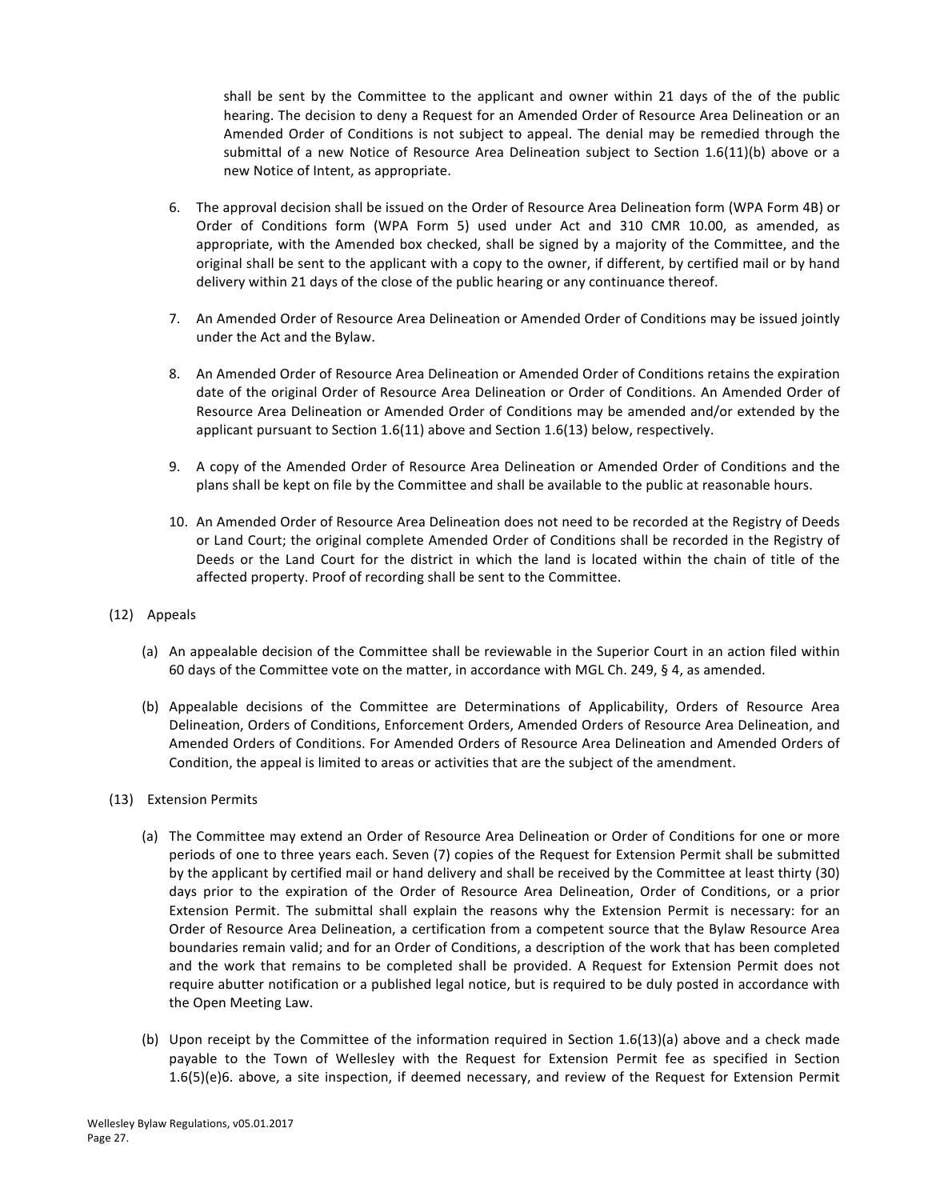shall be sent by the Committee to the applicant and owner within 21 days of the of the public hearing. The decision to deny a Request for an Amended Order of Resource Area Delineation or an Amended Order of Conditions is not subject to appeal. The denial may be remedied through the submittal of a new Notice of Resource Area Delineation subject to Section 1.6(11)(b) above or a new Notice of Intent, as appropriate.

6. The approval decision shall be issued on the Order of Resource Area Delineation form (WPA Form 4B) or Order of Conditions form (WPA Form 5) used under Act and 310 CMR 10.00, as amended, as appropriate, with the Amended box checked, shall be signed by a majority of the Committee, and the original shall be sent to the applicant with a copy to the owner, if different, by certified mail or by hand delivery within 21 days of the close of the public hearing or any continuance thereof.

7. An Amended Order of Resource Area Delineation or Amended Order of Conditions may be issued jointly under the Act and the Bylaw.

8. An Amended Order of Resource Area Delineation or Amended Order of Conditions retains the expiration date of the original Order of Resource Area Delineation or Order of Conditions. An Amended Order of Resource Area Delineation or Amended Order of Conditions may be amended and/or extended by the applicant pursuant to Section 1.6(11) above and Section 1.6(13) below, respectively.

9. A copy of the Amended Order of Resource Area Delineation or Amended Order of Conditions and the plans shall be kept on file by the Committee and shall be available to the public at reasonable hours.

10. An Amended Order of Resource Area Delineation does not need to be recorded at the Registry of Deeds or Land Court; the original complete Amended Order of Conditions shall be recorded in the Registry of Deeds or the Land Court for the district in which the land is located within the chain of title of the affected property. Proof of recording shall be sent to the Committee.

(12) Appeals

(a) An appealable decision of the Committee shall be reviewable in the Superior Court in an action filed within 60 days of the Committee vote on the matter, in accordance with MGL Ch. 249, § 4, as amended.

(b) Appealable decisions of the Committee are Determinations of Applicability, Orders of Resource Area Delineation, Orders of Conditions, Enforcement Orders, Amended Orders of Resource Area Delineation, and Amended Orders of Conditions. For Amended Orders of Resource Area Delineation and Amended Orders of Condition, the appeal is limited to areas or activities that are the subject of the amendment.

(13) Extension Permits

(a) The Committee may extend an Order of Resource Area Delineation or Order of Conditions for one or more periods of one to three years each. Seven (7) copies of the Request for Extension Permit shall be submitted by the applicant by certified mail or hand delivery and shall be received by the Committee at least thirty (30) days prior to the expiration of the Order of Resource Area Delineation, Order of Conditions, or a prior Extension Permit. The submittal shall explain the reasons why the Extension Permit is necessary: for an Order of Resource Area Delineation, a certification from a competent source that the Bylaw Resource Area boundaries remain valid; and for an Order of Conditions, a description of the work that has been completed and the work that remains to be completed shall be provided. A Request for Extension Permit does not require abutter notification or a published legal notice, but is required to be duly posted in accordance with the Open Meeting Law.

(b) Upon receipt by the Committee of the information required in Section 1.6(13)(a) above and a check made payable to the Town of Wellesley with the Request for Extension Permit fee as specified in Section 1.6(5)(e)6. above, a site inspection, if deemed necessary, and review of the Request for Extension Permit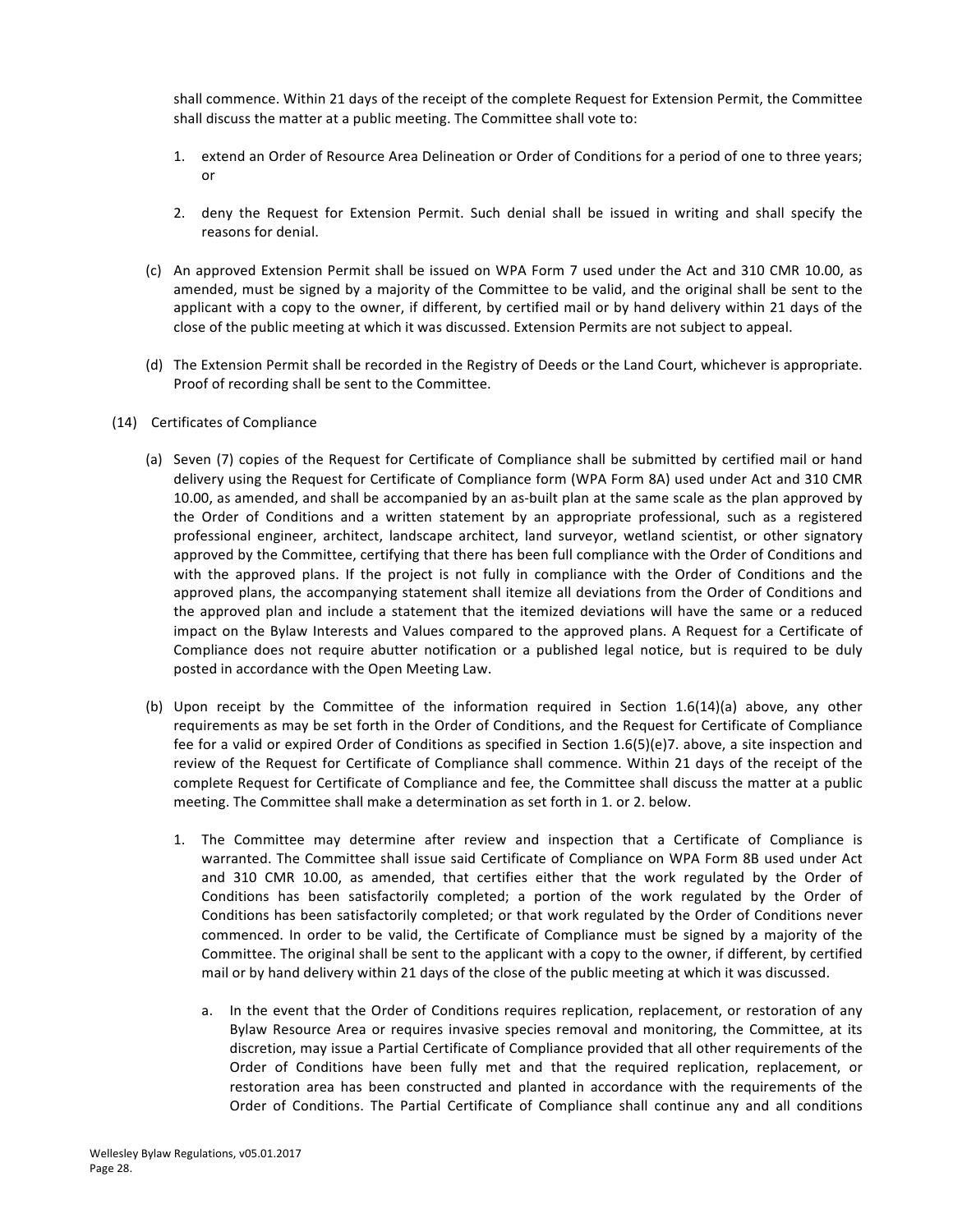shall commence. Within 21 days of the receipt of the complete Request for Extension Permit, the Committee shall discuss the matter at a public meeting. The Committee shall vote to:

1. extend an Order of Resource Area Delineation or Order of Conditions for a period of one to three years; or

2. deny the Request for Extension Permit. Such denial shall be issued in writing and shall specify the reasons for denial.

(c) An approved Extension Permit shall be issued on WPA Form 7 used under the Act and 310 CMR 10.00, as amended, must be signed by a majority of the Committee to be valid, and the original shall be sent to the applicant with a copy to the owner, if different, by certified mail or by hand delivery within 21 days of the close of the public meeting at which it was discussed. Extension Permits are not subject to appeal.

(d) The Extension Permit shall be recorded in the Registry of Deeds or the Land Court, whichever is appropriate. Proof of recording shall be sent to the Committee.

(14) Certificates of Compliance

(a) Seven (7) copies of the Request for Certificate of Compliance shall be submitted by certified mail or hand delivery using the Request for Certificate of Compliance form (WPA Form 8A) used under Act and 310 CMR 10.00, as amended, and shall be accompanied by an as-built plan at the same scale as the plan approved by the Order of Conditions and a written statement by an appropriate professional, such as a registered professional engineer, architect, landscape architect, land surveyor, wetland scientist, or other signatory approved by the Committee, certifying that there has been full compliance with the Order of Conditions and with the approved plans. If the project is not fully in compliance with the Order of Conditions and the approved plans, the accompanying statement shall itemize all deviations from the Order of Conditions and the approved plan and include a statement that the itemized deviations will have the same or a reduced impact on the Bylaw Interests and Values compared to the approved plans. A Request for a Certificate of Compliance does not require abutter notification or a published legal notice, but is required to be duly posted in accordance with the Open Meeting Law.

(b) Upon receipt by the Committee of the information required in Section 1.6(14)(a) above, any other requirements as may be set forth in the Order of Conditions, and the Request for Certificate of Compliance fee for a valid or expired Order of Conditions as specified in Section 1.6(5)(e)7. above, a site inspection and review of the Request for Certificate of Compliance shall commence. Within 21 days of the receipt of the complete Request for Certificate of Compliance and fee, the Committee shall discuss the matter at a public meeting. The Committee shall make a determination as set forth in 1. or 2. below.

1. The Committee may determine after review and inspection that a Certificate of Compliance is warranted. The Committee shall issue said Certificate of Compliance on WPA Form 8B used under Act and 310 CMR 10.00, as amended, that certifies either that the work regulated by the Order of Conditions has been satisfactorily completed; a portion of the work regulated by the Order of Conditions has been satisfactorily completed; or that work regulated by the Order of Conditions never commenced. In order to be valid, the Certificate of Compliance must be signed by a majority of the Committee. The original shall be sent to the applicant with a copy to the owner, if different, by certified mail or by hand delivery within 21 days of the close of the public meeting at which it was discussed.

   a. In the event that the Order of Conditions requires replication, replacement, or restoration of any Bylaw Resource Area or requires invasive species removal and monitoring, the Committee, at its discretion, may issue a Partial Certificate of Compliance provided that all other requirements of the Order of Conditions have been fully met and that the required replication, replacement, or restoration area has been constructed and planted in accordance with the requirements of the Order of Conditions. The Partial Certificate of Compliance shall continue any and all conditions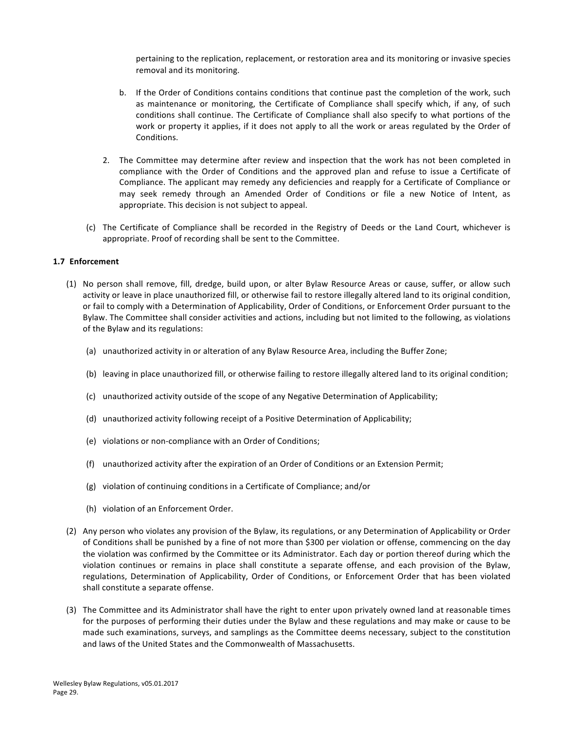pertaining to the replication, replacement, or restoration area and its monitoring or invasive species removal and its monitoring.

b. If the Order of Conditions contains conditions that continue past the completion of the work, such as maintenance or monitoring, the Certificate of Compliance shall specify which, if any, of such conditions shall continue. The Certificate of Compliance shall also specify to what portions of the work or property it applies, if it does not apply to all the work or areas regulated by the Order of Conditions.

2. The Committee may determine after review and inspection that the work has not been completed in compliance with the Order of Conditions and the approved plan and refuse to issue a Certificate of Compliance. The applicant may remedy any deficiencies and reapply for a Certificate of Compliance or may seek remedy through an Amended Order of Conditions or file a new Notice of Intent, as appropriate. This decision is not subject to appeal.

(c) The Certificate of Compliance shall be recorded in the Registry of Deeds or the Land Court, whichever is appropriate. Proof of recording shall be sent to the Committee.

### 1.7 Enforcement

(1) No person shall remove, fill, dredge, build upon, or alter Bylaw Resource Areas or cause, suffer, or allow such activity or leave in place unauthorized fill, or otherwise fail to restore illegally altered land to its original condition, or fail to comply with a Determination of Applicability, Order of Conditions, or Enforcement Order pursuant to the Bylaw. The Committee shall consider activities and actions, including but not limited to the following, as violations of the Bylaw and its regulations:

(a) unauthorized activity in or alteration of any Bylaw Resource Area, including the Buffer Zone;

(b) leaving in place unauthorized fill, or otherwise failing to restore illegally altered land to its original condition;

(c) unauthorized activity outside of the scope of any Negative Determination of Applicability;

(d) unauthorized activity following receipt of a Positive Determination of Applicability;

(e) violations or non-compliance with an Order of Conditions;

(f) unauthorized activity after the expiration of an Order of Conditions or an Extension Permit;

(g) violation of continuing conditions in a Certificate of Compliance; and/or

(h) violation of an Enforcement Order.

(2) Any person who violates any provision of the Bylaw, its regulations, or any Determination of Applicability or Order of Conditions shall be punished by a fine of not more than $300 per violation or offense, commencing on the day the violation was confirmed by the Committee or its Administrator. Each day or portion thereof during which the violation continues or remains in place shall constitute a separate offense, and each provision of the Bylaw, regulations, Determination of Applicability, Order of Conditions, or Enforcement Order that has been violated shall constitute a separate offense.

(3) The Committee and its Administrator shall have the right to enter upon privately owned land at reasonable times for the purposes of performing their duties under the Bylaw and these regulations and may make or cause to be made such examinations, surveys, and samplings as the Committee deems necessary, subject to the constitution and laws of the United States and the Commonwealth of Massachusetts.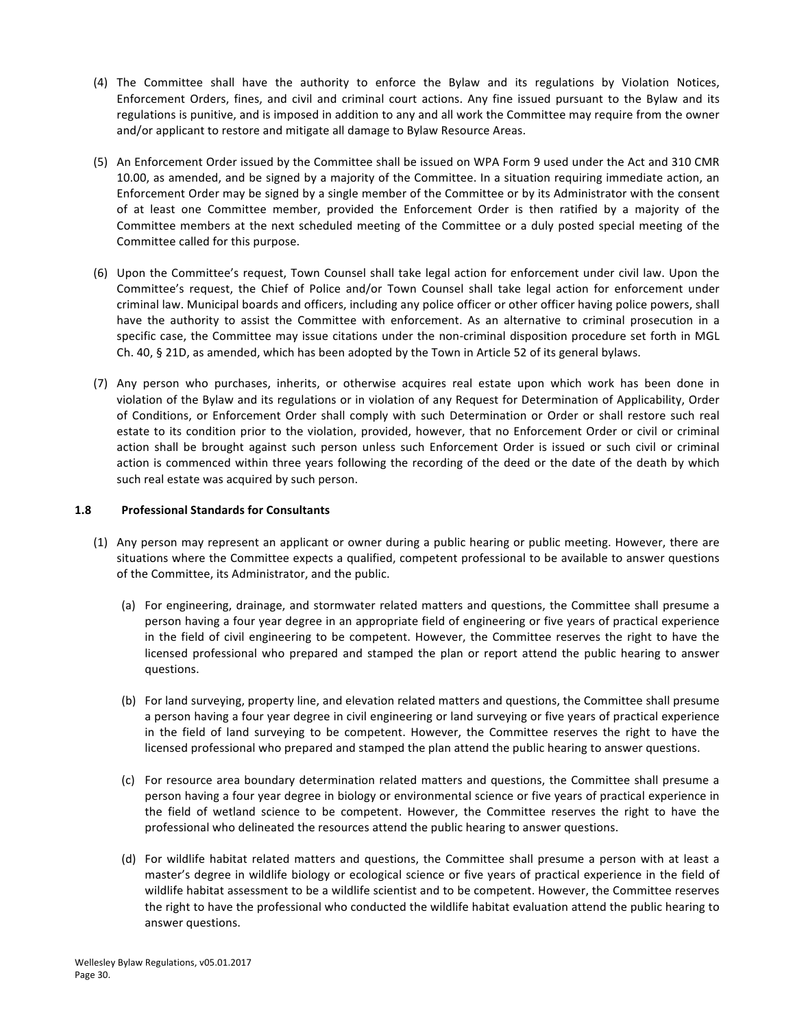(4) The Committee shall have the authority to enforce the Bylaw and its regulations by Violation Notices, Enforcement Orders, fines, and civil and criminal court actions. Any fine issued pursuant to the Bylaw and its regulations is punitive, and is imposed in addition to any and all work the Committee may require from the owner and/or applicant to restore and mitigate all damage to Bylaw Resource Areas.

(5) An Enforcement Order issued by the Committee shall be issued on WPA Form 9 used under the Act and 310 CMR 10.00, as amended, and be signed by a majority of the Committee. In a situation requiring immediate action, an Enforcement Order may be signed by a single member of the Committee or by its Administrator with the consent of at least one Committee member, provided the Enforcement Order is then ratified by a majority of the Committee members at the next scheduled meeting of the Committee or a duly posted special meeting of the Committee called for this purpose.

(6) Upon the Committee's request, Town Counsel shall take legal action for enforcement under civil law. Upon the Committee's request, the Chief of Police and/or Town Counsel shall take legal action for enforcement under criminal law. Municipal boards and officers, including any police officer or other officer having police powers, shall have the authority to assist the Committee with enforcement. As an alternative to criminal prosecution in a specific case, the Committee may issue citations under the non-criminal disposition procedure set forth in MGL Ch. 40, § 21D, as amended, which has been adopted by the Town in Article 52 of its general bylaws.

(7) Any person who purchases, inherits, or otherwise acquires real estate upon which work has been done in violation of the Bylaw and its regulations or in violation of any Request for Determination of Applicability, Order of Conditions, or Enforcement Order shall comply with such Determination or Order or shall restore such real estate to its condition prior to the violation, provided, however, that no Enforcement Order or civil or criminal action shall be brought against such person unless such Enforcement Order is issued or such civil or criminal action is commenced within three years following the recording of the deed or the date of the death by which such real estate was acquired by such person.

### 1.8 Professional Standards for Consultants

(1) Any person may represent an applicant or owner during a public hearing or public meeting. However, there are situations where the Committee expects a qualified, competent professional to be available to answer questions of the Committee, its Administrator, and the public.

   (a) For engineering, drainage, and stormwater related matters and questions, the Committee shall presume a person having a four year degree in an appropriate field of engineering or five years of practical experience in the field of civil engineering to be competent. However, the Committee reserves the right to have the licensed professional who prepared and stamped the plan or report attend the public hearing to answer questions.

   (b) For land surveying, property line, and elevation related matters and questions, the Committee shall presume a person having a four year degree in civil engineering or land surveying or five years of practical experience in the field of land surveying to be competent. However, the Committee reserves the right to have the licensed professional who prepared and stamped the plan attend the public hearing to answer questions.

   (c) For resource area boundary determination related matters and questions, the Committee shall presume a person having a four year degree in biology or environmental science or five years of practical experience in the field of wetland science to be competent. However, the Committee reserves the right to have the professional who delineated the resources attend the public hearing to answer questions.

   (d) For wildlife habitat related matters and questions, the Committee shall presume a person with at least a master's degree in wildlife biology or ecological science or five years of practical experience in the field of wildlife habitat assessment to be a wildlife scientist and to be competent. However, the Committee reserves the right to have the professional who conducted the wildlife habitat evaluation attend the public hearing to answer questions.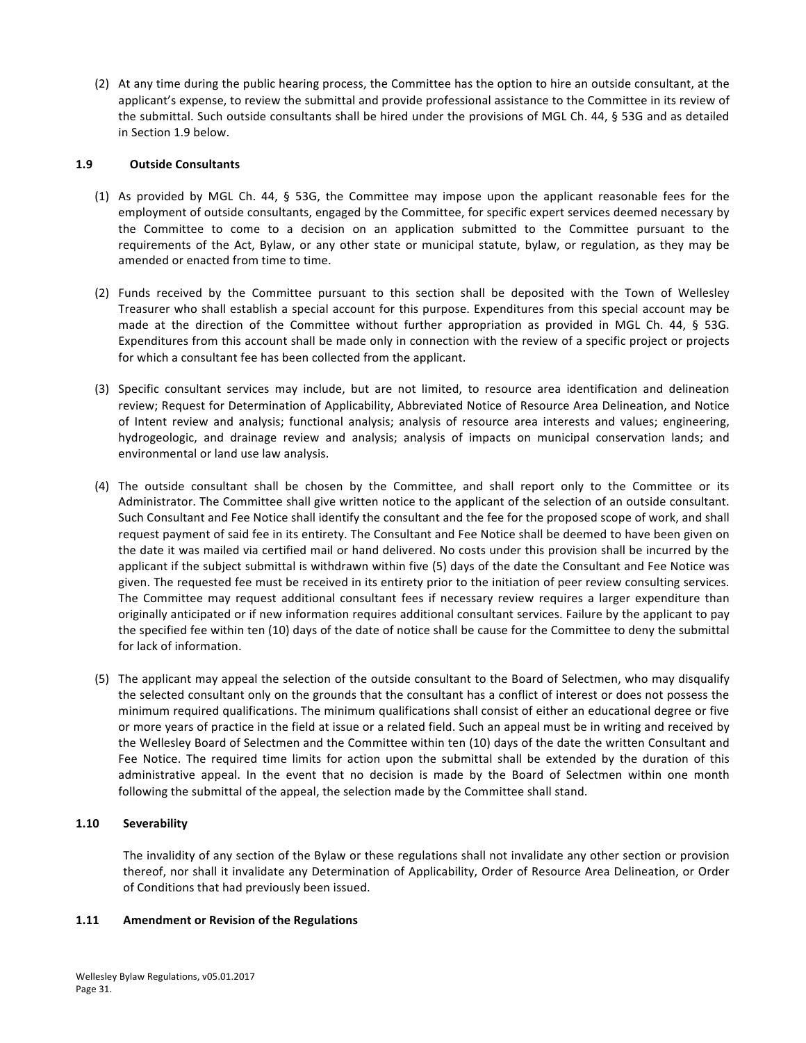(2) At any time during the public hearing process, the Committee has the option to hire an outside consultant, at the applicant's expense, to review the submittal and provide professional assistance to the Committee in its review of the submittal. Such outside consultants shall be hired under the provisions of MGL Ch. 44, § 53G and as detailed in Section 1.9 below.

### 1.9 Outside Consultants

(1) As provided by MGL Ch. 44, § 53G, the Committee may impose upon the applicant reasonable fees for the employment of outside consultants, engaged by the Committee, for specific expert services deemed necessary by the Committee to come to a decision on an application submitted to the Committee pursuant to the requirements of the Act, Bylaw, or any other state or municipal statute, bylaw, or regulation, as they may be amended or enacted from time to time.

(2) Funds received by the Committee pursuant to this section shall be deposited with the Town of Wellesley Treasurer who shall establish a special account for this purpose. Expenditures from this special account may be made at the direction of the Committee without further appropriation as provided in MGL Ch. 44, § 53G. Expenditures from this account shall be made only in connection with the review of a specific project or projects for which a consultant fee has been collected from the applicant.

(3) Specific consultant services may include, but are not limited, to resource area identification and delineation review; Request for Determination of Applicability, Abbreviated Notice of Resource Area Delineation, and Notice of Intent review and analysis; functional analysis; analysis of resource area interests and values; engineering, hydrogeologic, and drainage review and analysis; analysis of impacts on municipal conservation lands; and environmental or land use law analysis.

(4) The outside consultant shall be chosen by the Committee, and shall report only to the Committee or its Administrator. The Committee shall give written notice to the applicant of the selection of an outside consultant. Such Consultant and Fee Notice shall identify the consultant and the fee for the proposed scope of work, and shall request payment of said fee in its entirety. The Consultant and Fee Notice shall be deemed to have been given on the date it was mailed via certified mail or hand delivered. No costs under this provision shall be incurred by the applicant if the subject submittal is withdrawn within five (5) days of the date the Consultant and Fee Notice was given. The requested fee must be received in its entirety prior to the initiation of peer review consulting services. The Committee may request additional consultant fees if necessary review requires a larger expenditure than originally anticipated or if new information requires additional consultant services. Failure by the applicant to pay the specified fee within ten (10) days of the date of notice shall be cause for the Committee to deny the submittal for lack of information.

(5) The applicant may appeal the selection of the outside consultant to the Board of Selectmen, who may disqualify the selected consultant only on the grounds that the consultant has a conflict of interest or does not possess the minimum required qualifications. The minimum qualifications shall consist of either an educational degree or five or more years of practice in the field at issue or a related field. Such an appeal must be in writing and received by the Wellesley Board of Selectmen and the Committee within ten (10) days of the date the written Consultant and Fee Notice. The required time limits for action upon the submittal shall be extended by the duration of this administrative appeal. In the event that no decision is made by the Board of Selectmen within one month following the submittal of the appeal, the selection made by the Committee shall stand.

### 1.10 Severability

The invalidity of any section of the Bylaw or these regulations shall not invalidate any other section or provision thereof, nor shall it invalidate any Determination of Applicability, Order of Resource Area Delineation, or Order of Conditions that had previously been issued.

### 1.11 Amendment or Revision of the Regulations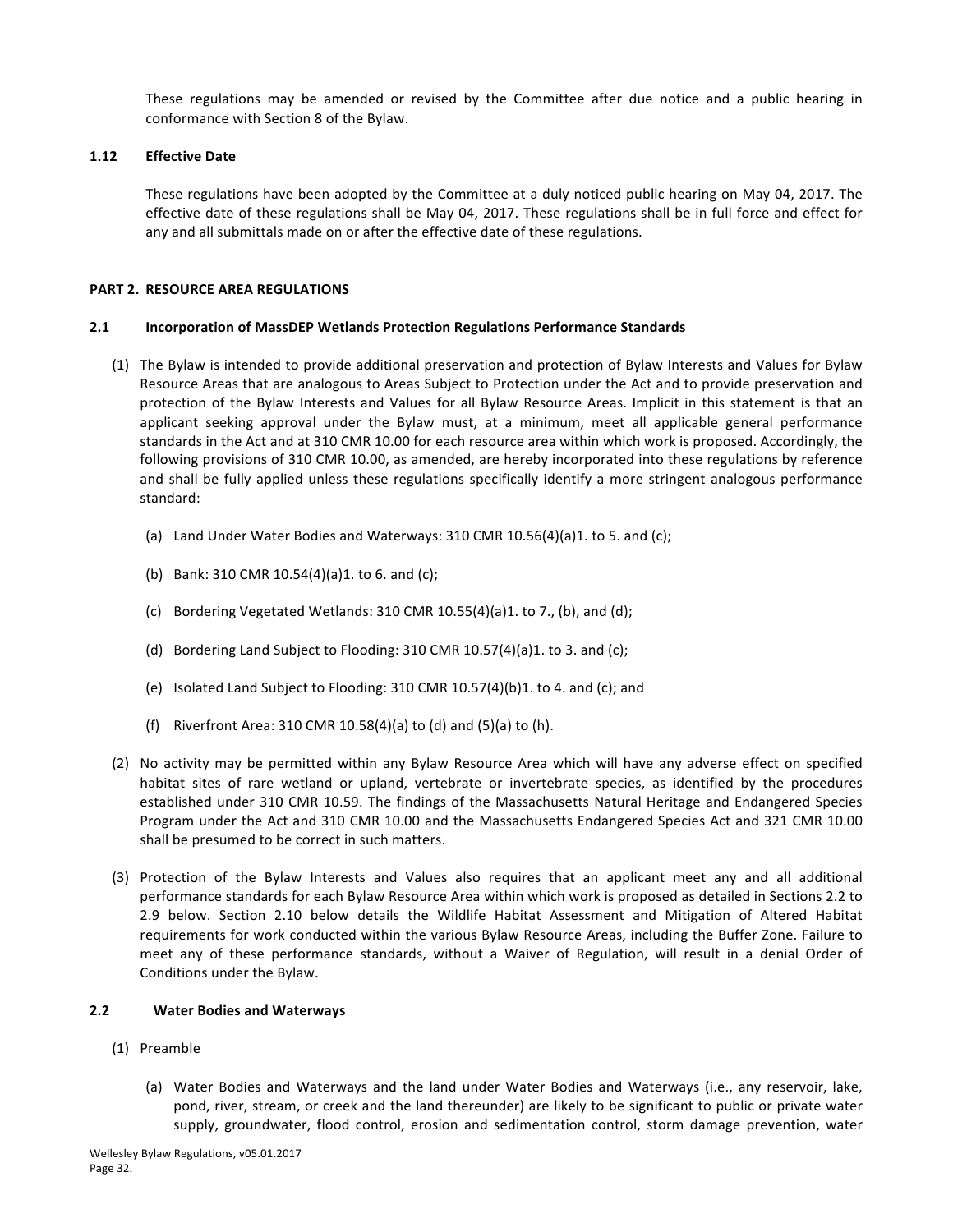These regulations may be amended or revised by the Committee after due notice and a public hearing in conformance with Section 8 of the Bylaw.

### 1.12 Effective Date

These regulations have been adopted by the Committee at a duly noticed public hearing on May 04, 2017. The effective date of these regulations shall be May 04, 2017. These regulations shall be in full force and effect for any and all submittals made on or after the effective date of these regulations.

## PART 2. RESOURCE AREA REGULATIONS

### 2.1 Incorporation of MassDEP Wetlands Protection Regulations Performance Standards

(1) The Bylaw is intended to provide additional preservation and protection of Bylaw Interests and Values for Bylaw Resource Areas that are analogous to Areas Subject to Protection under the Act and to provide preservation and protection of the Bylaw Interests and Values for all Bylaw Resource Areas. Implicit in this statement is that an applicant seeking approval under the Bylaw must, at a minimum, meet all applicable general performance standards in the Act and at 310 CMR 10.00 for each resource area within which work is proposed. Accordingly, the following provisions of 310 CMR 10.00, as amended, are hereby incorporated into these regulations by reference and shall be fully applied unless these regulations specifically identify a more stringent analogous performance standard:

   (a) Land Under Water Bodies and Waterways: 310 CMR 10.56(4)(a)1. to 5. and (c);

   (b) Bank: 310 CMR 10.54(4)(a)1. to 6. and (c);

   (c) Bordering Vegetated Wetlands: 310 CMR 10.55(4)(a)1. to 7., (b), and (d);

   (d) Bordering Land Subject to Flooding: 310 CMR 10.57(4)(a)1. to 3. and (c);

   (e) Isolated Land Subject to Flooding: 310 CMR 10.57(4)(b)1. to 4. and (c); and

   (f) Riverfront Area: 310 CMR 10.58(4)(a) to (d) and (5)(a) to (h).

(2) No activity may be permitted within any Bylaw Resource Area which will have any adverse effect on specified habitat sites of rare wetland or upland, vertebrate or invertebrate species, as identified by the procedures established under 310 CMR 10.59. The findings of the Massachusetts Natural Heritage and Endangered Species Program under the Act and 310 CMR 10.00 and the Massachusetts Endangered Species Act and 321 CMR 10.00 shall be presumed to be correct in such matters.

(3) Protection of the Bylaw Interests and Values also requires that an applicant meet any and all additional performance standards for each Bylaw Resource Area within which work is proposed as detailed in Sections 2.2 to 2.9 below. Section 2.10 below details the Wildlife Habitat Assessment and Mitigation of Altered Habitat requirements for work conducted within the various Bylaw Resource Areas, including the Buffer Zone. Failure to meet any of these performance standards, without a Waiver of Regulation, will result in a denial Order of Conditions under the Bylaw.

### 2.2 Water Bodies and Waterways

(1) Preamble

   (a) Water Bodies and Waterways and the land under Water Bodies and Waterways (i.e., any reservoir, lake, pond, river, stream, or creek and the land thereunder) are likely to be significant to public or private water supply, groundwater, flood control, erosion and sedimentation control, storm damage prevention, water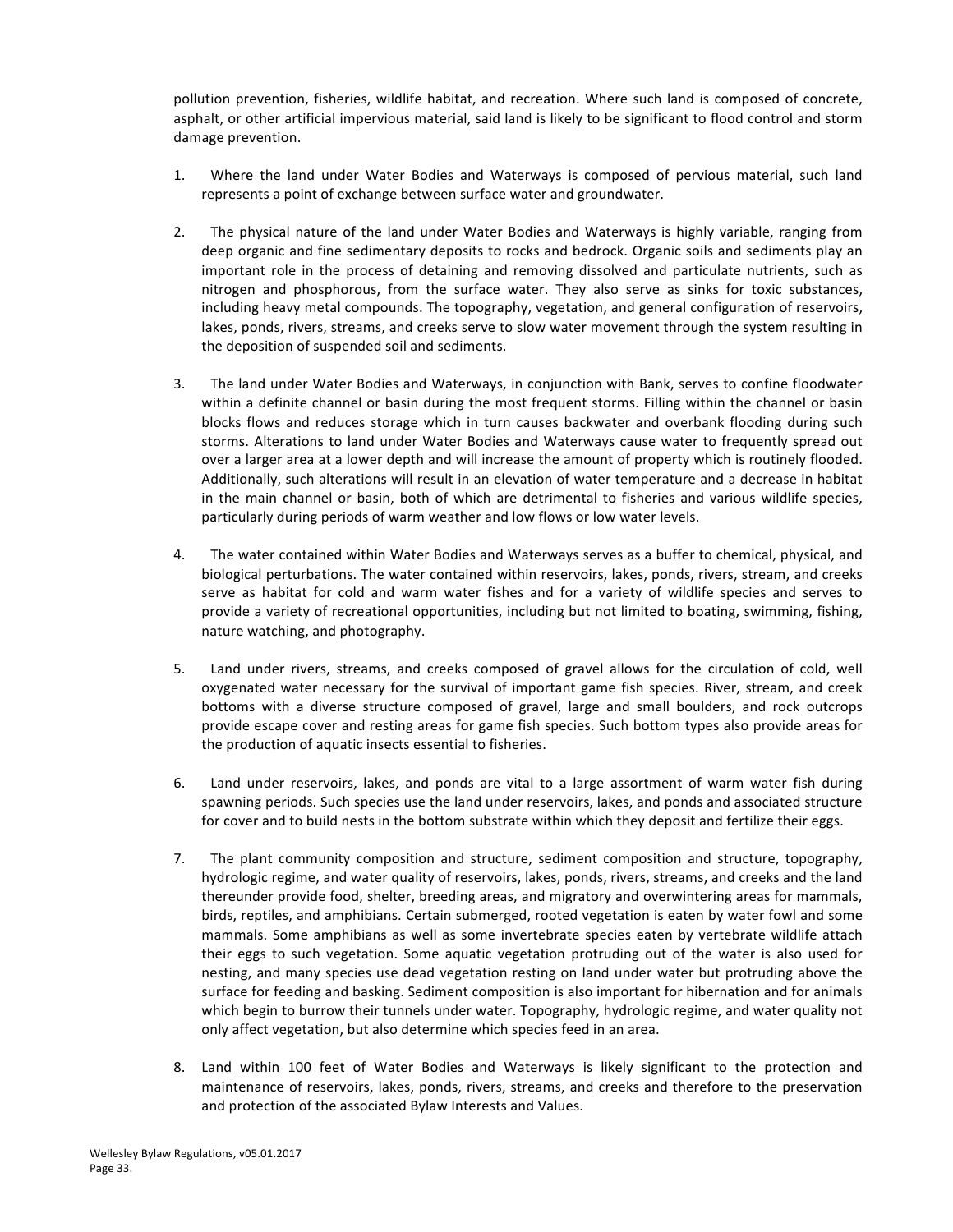pollution prevention, fisheries, wildlife habitat, and recreation. Where such land is composed of concrete, asphalt, or other artificial impervious material, said land is likely to be significant to flood control and storm damage prevention.

1. Where the land under Water Bodies and Waterways is composed of pervious material, such land represents a point of exchange between surface water and groundwater.

2. The physical nature of the land under Water Bodies and Waterways is highly variable, ranging from deep organic and fine sedimentary deposits to rocks and bedrock. Organic soils and sediments play an important role in the process of detaining and removing dissolved and particulate nutrients, such as nitrogen and phosphorous, from the surface water. They also serve as sinks for toxic substances, including heavy metal compounds. The topography, vegetation, and general configuration of reservoirs, lakes, ponds, rivers, streams, and creeks serve to slow water movement through the system resulting in the deposition of suspended soil and sediments.

3. The land under Water Bodies and Waterways, in conjunction with Bank, serves to confine floodwater within a definite channel or basin during the most frequent storms. Filling within the channel or basin blocks flows and reduces storage which in turn causes backwater and overbank flooding during such storms. Alterations to land under Water Bodies and Waterways cause water to frequently spread out over a larger area at a lower depth and will increase the amount of property which is routinely flooded. Additionally, such alterations will result in an elevation of water temperature and a decrease in habitat in the main channel or basin, both of which are detrimental to fisheries and various wildlife species, particularly during periods of warm weather and low flows or low water levels.

4. The water contained within Water Bodies and Waterways serves as a buffer to chemical, physical, and biological perturbations. The water contained within reservoirs, lakes, ponds, rivers, stream, and creeks serve as habitat for cold and warm water fishes and for a variety of wildlife species and serves to provide a variety of recreational opportunities, including but not limited to boating, swimming, fishing, nature watching, and photography.

5. Land under rivers, streams, and creeks composed of gravel allows for the circulation of cold, well oxygenated water necessary for the survival of important game fish species. River, stream, and creek bottoms with a diverse structure composed of gravel, large and small boulders, and rock outcrops provide escape cover and resting areas for game fish species. Such bottom types also provide areas for the production of aquatic insects essential to fisheries.

6. Land under reservoirs, lakes, and ponds are vital to a large assortment of warm water fish during spawning periods. Such species use the land under reservoirs, lakes, and ponds and associated structure for cover and to build nests in the bottom substrate within which they deposit and fertilize their eggs.

7. The plant community composition and structure, sediment composition and structure, topography, hydrologic regime, and water quality of reservoirs, lakes, ponds, rivers, streams, and creeks and the land thereunder provide food, shelter, breeding areas, and migratory and overwintering areas for mammals, birds, reptiles, and amphibians. Certain submerged, rooted vegetation is eaten by water fowl and some mammals. Some amphibians as well as some invertebrate species eaten by vertebrate wildlife attach their eggs to such vegetation. Some aquatic vegetation protruding out of the water is also used for nesting, and many species use dead vegetation resting on land under water but protruding above the surface for feeding and basking. Sediment composition is also important for hibernation and for animals which begin to burrow their tunnels under water. Topography, hydrologic regime, and water quality not only affect vegetation, but also determine which species feed in an area.

8. Land within 100 feet of Water Bodies and Waterways is likely significant to the protection and maintenance of reservoirs, lakes, ponds, rivers, streams, and creeks and therefore to the preservation and protection of the associated Bylaw Interests and Values.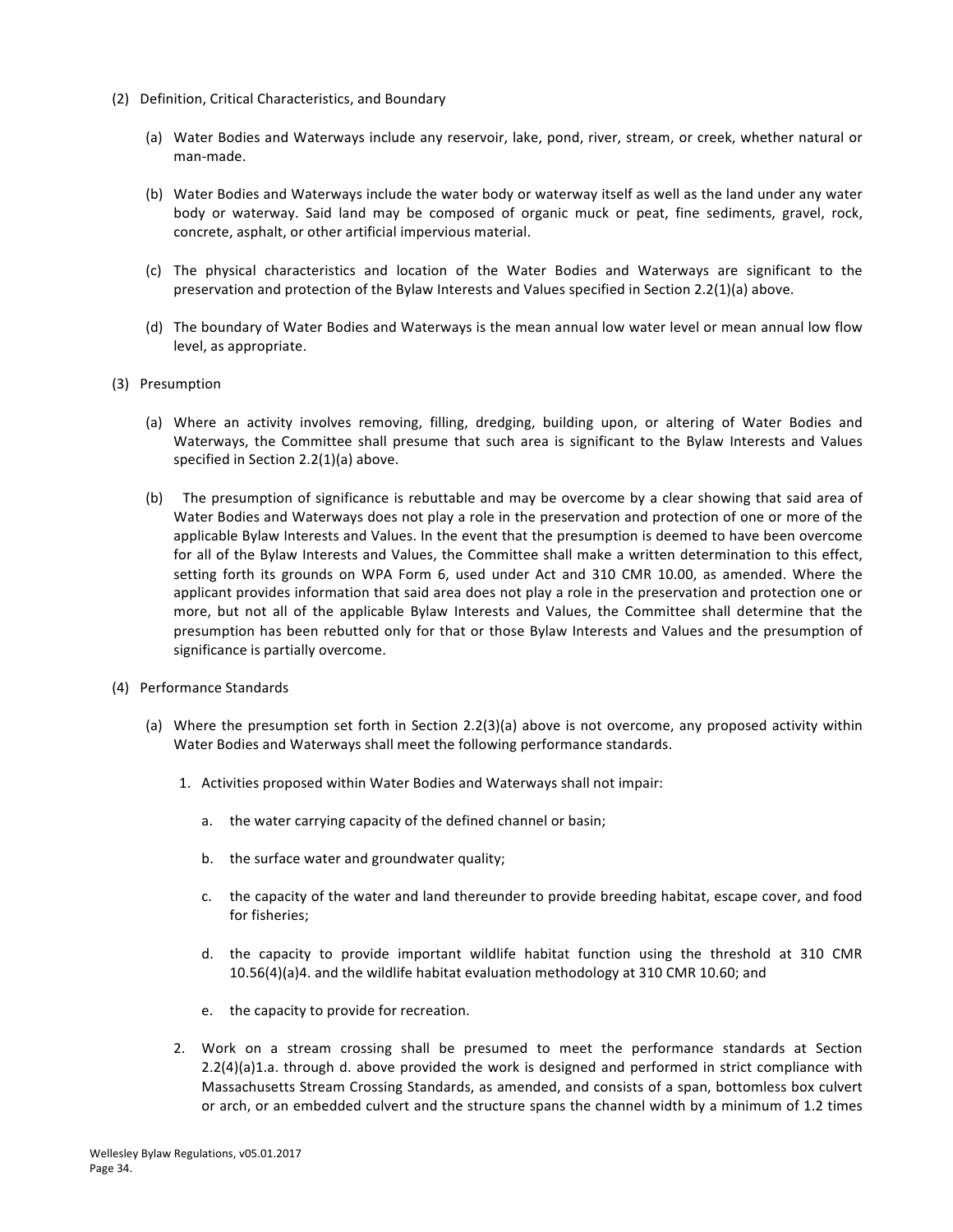(2) Definition, Critical Characteristics, and Boundary

(a) Water Bodies and Waterways include any reservoir, lake, pond, river, stream, or creek, whether natural or man-made.

(b) Water Bodies and Waterways include the water body or waterway itself as well as the land under any water body or waterway. Said land may be composed of organic muck or peat, fine sediments, gravel, rock, concrete, asphalt, or other artificial impervious material.

(c) The physical characteristics and location of the Water Bodies and Waterways are significant to the preservation and protection of the Bylaw Interests and Values specified in Section 2.2(1)(a) above.

(d) The boundary of Water Bodies and Waterways is the mean annual low water level or mean annual low flow level, as appropriate.

(3) Presumption

(a) Where an activity involves removing, filling, dredging, building upon, or altering of Water Bodies and Waterways, the Committee shall presume that such area is significant to the Bylaw Interests and Values specified in Section 2.2(1)(a) above.

(b) The presumption of significance is rebuttable and may be overcome by a clear showing that said area of Water Bodies and Waterways does not play a role in the preservation and protection of one or more of the applicable Bylaw Interests and Values. In the event that the presumption is deemed to have been overcome for all of the Bylaw Interests and Values, the Committee shall make a written determination to this effect, setting forth its grounds on WPA Form 6, used under Act and 310 CMR 10.00, as amended. Where the applicant provides information that said area does not play a role in the preservation and protection one or more, but not all of the applicable Bylaw Interests and Values, the Committee shall determine that the presumption has been rebutted only for that or those Bylaw Interests and Values and the presumption of significance is partially overcome.

(4) Performance Standards

(a) Where the presumption set forth in Section 2.2(3)(a) above is not overcome, any proposed activity within Water Bodies and Waterways shall meet the following performance standards.

1. Activities proposed within Water Bodies and Waterways shall not impair:

   a. the water carrying capacity of the defined channel or basin;

   b. the surface water and groundwater quality;

   c. the capacity of the water and land thereunder to provide breeding habitat, escape cover, and food for fisheries;

   d. the capacity to provide important wildlife habitat function using the threshold at 310 CMR 10.56(4)(a)4. and the wildlife habitat evaluation methodology at 310 CMR 10.60; and

   e. the capacity to provide for recreation.

2. Work on a stream crossing shall be presumed to meet the performance standards at Section 2.2(4)(a)1.a. through d. above provided the work is designed and performed in strict compliance with Massachusetts Stream Crossing Standards, as amended, and consists of a span, bottomless box culvert or arch, or an embedded culvert and the structure spans the channel width by a minimum of 1.2 times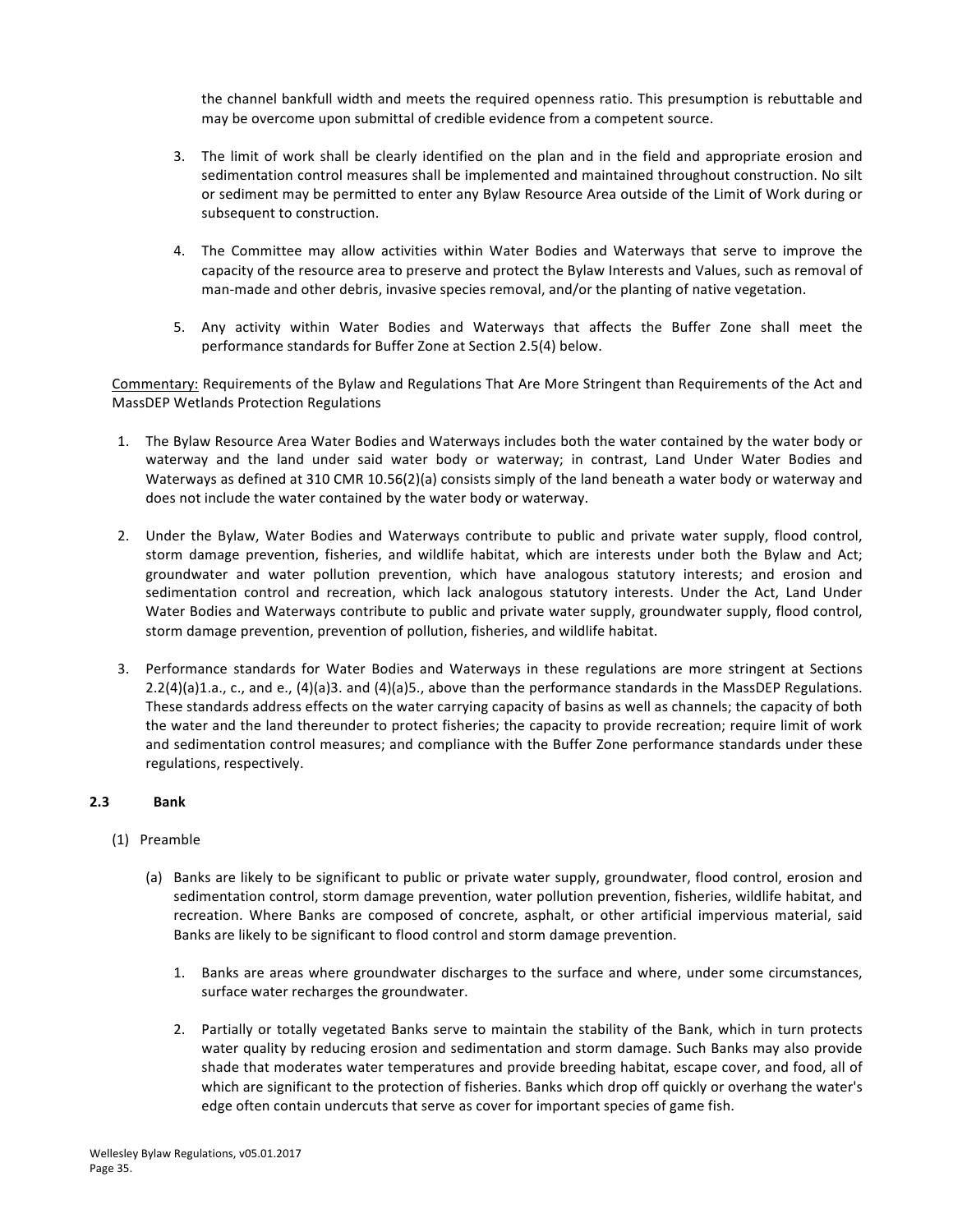the channel bankfull width and meets the required openness ratio. This presumption is rebuttable and may be overcome upon submittal of credible evidence from a competent source.

3. The limit of work shall be clearly identified on the plan and in the field and appropriate erosion and sedimentation control measures shall be implemented and maintained throughout construction. No silt or sediment may be permitted to enter any Bylaw Resource Area outside of the Limit of Work during or subsequent to construction.

4. The Committee may allow activities within Water Bodies and Waterways that serve to improve the capacity of the resource area to preserve and protect the Bylaw Interests and Values, such as removal of man-made and other debris, invasive species removal, and/or the planting of native vegetation.

5. Any activity within Water Bodies and Waterways that affects the Buffer Zone shall meet the performance standards for Buffer Zone at Section 2.5(4) below.

Commentary: Requirements of the Bylaw and Regulations That Are More Stringent than Requirements of the Act and MassDEP Wetlands Protection Regulations

1. The Bylaw Resource Area Water Bodies and Waterways includes both the water contained by the water body or waterway and the land under said water body or waterway; in contrast, Land Under Water Bodies and Waterways as defined at 310 CMR 10.56(2)(a) consists simply of the land beneath a water body or waterway and does not include the water contained by the water body or waterway.

2. Under the Bylaw, Water Bodies and Waterways contribute to public and private water supply, flood control, storm damage prevention, fisheries, and wildlife habitat, which are interests under both the Bylaw and Act; groundwater and water pollution prevention, which have analogous statutory interests; and erosion and sedimentation control and recreation, which lack analogous statutory interests. Under the Act, Land Under Water Bodies and Waterways contribute to public and private water supply, groundwater supply, flood control, storm damage prevention, prevention of pollution, fisheries, and wildlife habitat.

3. Performance standards for Water Bodies and Waterways in these regulations are more stringent at Sections 2.2(4)(a)1.a., c., and e., (4)(a)3. and (4)(a)5., above than the performance standards in the MassDEP Regulations. These standards address effects on the water carrying capacity of basins as well as channels; the capacity of both the water and the land thereunder to protect fisheries; the capacity to provide recreation; require limit of work and sedimentation control measures; and compliance with the Buffer Zone performance standards under these regulations, respectively.

### 2.3 Bank

(1) Preamble

(a) Banks are likely to be significant to public or private water supply, groundwater, flood control, erosion and sedimentation control, storm damage prevention, water pollution prevention, fisheries, wildlife habitat, and recreation. Where Banks are composed of concrete, asphalt, or other artificial impervious material, said Banks are likely to be significant to flood control and storm damage prevention.

1. Banks are areas where groundwater discharges to the surface and where, under some circumstances, surface water recharges the groundwater.

2. Partially or totally vegetated Banks serve to maintain the stability of the Bank, which in turn protects water quality by reducing erosion and sedimentation and storm damage. Such Banks may also provide shade that moderates water temperatures and provide breeding habitat, escape cover, and food, all of which are significant to the protection of fisheries. Banks which drop off quickly or overhang the water's edge often contain undercuts that serve as cover for important species of game fish.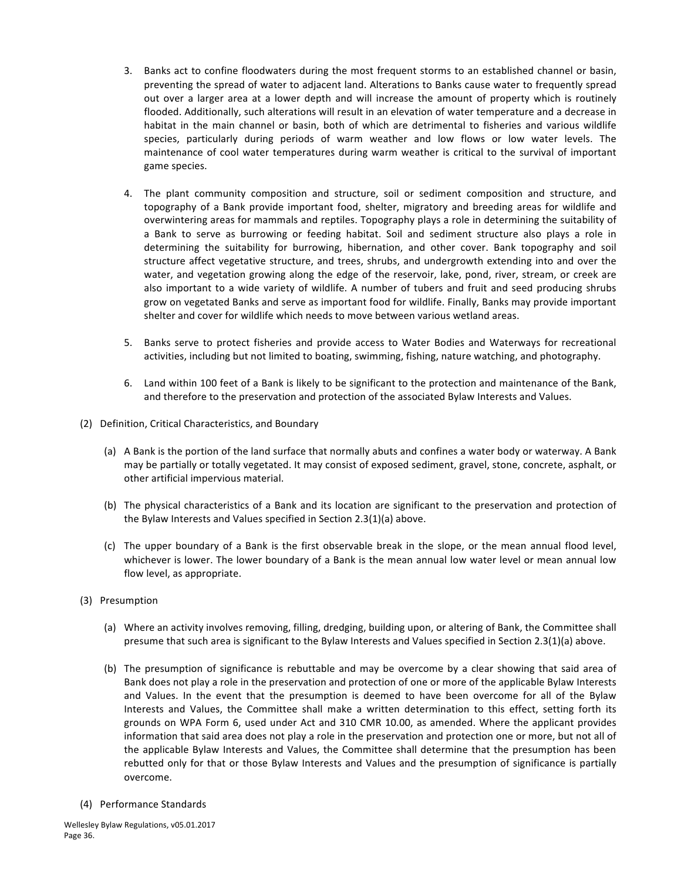3. Banks act to confine floodwaters during the most frequent storms to an established channel or basin, preventing the spread of water to adjacent land. Alterations to Banks cause water to frequently spread out over a larger area at a lower depth and will increase the amount of property which is routinely flooded. Additionally, such alterations will result in an elevation of water temperature and a decrease in habitat in the main channel or basin, both of which are detrimental to fisheries and various wildlife species, particularly during periods of warm weather and low flows or low water levels. The maintenance of cool water temperatures during warm weather is critical to the survival of important game species.

4. The plant community composition and structure, soil or sediment composition and structure, and topography of a Bank provide important food, shelter, migratory and breeding areas for wildlife and overwintering areas for mammals and reptiles. Topography plays a role in determining the suitability of a Bank to serve as burrowing or feeding habitat. Soil and sediment structure also plays a role in determining the suitability for burrowing, hibernation, and other cover. Bank topography and soil structure affect vegetative structure, and trees, shrubs, and undergrowth extending into and over the water, and vegetation growing along the edge of the reservoir, lake, pond, river, stream, or creek are also important to a wide variety of wildlife. A number of tubers and fruit and seed producing shrubs grow on vegetated Banks and serve as important food for wildlife. Finally, Banks may provide important shelter and cover for wildlife which needs to move between various wetland areas.

5. Banks serve to protect fisheries and provide access to Water Bodies and Waterways for recreational activities, including but not limited to boating, swimming, fishing, nature watching, and photography.

6. Land within 100 feet of a Bank is likely to be significant to the protection and maintenance of the Bank, and therefore to the preservation and protection of the associated Bylaw Interests and Values.

(2) Definition, Critical Characteristics, and Boundary

(a) A Bank is the portion of the land surface that normally abuts and confines a water body or waterway. A Bank may be partially or totally vegetated. It may consist of exposed sediment, gravel, stone, concrete, asphalt, or other artificial impervious material.

(b) The physical characteristics of a Bank and its location are significant to the preservation and protection of the Bylaw Interests and Values specified in Section 2.3(1)(a) above.

(c) The upper boundary of a Bank is the first observable break in the slope, or the mean annual flood level, whichever is lower. The lower boundary of a Bank is the mean annual low water level or mean annual low flow level, as appropriate.

(3) Presumption

(a) Where an activity involves removing, filling, dredging, building upon, or altering of Bank, the Committee shall presume that such area is significant to the Bylaw Interests and Values specified in Section 2.3(1)(a) above.

(b) The presumption of significance is rebuttable and may be overcome by a clear showing that said area of Bank does not play a role in the preservation and protection of one or more of the applicable Bylaw Interests and Values. In the event that the presumption is deemed to have been overcome for all of the Bylaw Interests and Values, the Committee shall make a written determination to this effect, setting forth its grounds on WPA Form 6, used under Act and 310 CMR 10.00, as amended. Where the applicant provides information that said area does not play a role in the preservation and protection one or more, but not all of the applicable Bylaw Interests and Values, the Committee shall determine that the presumption has been rebutted only for that or those Bylaw Interests and Values and the presumption of significance is partially overcome.

(4) Performance Standards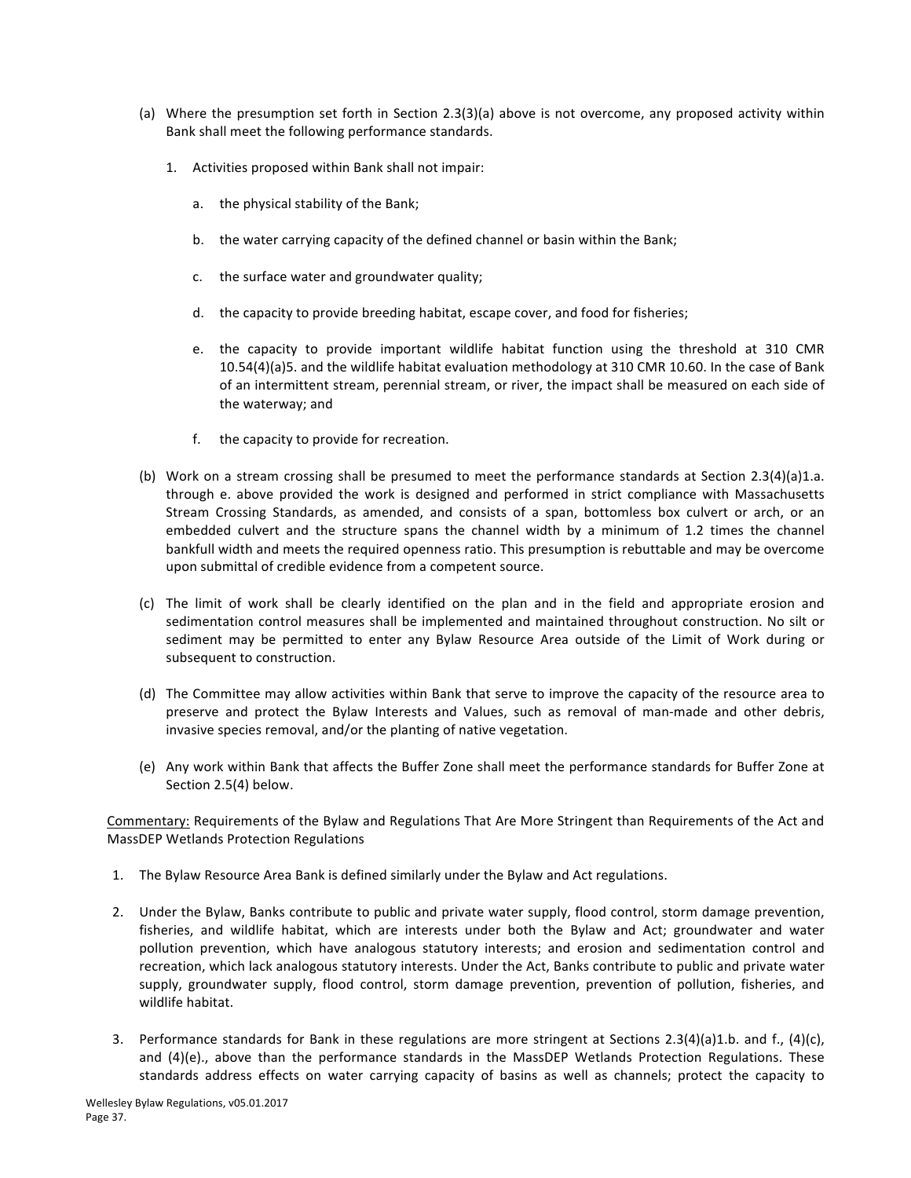(a) Where the presumption set forth in Section 2.3(3)(a) above is not overcome, any proposed activity within Bank shall meet the following performance standards.

   1. Activities proposed within Bank shall not impair:

      a. the physical stability of the Bank;

      b. the water carrying capacity of the defined channel or basin within the Bank;

      c. the surface water and groundwater quality;

      d. the capacity to provide breeding habitat, escape cover, and food for fisheries;

      e. the capacity to provide important wildlife habitat function using the threshold at 310 CMR 10.54(4)(a)5. and the wildlife habitat evaluation methodology at 310 CMR 10.60. In the case of Bank of an intermittent stream, perennial stream, or river, the impact shall be measured on each side of the waterway; and

      f. the capacity to provide for recreation.

(b) Work on a stream crossing shall be presumed to meet the performance standards at Section 2.3(4)(a)1.a. through e. above provided the work is designed and performed in strict compliance with Massachusetts Stream Crossing Standards, as amended, and consists of a span, bottomless box culvert or arch, or an embedded culvert and the structure spans the channel width by a minimum of 1.2 times the channel bankfull width and meets the required openness ratio. This presumption is rebuttable and may be overcome upon submittal of credible evidence from a competent source.

(c) The limit of work shall be clearly identified on the plan and in the field and appropriate erosion and sedimentation control measures shall be implemented and maintained throughout construction. No silt or sediment may be permitted to enter any Bylaw Resource Area outside of the Limit of Work during or subsequent to construction.

(d) The Committee may allow activities within Bank that serve to improve the capacity of the resource area to preserve and protect the Bylaw Interests and Values, such as removal of man-made and other debris, invasive species removal, and/or the planting of native vegetation.

(e) Any work within Bank that affects the Buffer Zone shall meet the performance standards for Buffer Zone at Section 2.5(4) below.

<u>Commentary:</u> Requirements of the Bylaw and Regulations That Are More Stringent than Requirements of the Act and MassDEP Wetlands Protection Regulations

1. The Bylaw Resource Area Bank is defined similarly under the Bylaw and Act regulations.

2. Under the Bylaw, Banks contribute to public and private water supply, flood control, storm damage prevention, fisheries, and wildlife habitat, which are interests under both the Bylaw and Act; groundwater and water pollution prevention, which have analogous statutory interests; and erosion and sedimentation control and recreation, which lack analogous statutory interests. Under the Act, Banks contribute to public and private water supply, groundwater supply, flood control, storm damage prevention, prevention of pollution, fisheries, and wildlife habitat.

3. Performance standards for Bank in these regulations are more stringent at Sections 2.3(4)(a)1.b. and f., (4)(c), and (4)(e)., above than the performance standards in the MassDEP Wetlands Protection Regulations. These standards address effects on water carrying capacity of basins as well as channels; protect the capacity to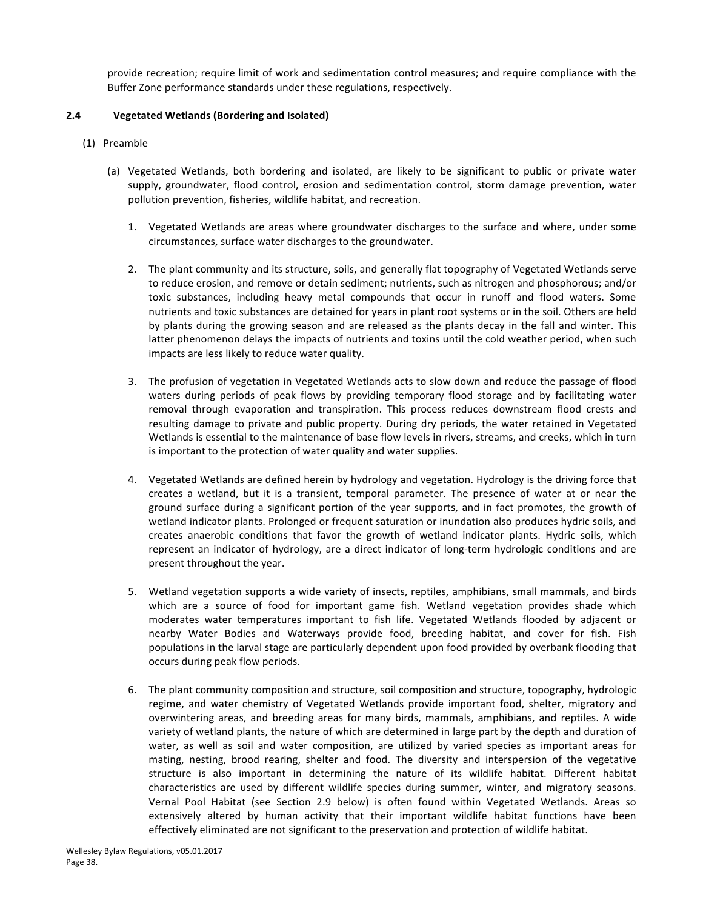provide recreation; require limit of work and sedimentation control measures; and require compliance with the Buffer Zone performance standards under these regulations, respectively.

## 2.4 Vegetated Wetlands (Bordering and Isolated)

(1) Preamble

(a) Vegetated Wetlands, both bordering and isolated, are likely to be significant to public or private water supply, groundwater, flood control, erosion and sedimentation control, storm damage prevention, water pollution prevention, fisheries, wildlife habitat, and recreation.

1. Vegetated Wetlands are areas where groundwater discharges to the surface and where, under some circumstances, surface water discharges to the groundwater.

2. The plant community and its structure, soils, and generally flat topography of Vegetated Wetlands serve to reduce erosion, and remove or detain sediment; nutrients, such as nitrogen and phosphorous; and/or toxic substances, including heavy metal compounds that occur in runoff and flood waters. Some nutrients and toxic substances are detained for years in plant root systems or in the soil. Others are held by plants during the growing season and are released as the plants decay in the fall and winter. This latter phenomenon delays the impacts of nutrients and toxins until the cold weather period, when such impacts are less likely to reduce water quality.

3. The profusion of vegetation in Vegetated Wetlands acts to slow down and reduce the passage of flood waters during periods of peak flows by providing temporary flood storage and by facilitating water removal through evaporation and transpiration. This process reduces downstream flood crests and resulting damage to private and public property. During dry periods, the water retained in Vegetated Wetlands is essential to the maintenance of base flow levels in rivers, streams, and creeks, which in turn is important to the protection of water quality and water supplies.

4. Vegetated Wetlands are defined herein by hydrology and vegetation. Hydrology is the driving force that creates a wetland, but it is a transient, temporal parameter. The presence of water at or near the ground surface during a significant portion of the year supports, and in fact promotes, the growth of wetland indicator plants. Prolonged or frequent saturation or inundation also produces hydric soils, and creates anaerobic conditions that favor the growth of wetland indicator plants. Hydric soils, which represent an indicator of hydrology, are a direct indicator of long-term hydrologic conditions and are present throughout the year.

5. Wetland vegetation supports a wide variety of insects, reptiles, amphibians, small mammals, and birds which are a source of food for important game fish. Wetland vegetation provides shade which moderates water temperatures important to fish life. Vegetated Wetlands flooded by adjacent or nearby Water Bodies and Waterways provide food, breeding habitat, and cover for fish. Fish populations in the larval stage are particularly dependent upon food provided by overbank flooding that occurs during peak flow periods.

6. The plant community composition and structure, soil composition and structure, topography, hydrologic regime, and water chemistry of Vegetated Wetlands provide important food, shelter, migratory and overwintering areas, and breeding areas for many birds, mammals, amphibians, and reptiles. A wide variety of wetland plants, the nature of which are determined in large part by the depth and duration of water, as well as soil and water composition, are utilized by varied species as important areas for mating, nesting, brood rearing, shelter and food. The diversity and interspersion of the vegetative structure is also important in determining the nature of its wildlife habitat. Different habitat characteristics are used by different wildlife species during summer, winter, and migratory seasons. Vernal Pool Habitat (see Section 2.9 below) is often found within Vegetated Wetlands. Areas so extensively altered by human activity that their important wildlife habitat functions have been effectively eliminated are not significant to the preservation and protection of wildlife habitat.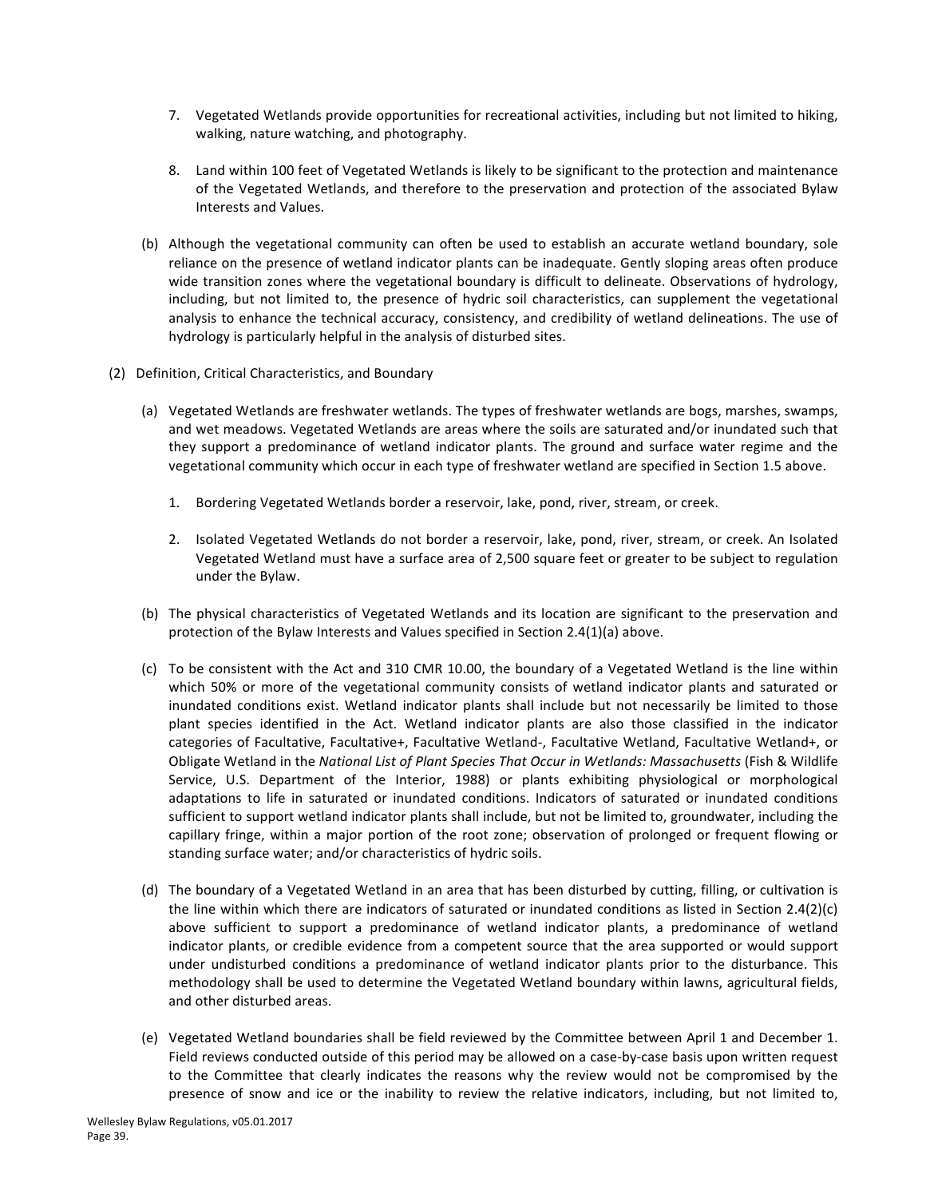7. Vegetated Wetlands provide opportunities for recreational activities, including but not limited to hiking, walking, nature watching, and photography.

8. Land within 100 feet of Vegetated Wetlands is likely to be significant to the protection and maintenance of the Vegetated Wetlands, and therefore to the preservation and protection of the associated Bylaw Interests and Values.

(b) Although the vegetational community can often be used to establish an accurate wetland boundary, sole reliance on the presence of wetland indicator plants can be inadequate. Gently sloping areas often produce wide transition zones where the vegetational boundary is difficult to delineate. Observations of hydrology, including, but not limited to, the presence of hydric soil characteristics, can supplement the vegetational analysis to enhance the technical accuracy, consistency, and credibility of wetland delineations. The use of hydrology is particularly helpful in the analysis of disturbed sites.

(2) Definition, Critical Characteristics, and Boundary

(a) Vegetated Wetlands are freshwater wetlands. The types of freshwater wetlands are bogs, marshes, swamps, and wet meadows. Vegetated Wetlands are areas where the soils are saturated and/or inundated such that they support a predominance of wetland indicator plants. The ground and surface water regime and the vegetational community which occur in each type of freshwater wetland are specified in Section 1.5 above.

1. Bordering Vegetated Wetlands border a reservoir, lake, pond, river, stream, or creek.

2. Isolated Vegetated Wetlands do not border a reservoir, lake, pond, river, stream, or creek. An Isolated Vegetated Wetland must have a surface area of 2,500 square feet or greater to be subject to regulation under the Bylaw.

(b) The physical characteristics of Vegetated Wetlands and its location are significant to the preservation and protection of the Bylaw Interests and Values specified in Section 2.4(1)(a) above.

(c) To be consistent with the Act and 310 CMR 10.00, the boundary of a Vegetated Wetland is the line within which 50% or more of the vegetational community consists of wetland indicator plants and saturated or inundated conditions exist. Wetland indicator plants shall include but not necessarily be limited to those plant species identified in the Act. Wetland indicator plants are also those classified in the indicator categories of Facultative, Facultative+, Facultative Wetland-, Facultative Wetland, Facultative Wetland+, or Obligate Wetland in the *National List of Plant Species That Occur in Wetlands: Massachusetts* (Fish & Wildlife Service, U.S. Department of the Interior, 1988) or plants exhibiting physiological or morphological adaptations to life in saturated or inundated conditions. Indicators of saturated or inundated conditions sufficient to support wetland indicator plants shall include, but not be limited to, groundwater, including the capillary fringe, within a major portion of the root zone; observation of prolonged or frequent flowing or standing surface water; and/or characteristics of hydric soils.

(d) The boundary of a Vegetated Wetland in an area that has been disturbed by cutting, filling, or cultivation is the line within which there are indicators of saturated or inundated conditions as listed in Section 2.4(2)(c) above sufficient to support a predominance of wetland indicator plants, a predominance of wetland indicator plants, or credible evidence from a competent source that the area supported or would support under undisturbed conditions a predominance of wetland indicator plants prior to the disturbance. This methodology shall be used to determine the Vegetated Wetland boundary within lawns, agricultural fields, and other disturbed areas.

(e) Vegetated Wetland boundaries shall be field reviewed by the Committee between April 1 and December 1. Field reviews conducted outside of this period may be allowed on a case-by-case basis upon written request to the Committee that clearly indicates the reasons why the review would not be compromised by the presence of snow and ice or the inability to review the relative indicators, including, but not limited to,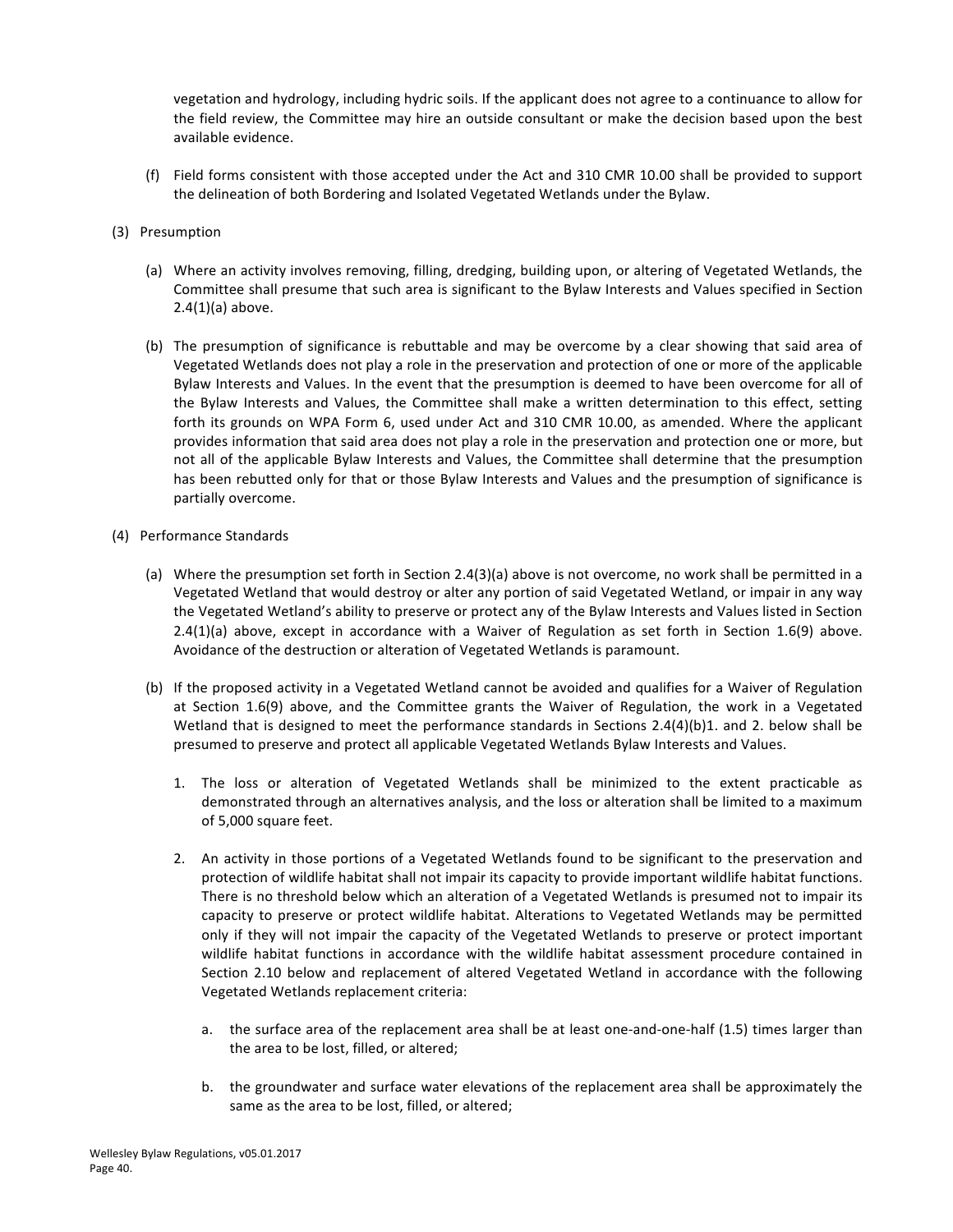vegetation and hydrology, including hydric soils. If the applicant does not agree to a continuance to allow for the field review, the Committee may hire an outside consultant or make the decision based upon the best available evidence.

(f) Field forms consistent with those accepted under the Act and 310 CMR 10.00 shall be provided to support the delineation of both Bordering and Isolated Vegetated Wetlands under the Bylaw.

(3) Presumption

(a) Where an activity involves removing, filling, dredging, building upon, or altering of Vegetated Wetlands, the Committee shall presume that such area is significant to the Bylaw Interests and Values specified in Section 2.4(1)(a) above.

(b) The presumption of significance is rebuttable and may be overcome by a clear showing that said area of Vegetated Wetlands does not play a role in the preservation and protection of one or more of the applicable Bylaw Interests and Values. In the event that the presumption is deemed to have been overcome for all of the Bylaw Interests and Values, the Committee shall make a written determination to this effect, setting forth its grounds on WPA Form 6, used under Act and 310 CMR 10.00, as amended. Where the applicant provides information that said area does not play a role in the preservation and protection one or more, but not all of the applicable Bylaw Interests and Values, the Committee shall determine that the presumption has been rebutted only for that or those Bylaw Interests and Values and the presumption of significance is partially overcome.

(4) Performance Standards

(a) Where the presumption set forth in Section 2.4(3)(a) above is not overcome, no work shall be permitted in a Vegetated Wetland that would destroy or alter any portion of said Vegetated Wetland, or impair in any way the Vegetated Wetland's ability to preserve or protect any of the Bylaw Interests and Values listed in Section 2.4(1)(a) above, except in accordance with a Waiver of Regulation as set forth in Section 1.6(9) above. Avoidance of the destruction or alteration of Vegetated Wetlands is paramount.

(b) If the proposed activity in a Vegetated Wetland cannot be avoided and qualifies for a Waiver of Regulation at Section 1.6(9) above, and the Committee grants the Waiver of Regulation, the work in a Vegetated Wetland that is designed to meet the performance standards in Sections 2.4(4)(b)1. and 2. below shall be presumed to preserve and protect all applicable Vegetated Wetlands Bylaw Interests and Values.

1. The loss or alteration of Vegetated Wetlands shall be minimized to the extent practicable as demonstrated through an alternatives analysis, and the loss or alteration shall be limited to a maximum of 5,000 square feet.

2. An activity in those portions of a Vegetated Wetlands found to be significant to the preservation and protection of wildlife habitat shall not impair its capacity to provide important wildlife habitat functions. There is no threshold below which an alteration of a Vegetated Wetlands is presumed not to impair its capacity to preserve or protect wildlife habitat. Alterations to Vegetated Wetlands may be permitted only if they will not impair the capacity of the Vegetated Wetlands to preserve or protect important wildlife habitat functions in accordance with the wildlife habitat assessment procedure contained in Section 2.10 below and replacement of altered Vegetated Wetland in accordance with the following Vegetated Wetlands replacement criteria:

   a. the surface area of the replacement area shall be at least one-and-one-half (1.5) times larger than the area to be lost, filled, or altered;

   b. the groundwater and surface water elevations of the replacement area shall be approximately the same as the area to be lost, filled, or altered;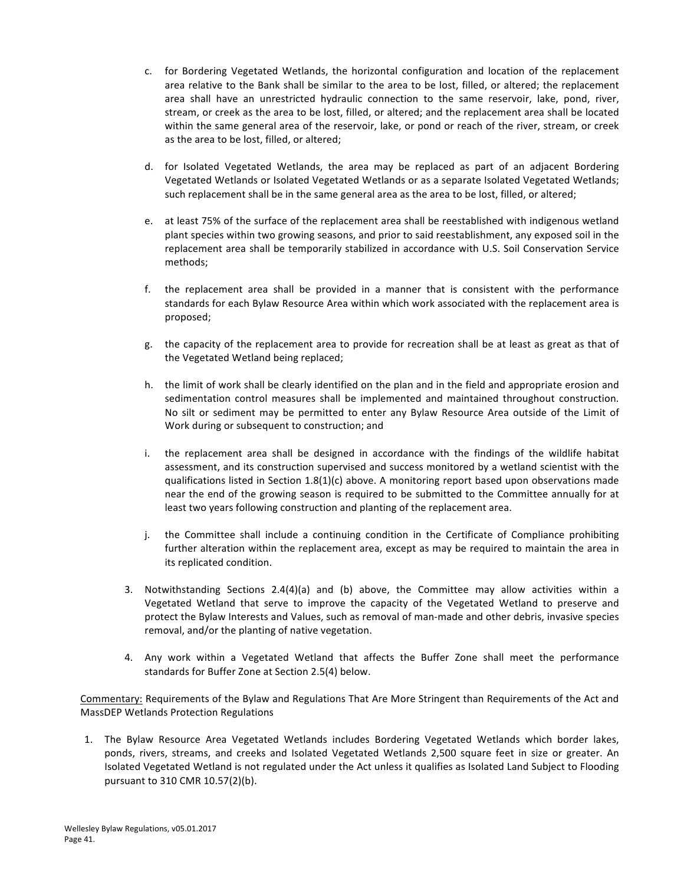c. for Bordering Vegetated Wetlands, the horizontal configuration and location of the replacement area relative to the Bank shall be similar to the area to be lost, filled, or altered; the replacement area shall have an unrestricted hydraulic connection to the same reservoir, lake, pond, river, stream, or creek as the area to be lost, filled, or altered; and the replacement area shall be located within the same general area of the reservoir, lake, or pond or reach of the river, stream, or creek as the area to be lost, filled, or altered;

d. for Isolated Vegetated Wetlands, the area may be replaced as part of an adjacent Bordering Vegetated Wetlands or Isolated Vegetated Wetlands or as a separate Isolated Vegetated Wetlands; such replacement shall be in the same general area as the area to be lost, filled, or altered;

e. at least 75% of the surface of the replacement area shall be reestablished with indigenous wetland plant species within two growing seasons, and prior to said reestablishment, any exposed soil in the replacement area shall be temporarily stabilized in accordance with U.S. Soil Conservation Service methods;

f. the replacement area shall be provided in a manner that is consistent with the performance standards for each Bylaw Resource Area within which work associated with the replacement area is proposed;

g. the capacity of the replacement area to provide for recreation shall be at least as great as that of the Vegetated Wetland being replaced;

h. the limit of work shall be clearly identified on the plan and in the field and appropriate erosion and sedimentation control measures shall be implemented and maintained throughout construction. No silt or sediment may be permitted to enter any Bylaw Resource Area outside of the Limit of Work during or subsequent to construction; and

i. the replacement area shall be designed in accordance with the findings of the wildlife habitat assessment, and its construction supervised and success monitored by a wetland scientist with the qualifications listed in Section 1.8(1)(c) above. A monitoring report based upon observations made near the end of the growing season is required to be submitted to the Committee annually for at least two years following construction and planting of the replacement area.

j. the Committee shall include a continuing condition in the Certificate of Compliance prohibiting further alteration within the replacement area, except as may be required to maintain the area in its replicated condition.

3. Notwithstanding Sections 2.4(4)(a) and (b) above, the Committee may allow activities within a Vegetated Wetland that serve to improve the capacity of the Vegetated Wetland to preserve and protect the Bylaw Interests and Values, such as removal of man-made and other debris, invasive species removal, and/or the planting of native vegetation.

4. Any work within a Vegetated Wetland that affects the Buffer Zone shall meet the performance standards for Buffer Zone at Section 2.5(4) below.

Commentary: Requirements of the Bylaw and Regulations That Are More Stringent than Requirements of the Act and MassDEP Wetlands Protection Regulations

1. The Bylaw Resource Area Vegetated Wetlands includes Bordering Vegetated Wetlands which border lakes, ponds, rivers, streams, and creeks and Isolated Vegetated Wetlands 2,500 square feet in size or greater. An Isolated Vegetated Wetland is not regulated under the Act unless it qualifies as Isolated Land Subject to Flooding pursuant to 310 CMR 10.57(2)(b).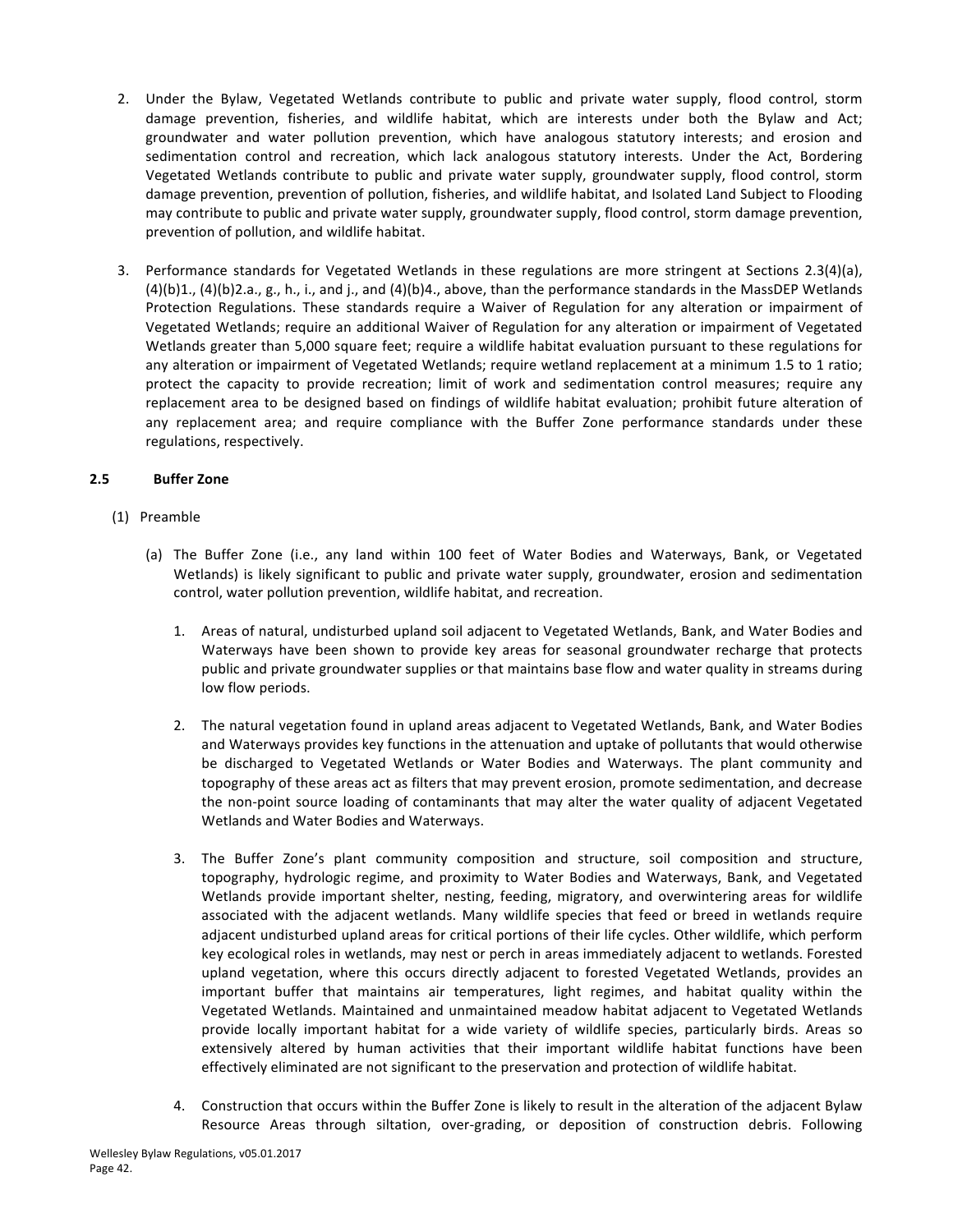2. Under the Bylaw, Vegetated Wetlands contribute to public and private water supply, flood control, storm damage prevention, fisheries, and wildlife habitat, which are interests under both the Bylaw and Act; groundwater and water pollution prevention, which have analogous statutory interests; and erosion and sedimentation control and recreation, which lack analogous statutory interests. Under the Act, Bordering Vegetated Wetlands contribute to public and private water supply, groundwater supply, flood control, storm damage prevention, prevention of pollution, fisheries, and wildlife habitat, and Isolated Land Subject to Flooding may contribute to public and private water supply, groundwater supply, flood control, storm damage prevention, prevention of pollution, and wildlife habitat.

3. Performance standards for Vegetated Wetlands in these regulations are more stringent at Sections 2.3(4)(a), (4)(b)1., (4)(b)2.a., g., h., i., and j., and (4)(b)4., above, than the performance standards in the MassDEP Wetlands Protection Regulations. These standards require a Waiver of Regulation for any alteration or impairment of Vegetated Wetlands; require an additional Waiver of Regulation for any alteration or impairment of Vegetated Wetlands greater than 5,000 square feet; require a wildlife habitat evaluation pursuant to these regulations for any alteration or impairment of Vegetated Wetlands; require wetland replacement at a minimum 1.5 to 1 ratio; protect the capacity to provide recreation; limit of work and sedimentation control measures; require any replacement area to be designed based on findings of wildlife habitat evaluation; prohibit future alteration of any replacement area; and require compliance with the Buffer Zone performance standards under these regulations, respectively.

### 2.5 Buffer Zone

(1) Preamble

(a) The Buffer Zone (i.e., any land within 100 feet of Water Bodies and Waterways, Bank, or Vegetated Wetlands) is likely significant to public and private water supply, groundwater, erosion and sedimentation control, water pollution prevention, wildlife habitat, and recreation.

1. Areas of natural, undisturbed upland soil adjacent to Vegetated Wetlands, Bank, and Water Bodies and Waterways have been shown to provide key areas for seasonal groundwater recharge that protects public and private groundwater supplies or that maintains base flow and water quality in streams during low flow periods.

2. The natural vegetation found in upland areas adjacent to Vegetated Wetlands, Bank, and Water Bodies and Waterways provides key functions in the attenuation and uptake of pollutants that would otherwise be discharged to Vegetated Wetlands or Water Bodies and Waterways. The plant community and topography of these areas act as filters that may prevent erosion, promote sedimentation, and decrease the non-point source loading of contaminants that may alter the water quality of adjacent Vegetated Wetlands and Water Bodies and Waterways.

3. The Buffer Zone's plant community composition and structure, soil composition and structure, topography, hydrologic regime, and proximity to Water Bodies and Waterways, Bank, and Vegetated Wetlands provide important shelter, nesting, feeding, migratory, and overwintering areas for wildlife associated with the adjacent wetlands. Many wildlife species that feed or breed in wetlands require adjacent undisturbed upland areas for critical portions of their life cycles. Other wildlife, which perform key ecological roles in wetlands, may nest or perch in areas immediately adjacent to wetlands. Forested upland vegetation, where this occurs directly adjacent to forested Vegetated Wetlands, provides an important buffer that maintains air temperatures, light regimes, and habitat quality within the Vegetated Wetlands. Maintained and unmaintained meadow habitat adjacent to Vegetated Wetlands provide locally important habitat for a wide variety of wildlife species, particularly birds. Areas so extensively altered by human activities that their important wildlife habitat functions have been effectively eliminated are not significant to the preservation and protection of wildlife habitat.

4. Construction that occurs within the Buffer Zone is likely to result in the alteration of the adjacent Bylaw Resource Areas through siltation, over-grading, or deposition of construction debris. Following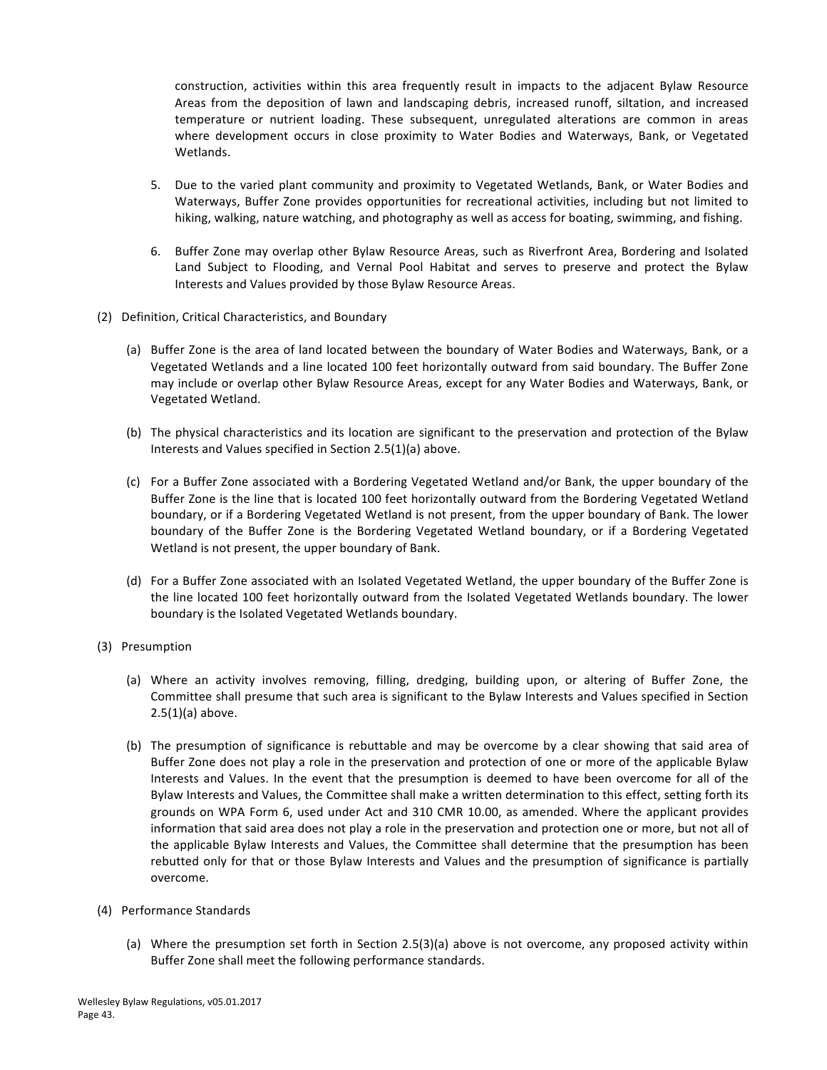construction, activities within this area frequently result in impacts to the adjacent Bylaw Resource Areas from the deposition of lawn and landscaping debris, increased runoff, siltation, and increased temperature or nutrient loading. These subsequent, unregulated alterations are common in areas where development occurs in close proximity to Water Bodies and Waterways, Bank, or Vegetated Wetlands.

5. Due to the varied plant community and proximity to Vegetated Wetlands, Bank, or Water Bodies and Waterways, Buffer Zone provides opportunities for recreational activities, including but not limited to hiking, walking, nature watching, and photography as well as access for boating, swimming, and fishing.

6. Buffer Zone may overlap other Bylaw Resource Areas, such as Riverfront Area, Bordering and Isolated Land Subject to Flooding, and Vernal Pool Habitat and serves to preserve and protect the Bylaw Interests and Values provided by those Bylaw Resource Areas.

(2) Definition, Critical Characteristics, and Boundary

(a) Buffer Zone is the area of land located between the boundary of Water Bodies and Waterways, Bank, or a Vegetated Wetlands and a line located 100 feet horizontally outward from said boundary. The Buffer Zone may include or overlap other Bylaw Resource Areas, except for any Water Bodies and Waterways, Bank, or Vegetated Wetland.

(b) The physical characteristics and its location are significant to the preservation and protection of the Bylaw Interests and Values specified in Section 2.5(1)(a) above.

(c) For a Buffer Zone associated with a Bordering Vegetated Wetland and/or Bank, the upper boundary of the Buffer Zone is the line that is located 100 feet horizontally outward from the Bordering Vegetated Wetland boundary, or if a Bordering Vegetated Wetland is not present, from the upper boundary of Bank. The lower boundary of the Buffer Zone is the Bordering Vegetated Wetland boundary, or if a Bordering Vegetated Wetland is not present, the upper boundary of Bank.

(d) For a Buffer Zone associated with an Isolated Vegetated Wetland, the upper boundary of the Buffer Zone is the line located 100 feet horizontally outward from the Isolated Vegetated Wetlands boundary. The lower boundary is the Isolated Vegetated Wetlands boundary.

(3) Presumption

(a) Where an activity involves removing, filling, dredging, building upon, or altering of Buffer Zone, the Committee shall presume that such area is significant to the Bylaw Interests and Values specified in Section 2.5(1)(a) above.

(b) The presumption of significance is rebuttable and may be overcome by a clear showing that said area of Buffer Zone does not play a role in the preservation and protection of one or more of the applicable Bylaw Interests and Values. In the event that the presumption is deemed to have been overcome for all of the Bylaw Interests and Values, the Committee shall make a written determination to this effect, setting forth its grounds on WPA Form 6, used under Act and 310 CMR 10.00, as amended. Where the applicant provides information that said area does not play a role in the preservation and protection one or more, but not all of the applicable Bylaw Interests and Values, the Committee shall determine that the presumption has been rebutted only for that or those Bylaw Interests and Values and the presumption of significance is partially overcome.

(4) Performance Standards

(a) Where the presumption set forth in Section 2.5(3)(a) above is not overcome, any proposed activity within Buffer Zone shall meet the following performance standards.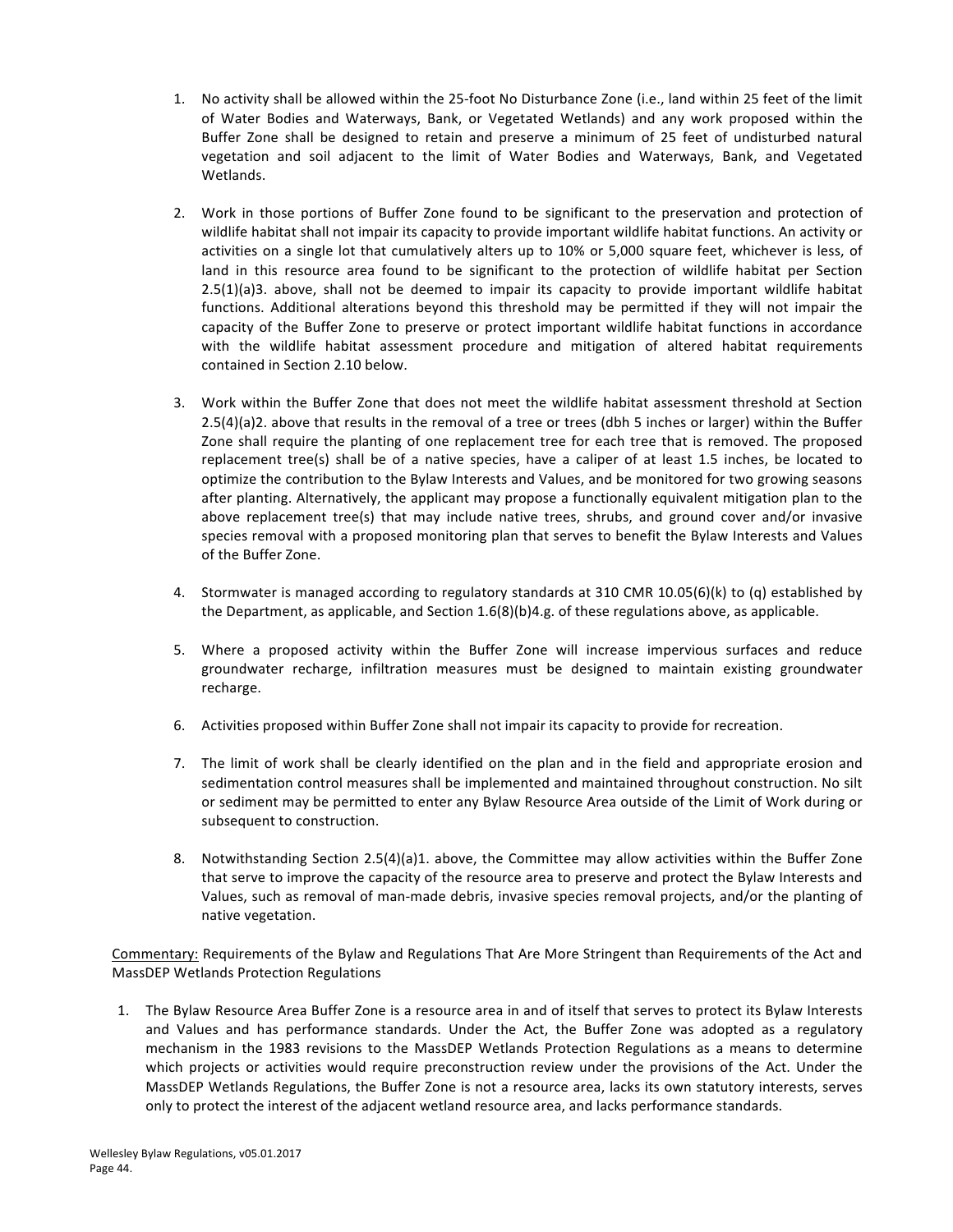1. No activity shall be allowed within the 25-foot No Disturbance Zone (i.e., land within 25 feet of the limit of Water Bodies and Waterways, Bank, or Vegetated Wetlands) and any work proposed within the Buffer Zone shall be designed to retain and preserve a minimum of 25 feet of undisturbed natural vegetation and soil adjacent to the limit of Water Bodies and Waterways, Bank, and Vegetated Wetlands.

2. Work in those portions of Buffer Zone found to be significant to the preservation and protection of wildlife habitat shall not impair its capacity to provide important wildlife habitat functions. An activity or activities on a single lot that cumulatively alters up to 10% or 5,000 square feet, whichever is less, of land in this resource area found to be significant to the protection of wildlife habitat per Section 2.5(1)(a)3. above, shall not be deemed to impair its capacity to provide important wildlife habitat functions. Additional alterations beyond this threshold may be permitted if they will not impair the capacity of the Buffer Zone to preserve or protect important wildlife habitat functions in accordance with the wildlife habitat assessment procedure and mitigation of altered habitat requirements contained in Section 2.10 below.

3. Work within the Buffer Zone that does not meet the wildlife habitat assessment threshold at Section 2.5(4)(a)2. above that results in the removal of a tree or trees (dbh 5 inches or larger) within the Buffer Zone shall require the planting of one replacement tree for each tree that is removed. The proposed replacement tree(s) shall be of a native species, have a caliper of at least 1.5 inches, be located to optimize the contribution to the Bylaw Interests and Values, and be monitored for two growing seasons after planting. Alternatively, the applicant may propose a functionally equivalent mitigation plan to the above replacement tree(s) that may include native trees, shrubs, and ground cover and/or invasive species removal with a proposed monitoring plan that serves to benefit the Bylaw Interests and Values of the Buffer Zone.

4. Stormwater is managed according to regulatory standards at 310 CMR 10.05(6)(k) to (q) established by the Department, as applicable, and Section 1.6(8)(b)4.g. of these regulations above, as applicable.

5. Where a proposed activity within the Buffer Zone will increase impervious surfaces and reduce groundwater recharge, infiltration measures must be designed to maintain existing groundwater recharge.

6. Activities proposed within Buffer Zone shall not impair its capacity to provide for recreation.

7. The limit of work shall be clearly identified on the plan and in the field and appropriate erosion and sedimentation control measures shall be implemented and maintained throughout construction. No silt or sediment may be permitted to enter any Bylaw Resource Area outside of the Limit of Work during or subsequent to construction.

8. Notwithstanding Section 2.5(4)(a)1. above, the Committee may allow activities within the Buffer Zone that serve to improve the capacity of the resource area to preserve and protect the Bylaw Interests and Values, such as removal of man-made debris, invasive species removal projects, and/or the planting of native vegetation.

<u>Commentary:</u> Requirements of the Bylaw and Regulations That Are More Stringent than Requirements of the Act and MassDEP Wetlands Protection Regulations

1. The Bylaw Resource Area Buffer Zone is a resource area in and of itself that serves to protect its Bylaw Interests and Values and has performance standards. Under the Act, the Buffer Zone was adopted as a regulatory mechanism in the 1983 revisions to the MassDEP Wetlands Protection Regulations as a means to determine which projects or activities would require preconstruction review under the provisions of the Act. Under the MassDEP Wetlands Regulations, the Buffer Zone is not a resource area, lacks its own statutory interests, serves only to protect the interest of the adjacent wetland resource area, and lacks performance standards.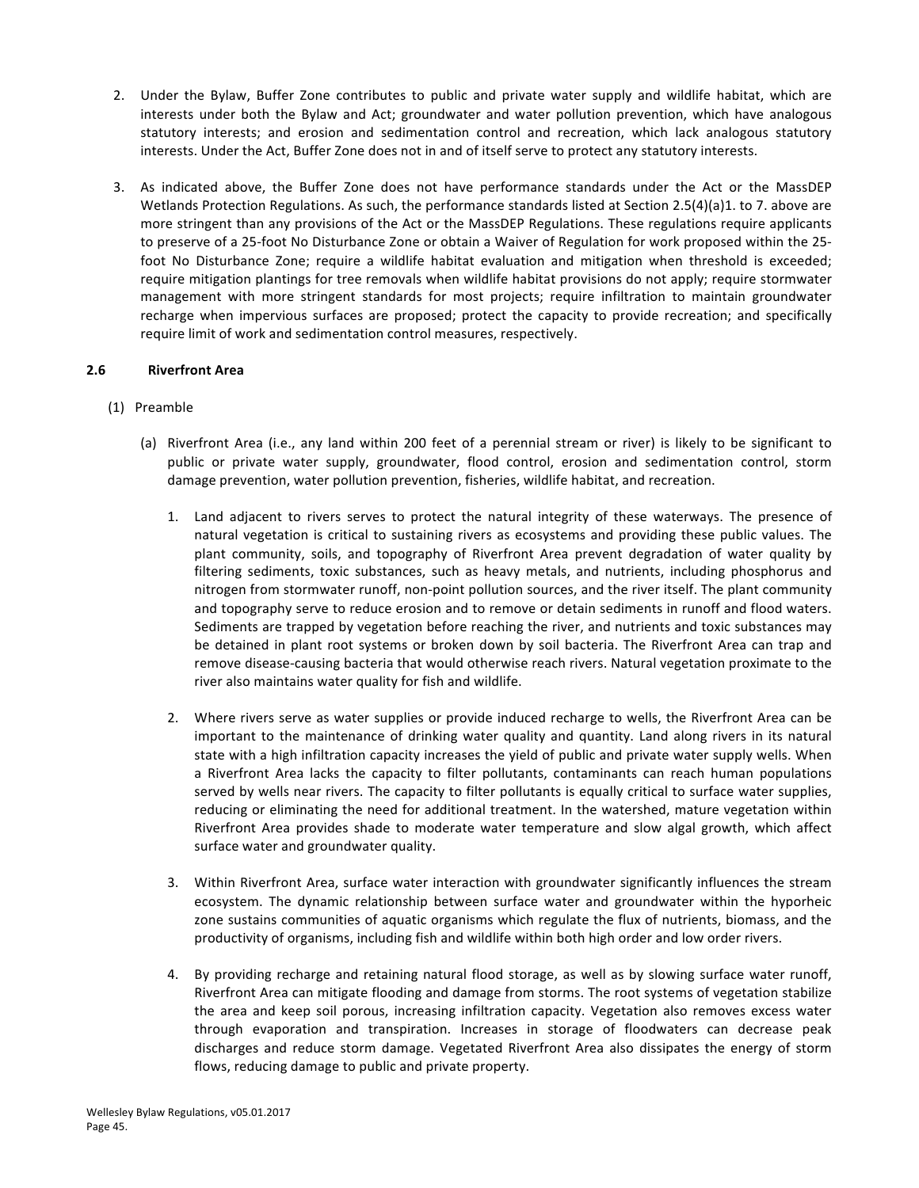2. Under the Bylaw, Buffer Zone contributes to public and private water supply and wildlife habitat, which are interests under both the Bylaw and Act; groundwater and water pollution prevention, which have analogous statutory interests; and erosion and sedimentation control and recreation, which lack analogous statutory interests. Under the Act, Buffer Zone does not in and of itself serve to protect any statutory interests.

3. As indicated above, the Buffer Zone does not have performance standards under the Act or the MassDEP Wetlands Protection Regulations. As such, the performance standards listed at Section 2.5(4)(a)1. to 7. above are more stringent than any provisions of the Act or the MassDEP Regulations. These regulations require applicants to preserve of a 25-foot No Disturbance Zone or obtain a Waiver of Regulation for work proposed within the 25-foot No Disturbance Zone; require a wildlife habitat evaluation and mitigation when threshold is exceeded; require mitigation plantings for tree removals when wildlife habitat provisions do not apply; require stormwater management with more stringent standards for most projects; require infiltration to maintain groundwater recharge when impervious surfaces are proposed; protect the capacity to provide recreation; and specifically require limit of work and sedimentation control measures, respectively.

### 2.6 Riverfront Area

(1) Preamble

(a) Riverfront Area (i.e., any land within 200 feet of a perennial stream or river) is likely to be significant to public or private water supply, groundwater, flood control, erosion and sedimentation control, storm damage prevention, water pollution prevention, fisheries, wildlife habitat, and recreation.

1. Land adjacent to rivers serves to protect the natural integrity of these waterways. The presence of natural vegetation is critical to sustaining rivers as ecosystems and providing these public values. The plant community, soils, and topography of Riverfront Area prevent degradation of water quality by filtering sediments, toxic substances, such as heavy metals, and nutrients, including phosphorus and nitrogen from stormwater runoff, non-point pollution sources, and the river itself. The plant community and topography serve to reduce erosion and to remove or detain sediments in runoff and flood waters. Sediments are trapped by vegetation before reaching the river, and nutrients and toxic substances may be detained in plant root systems or broken down by soil bacteria. The Riverfront Area can trap and remove disease-causing bacteria that would otherwise reach rivers. Natural vegetation proximate to the river also maintains water quality for fish and wildlife.

2. Where rivers serve as water supplies or provide induced recharge to wells, the Riverfront Area can be important to the maintenance of drinking water quality and quantity. Land along rivers in its natural state with a high infiltration capacity increases the yield of public and private water supply wells. When a Riverfront Area lacks the capacity to filter pollutants, contaminants can reach human populations served by wells near rivers. The capacity to filter pollutants is equally critical to surface water supplies, reducing or eliminating the need for additional treatment. In the watershed, mature vegetation within Riverfront Area provides shade to moderate water temperature and slow algal growth, which affect surface water and groundwater quality.

3. Within Riverfront Area, surface water interaction with groundwater significantly influences the stream ecosystem. The dynamic relationship between surface water and groundwater within the hyporheic zone sustains communities of aquatic organisms which regulate the flux of nutrients, biomass, and the productivity of organisms, including fish and wildlife within both high order and low order rivers.

4. By providing recharge and retaining natural flood storage, as well as by slowing surface water runoff, Riverfront Area can mitigate flooding and damage from storms. The root systems of vegetation stabilize the area and keep soil porous, increasing infiltration capacity. Vegetation also removes excess water through evaporation and transpiration. Increases in storage of floodwaters can decrease peak discharges and reduce storm damage. Vegetated Riverfront Area also dissipates the energy of storm flows, reducing damage to public and private property.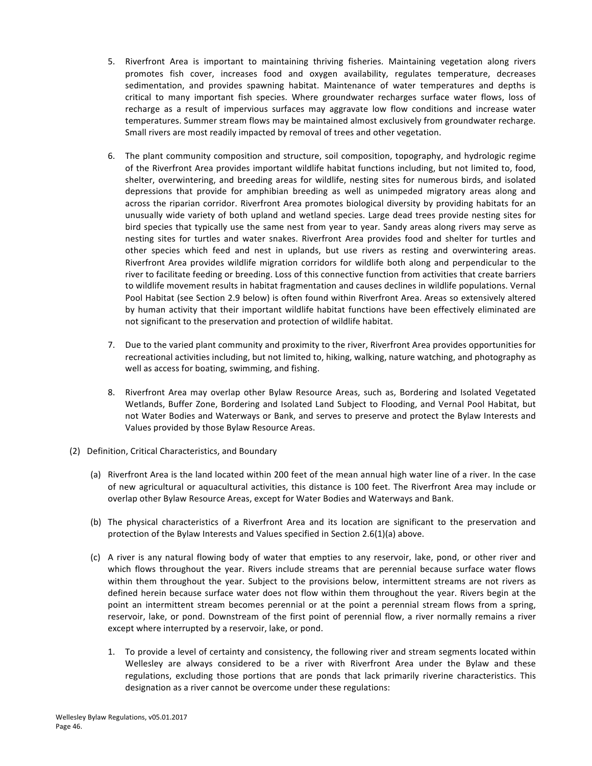5. Riverfront Area is important to maintaining thriving fisheries. Maintaining vegetation along rivers promotes fish cover, increases food and oxygen availability, regulates temperature, decreases sedimentation, and provides spawning habitat. Maintenance of water temperatures and depths is critical to many important fish species. Where groundwater recharges surface water flows, loss of recharge as a result of impervious surfaces may aggravate low flow conditions and increase water temperatures. Summer stream flows may be maintained almost exclusively from groundwater recharge. Small rivers are most readily impacted by removal of trees and other vegetation.

6. The plant community composition and structure, soil composition, topography, and hydrologic regime of the Riverfront Area provides important wildlife habitat functions including, but not limited to, food, shelter, overwintering, and breeding areas for wildlife, nesting sites for numerous birds, and isolated depressions that provide for amphibian breeding as well as unimpeded migratory areas along and across the riparian corridor. Riverfront Area promotes biological diversity by providing habitats for an unusually wide variety of both upland and wetland species. Large dead trees provide nesting sites for bird species that typically use the same nest from year to year. Sandy areas along rivers may serve as nesting sites for turtles and water snakes. Riverfront Area provides food and shelter for turtles and other species which feed and nest in uplands, but use rivers as resting and overwintering areas. Riverfront Area provides wildlife migration corridors for wildlife both along and perpendicular to the river to facilitate feeding or breeding. Loss of this connective function from activities that create barriers to wildlife movement results in habitat fragmentation and causes declines in wildlife populations. Vernal Pool Habitat (see Section 2.9 below) is often found within Riverfront Area. Areas so extensively altered by human activity that their important wildlife habitat functions have been effectively eliminated are not significant to the preservation and protection of wildlife habitat.

7. Due to the varied plant community and proximity to the river, Riverfront Area provides opportunities for recreational activities including, but not limited to, hiking, walking, nature watching, and photography as well as access for boating, swimming, and fishing.

8. Riverfront Area may overlap other Bylaw Resource Areas, such as, Bordering and Isolated Vegetated Wetlands, Buffer Zone, Bordering and Isolated Land Subject to Flooding, and Vernal Pool Habitat, but not Water Bodies and Waterways or Bank, and serves to preserve and protect the Bylaw Interests and Values provided by those Bylaw Resource Areas.

(2) Definition, Critical Characteristics, and Boundary

(a) Riverfront Area is the land located within 200 feet of the mean annual high water line of a river. In the case of new agricultural or aquacultural activities, this distance is 100 feet. The Riverfront Area may include or overlap other Bylaw Resource Areas, except for Water Bodies and Waterways and Bank.

(b) The physical characteristics of a Riverfront Area and its location are significant to the preservation and protection of the Bylaw Interests and Values specified in Section 2.6(1)(a) above.

(c) A river is any natural flowing body of water that empties to any reservoir, lake, pond, or other river and which flows throughout the year. Rivers include streams that are perennial because surface water flows within them throughout the year. Subject to the provisions below, intermittent streams are not rivers as defined herein because surface water does not flow within them throughout the year. Rivers begin at the point an intermittent stream becomes perennial or at the point a perennial stream flows from a spring, reservoir, lake, or pond. Downstream of the first point of perennial flow, a river normally remains a river except where interrupted by a reservoir, lake, or pond.

1. To provide a level of certainty and consistency, the following river and stream segments located within Wellesley are always considered to be a river with Riverfront Area under the Bylaw and these regulations, excluding those portions that are ponds that lack primarily riverine characteristics. This designation as a river cannot be overcome under these regulations: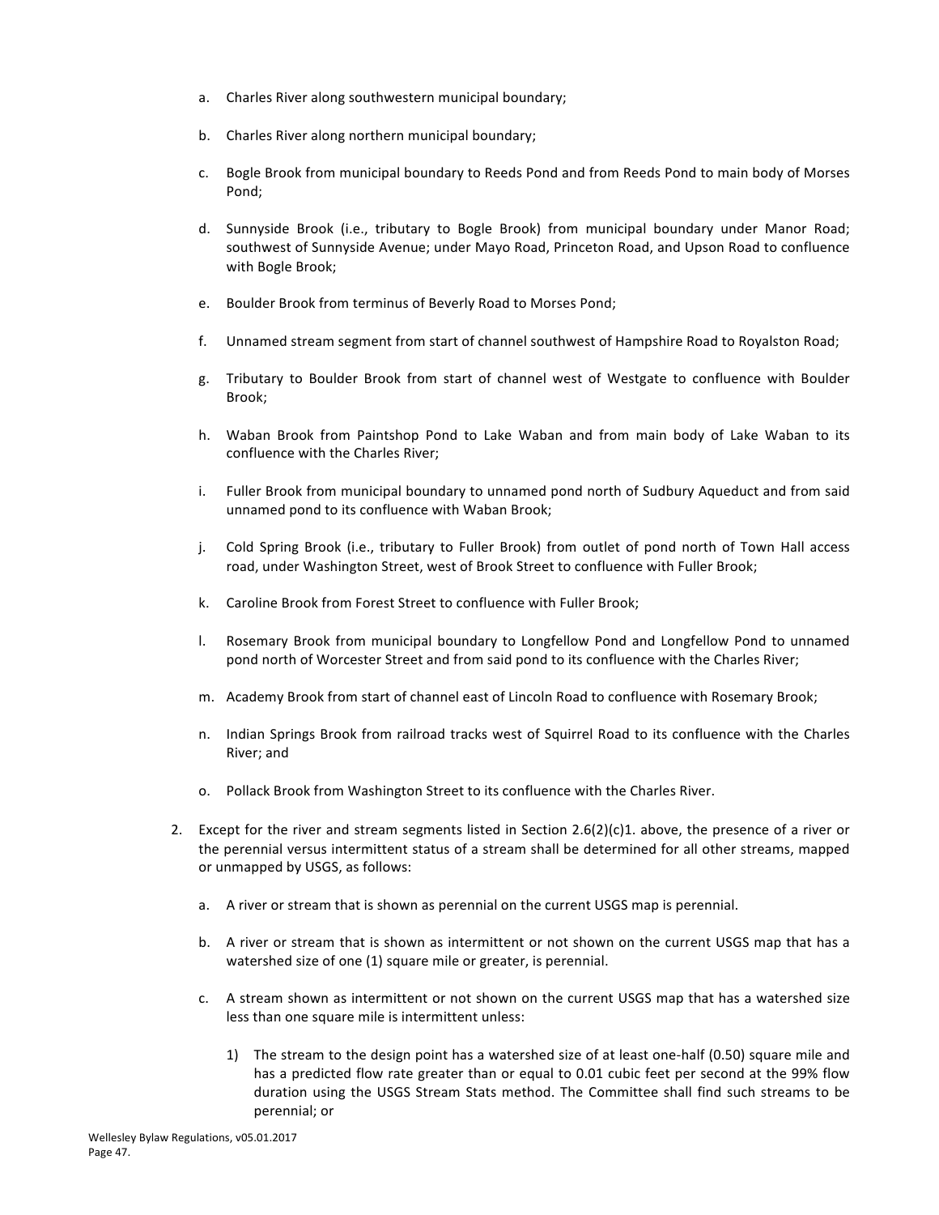a. Charles River along southwestern municipal boundary;

b. Charles River along northern municipal boundary;

c. Bogle Brook from municipal boundary to Reeds Pond and from Reeds Pond to main body of Morses Pond;

d. Sunnyside Brook (i.e., tributary to Bogle Brook) from municipal boundary under Manor Road; southwest of Sunnyside Avenue; under Mayo Road, Princeton Road, and Upson Road to confluence with Bogle Brook;

e. Boulder Brook from terminus of Beverly Road to Morses Pond;

f. Unnamed stream segment from start of channel southwest of Hampshire Road to Royalston Road;

g. Tributary to Boulder Brook from start of channel west of Westgate to confluence with Boulder Brook;

h. Waban Brook from Paintshop Pond to Lake Waban and from main body of Lake Waban to its confluence with the Charles River;

i. Fuller Brook from municipal boundary to unnamed pond north of Sudbury Aqueduct and from said unnamed pond to its confluence with Waban Brook;

j. Cold Spring Brook (i.e., tributary to Fuller Brook) from outlet of pond north of Town Hall access road, under Washington Street, west of Brook Street to confluence with Fuller Brook;

k. Caroline Brook from Forest Street to confluence with Fuller Brook;

l. Rosemary Brook from municipal boundary to Longfellow Pond and Longfellow Pond to unnamed pond north of Worcester Street and from said pond to its confluence with the Charles River;

m. Academy Brook from start of channel east of Lincoln Road to confluence with Rosemary Brook;

n. Indian Springs Brook from railroad tracks west of Squirrel Road to its confluence with the Charles River; and

o. Pollack Brook from Washington Street to its confluence with the Charles River.

2. Except for the river and stream segments listed in Section 2.6(2)(c)1. above, the presence of a river or the perennial versus intermittent status of a stream shall be determined for all other streams, mapped or unmapped by USGS, as follows:

   a. A river or stream that is shown as perennial on the current USGS map is perennial.

   b. A river or stream that is shown as intermittent or not shown on the current USGS map that has a watershed size of one (1) square mile or greater, is perennial.

   c. A stream shown as intermittent or not shown on the current USGS map that has a watershed size less than one square mile is intermittent unless:

      1) The stream to the design point has a watershed size of at least one-half (0.50) square mile and has a predicted flow rate greater than or equal to 0.01 cubic feet per second at the 99% flow duration using the USGS Stream Stats method. The Committee shall find such streams to be perennial; or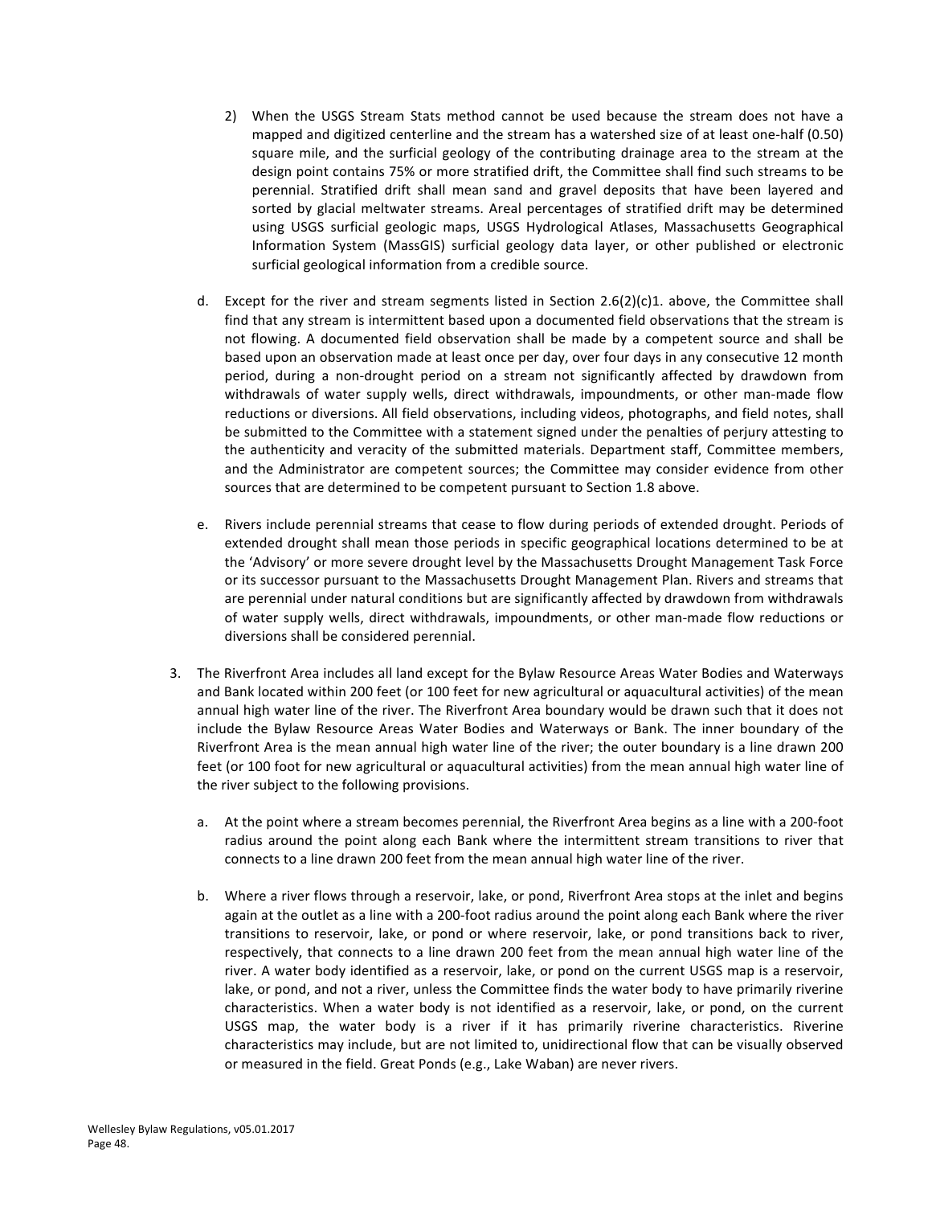2) When the USGS Stream Stats method cannot be used because the stream does not have a mapped and digitized centerline and the stream has a watershed size of at least one-half (0.50) square mile, and the surficial geology of the contributing drainage area to the stream at the design point contains 75% or more stratified drift, the Committee shall find such streams to be perennial. Stratified drift shall mean sand and gravel deposits that have been layered and sorted by glacial meltwater streams. Areal percentages of stratified drift may be determined using USGS surficial geologic maps, USGS Hydrological Atlases, Massachusetts Geographical Information System (MassGIS) surficial geology data layer, or other published or electronic surficial geological information from a credible source.

d. Except for the river and stream segments listed in Section 2.6(2)(c)1. above, the Committee shall find that any stream is intermittent based upon a documented field observations that the stream is not flowing. A documented field observation shall be made by a competent source and shall be based upon an observation made at least once per day, over four days in any consecutive 12 month period, during a non-drought period on a stream not significantly affected by drawdown from withdrawals of water supply wells, direct withdrawals, impoundments, or other man-made flow reductions or diversions. All field observations, including videos, photographs, and field notes, shall be submitted to the Committee with a statement signed under the penalties of perjury attesting to the authenticity and veracity of the submitted materials. Department staff, Committee members, and the Administrator are competent sources; the Committee may consider evidence from other sources that are determined to be competent pursuant to Section 1.8 above.

e. Rivers include perennial streams that cease to flow during periods of extended drought. Periods of extended drought shall mean those periods in specific geographical locations determined to be at the 'Advisory' or more severe drought level by the Massachusetts Drought Management Task Force or its successor pursuant to the Massachusetts Drought Management Plan. Rivers and streams that are perennial under natural conditions but are significantly affected by drawdown from withdrawals of water supply wells, direct withdrawals, impoundments, or other man-made flow reductions or diversions shall be considered perennial.

3. The Riverfront Area includes all land except for the Bylaw Resource Areas Water Bodies and Waterways and Bank located within 200 feet (or 100 feet for new agricultural or aquacultural activities) of the mean annual high water line of the river. The Riverfront Area boundary would be drawn such that it does not include the Bylaw Resource Areas Water Bodies and Waterways or Bank. The inner boundary of the Riverfront Area is the mean annual high water line of the river; the outer boundary is a line drawn 200 feet (or 100 foot for new agricultural or aquacultural activities) from the mean annual high water line of the river subject to the following provisions.

   a. At the point where a stream becomes perennial, the Riverfront Area begins as a line with a 200-foot radius around the point along each Bank where the intermittent stream transitions to river that connects to a line drawn 200 feet from the mean annual high water line of the river.

   b. Where a river flows through a reservoir, lake, or pond, Riverfront Area stops at the inlet and begins again at the outlet as a line with a 200-foot radius around the point along each Bank where the river transitions to reservoir, lake, or pond or where reservoir, lake, or pond transitions back to river, respectively, that connects to a line drawn 200 feet from the mean annual high water line of the river. A water body identified as a reservoir, lake, or pond on the current USGS map is a reservoir, lake, or pond, and not a river, unless the Committee finds the water body to have primarily riverine characteristics. When a water body is not identified as a reservoir, lake, or pond, on the current USGS map, the water body is a river if it has primarily riverine characteristics. Riverine characteristics may include, but are not limited to, unidirectional flow that can be visually observed or measured in the field. Great Ponds (e.g., Lake Waban) are never rivers.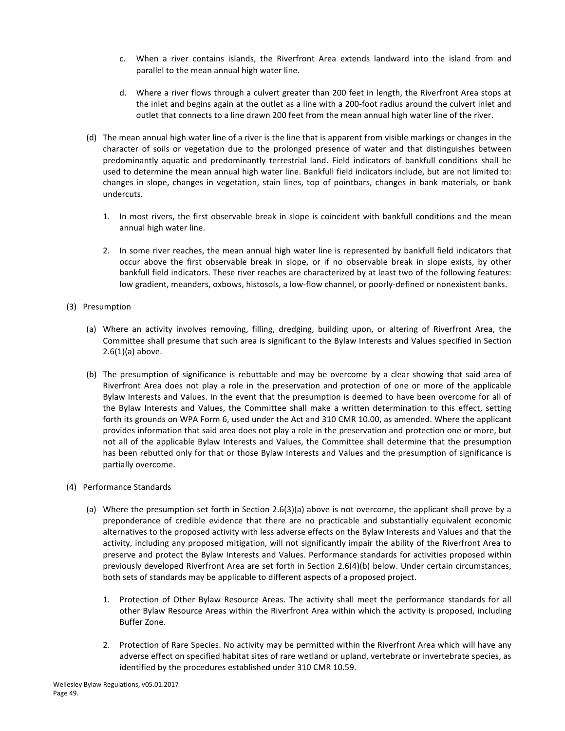c. When a river contains islands, the Riverfront Area extends landward into the island from and parallel to the mean annual high water line.

d. Where a river flows through a culvert greater than 200 feet in length, the Riverfront Area stops at the inlet and begins again at the outlet as a line with a 200-foot radius around the culvert inlet and outlet that connects to a line drawn 200 feet from the mean annual high water line of the river.

(d) The mean annual high water line of a river is the line that is apparent from visible markings or changes in the character of soils or vegetation due to the prolonged presence of water and that distinguishes between predominantly aquatic and predominantly terrestrial land. Field indicators of bankfull conditions shall be used to determine the mean annual high water line. Bankfull field indicators include, but are not limited to: changes in slope, changes in vegetation, stain lines, top of pointbars, changes in bank materials, or bank undercuts.

1. In most rivers, the first observable break in slope is coincident with bankfull conditions and the mean annual high water line.

2. In some river reaches, the mean annual high water line is represented by bankfull field indicators that occur above the first observable break in slope, or if no observable break in slope exists, by other bankfull field indicators. These river reaches are characterized by at least two of the following features: low gradient, meanders, oxbows, histosols, a low-flow channel, or poorly-defined or nonexistent banks.

(3) Presumption

(a) Where an activity involves removing, filling, dredging, building upon, or altering of Riverfront Area, the Committee shall presume that such area is significant to the Bylaw Interests and Values specified in Section 2.6(1)(a) above.

(b) The presumption of significance is rebuttable and may be overcome by a clear showing that said area of Riverfront Area does not play a role in the preservation and protection of one or more of the applicable Bylaw Interests and Values. In the event that the presumption is deemed to have been overcome for all of the Bylaw Interests and Values, the Committee shall make a written determination to this effect, setting forth its grounds on WPA Form 6, used under the Act and 310 CMR 10.00, as amended. Where the applicant provides information that said area does not play a role in the preservation and protection one or more, but not all of the applicable Bylaw Interests and Values, the Committee shall determine that the presumption has been rebutted only for that or those Bylaw Interests and Values and the presumption of significance is partially overcome.

(4) Performance Standards

(a) Where the presumption set forth in Section 2.6(3)(a) above is not overcome, the applicant shall prove by a preponderance of credible evidence that there are no practicable and substantially equivalent economic alternatives to the proposed activity with less adverse effects on the Bylaw Interests and Values and that the activity, including any proposed mitigation, will not significantly impair the ability of the Riverfront Area to preserve and protect the Bylaw Interests and Values. Performance standards for activities proposed within previously developed Riverfront Area are set forth in Section 2.6(4)(b) below. Under certain circumstances, both sets of standards may be applicable to different aspects of a proposed project.

1. Protection of Other Bylaw Resource Areas. The activity shall meet the performance standards for all other Bylaw Resource Areas within the Riverfront Area within which the activity is proposed, including Buffer Zone.

2. Protection of Rare Species. No activity may be permitted within the Riverfront Area which will have any adverse effect on specified habitat sites of rare wetland or upland, vertebrate or invertebrate species, as identified by the procedures established under 310 CMR 10.59.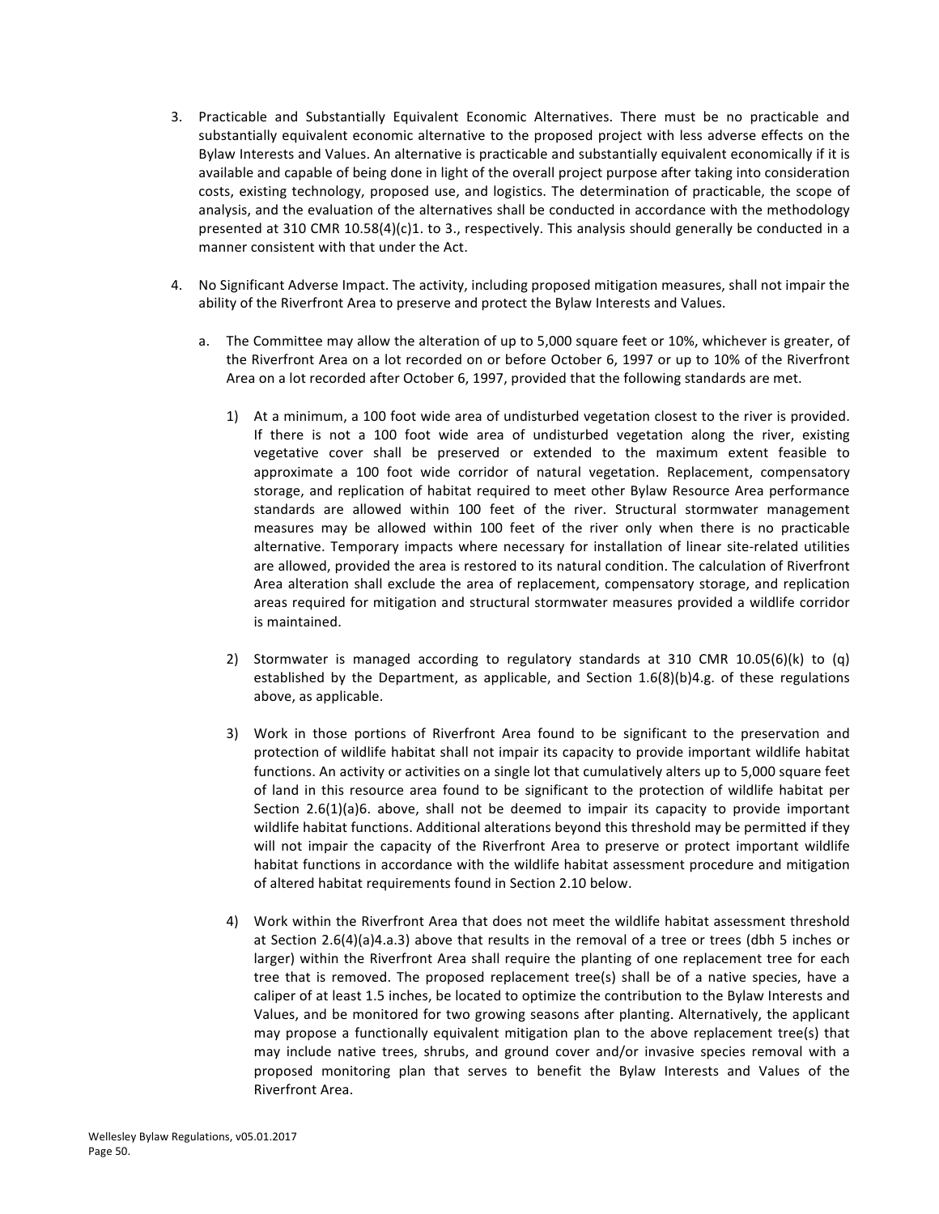3. Practicable and Substantially Equivalent Economic Alternatives. There must be no practicable and substantially equivalent economic alternative to the proposed project with less adverse effects on the Bylaw Interests and Values. An alternative is practicable and substantially equivalent economically if it is available and capable of being done in light of the overall project purpose after taking into consideration costs, existing technology, proposed use, and logistics. The determination of practicable, the scope of analysis, and the evaluation of the alternatives shall be conducted in accordance with the methodology presented at 310 CMR 10.58(4)(c)1. to 3., respectively. This analysis should generally be conducted in a manner consistent with that under the Act.

4. No Significant Adverse Impact. The activity, including proposed mitigation measures, shall not impair the ability of the Riverfront Area to preserve and protect the Bylaw Interests and Values.

   a. The Committee may allow the alteration of up to 5,000 square feet or 10%, whichever is greater, of the Riverfront Area on a lot recorded on or before October 6, 1997 or up to 10% of the Riverfront Area on a lot recorded after October 6, 1997, provided that the following standards are met.

      1) At a minimum, a 100 foot wide area of undisturbed vegetation closest to the river is provided. If there is not a 100 foot wide area of undisturbed vegetation along the river, existing vegetative cover shall be preserved or extended to the maximum extent feasible to approximate a 100 foot wide corridor of natural vegetation. Replacement, compensatory storage, and replication of habitat required to meet other Bylaw Resource Area performance standards are allowed within 100 feet of the river. Structural stormwater management measures may be allowed within 100 feet of the river only when there is no practicable alternative. Temporary impacts where necessary for installation of linear site-related utilities are allowed, provided the area is restored to its natural condition. The calculation of Riverfront Area alteration shall exclude the area of replacement, compensatory storage, and replication areas required for mitigation and structural stormwater measures provided a wildlife corridor is maintained.

      2) Stormwater is managed according to regulatory standards at 310 CMR 10.05(6)(k) to (q) established by the Department, as applicable, and Section 1.6(8)(b)4.g. of these regulations above, as applicable.

      3) Work in those portions of Riverfront Area found to be significant to the preservation and protection of wildlife habitat shall not impair its capacity to provide important wildlife habitat functions. An activity or activities on a single lot that cumulatively alters up to 5,000 square feet of land in this resource area found to be significant to the protection of wildlife habitat per Section 2.6(1)(a)6. above, shall not be deemed to impair its capacity to provide important wildlife habitat functions. Additional alterations beyond this threshold may be permitted if they will not impair the capacity of the Riverfront Area to preserve or protect important wildlife habitat functions in accordance with the wildlife habitat assessment procedure and mitigation of altered habitat requirements found in Section 2.10 below.

      4) Work within the Riverfront Area that does not meet the wildlife habitat assessment threshold at Section 2.6(4)(a)4.a.3) above that results in the removal of a tree or trees (dbh 5 inches or larger) within the Riverfront Area shall require the planting of one replacement tree for each tree that is removed. The proposed replacement tree(s) shall be of a native species, have a caliper of at least 1.5 inches, be located to optimize the contribution to the Bylaw Interests and Values, and be monitored for two growing seasons after planting. Alternatively, the applicant may propose a functionally equivalent mitigation plan to the above replacement tree(s) that may include native trees, shrubs, and ground cover and/or invasive species removal with a proposed monitoring plan that serves to benefit the Bylaw Interests and Values of the Riverfront Area.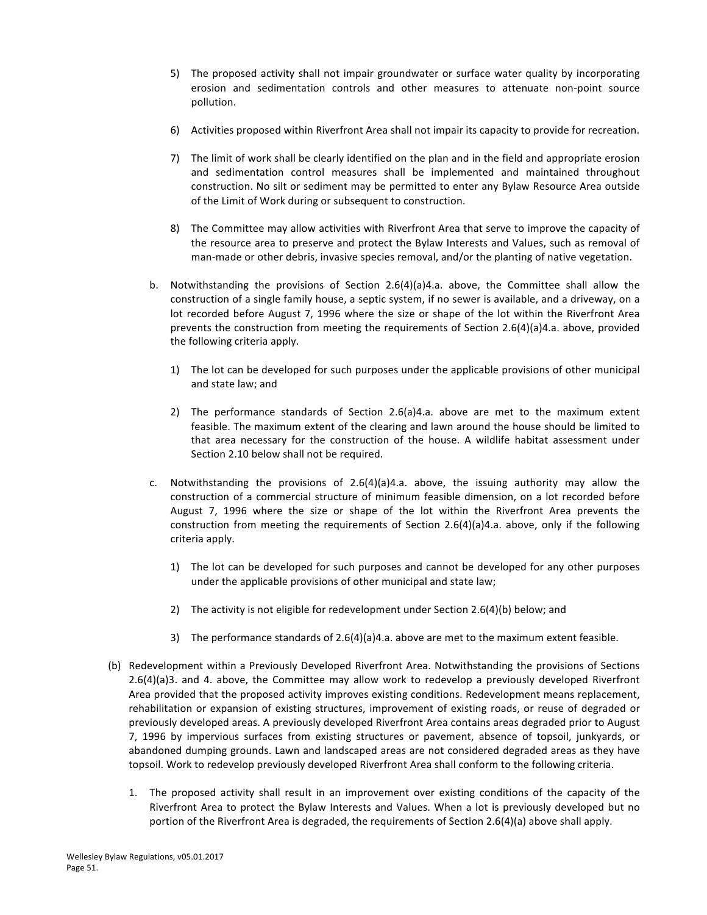5) The proposed activity shall not impair groundwater or surface water quality by incorporating erosion and sedimentation controls and other measures to attenuate non-point source pollution.

6) Activities proposed within Riverfront Area shall not impair its capacity to provide for recreation.

7) The limit of work shall be clearly identified on the plan and in the field and appropriate erosion and sedimentation control measures shall be implemented and maintained throughout construction. No silt or sediment may be permitted to enter any Bylaw Resource Area outside of the Limit of Work during or subsequent to construction.

8) The Committee may allow activities with Riverfront Area that serve to improve the capacity of the resource area to preserve and protect the Bylaw Interests and Values, such as removal of man-made or other debris, invasive species removal, and/or the planting of native vegetation.

b. Notwithstanding the provisions of Section 2.6(4)(a)4.a. above, the Committee shall allow the construction of a single family house, a septic system, if no sewer is available, and a driveway, on a lot recorded before August 7, 1996 where the size or shape of the lot within the Riverfront Area prevents the construction from meeting the requirements of Section 2.6(4)(a)4.a. above, provided the following criteria apply.

1) The lot can be developed for such purposes under the applicable provisions of other municipal and state law; and

2) The performance standards of Section 2.6(a)4.a. above are met to the maximum extent feasible. The maximum extent of the clearing and lawn around the house should be limited to that area necessary for the construction of the house. A wildlife habitat assessment under Section 2.10 below shall not be required.

c. Notwithstanding the provisions of 2.6(4)(a)4.a. above, the issuing authority may allow the construction of a commercial structure of minimum feasible dimension, on a lot recorded before August 7, 1996 where the size or shape of the lot within the Riverfront Area prevents the construction from meeting the requirements of Section 2.6(4)(a)4.a. above, only if the following criteria apply.

1) The lot can be developed for such purposes and cannot be developed for any other purposes under the applicable provisions of other municipal and state law;

2) The activity is not eligible for redevelopment under Section 2.6(4)(b) below; and

3) The performance standards of 2.6(4)(a)4.a. above are met to the maximum extent feasible.

(b) Redevelopment within a Previously Developed Riverfront Area. Notwithstanding the provisions of Sections 2.6(4)(a)3. and 4. above, the Committee may allow work to redevelop a previously developed Riverfront Area provided that the proposed activity improves existing conditions. Redevelopment means replacement, rehabilitation or expansion of existing structures, improvement of existing roads, or reuse of degraded or previously developed areas. A previously developed Riverfront Area contains areas degraded prior to August 7, 1996 by impervious surfaces from existing structures or pavement, absence of topsoil, junkyards, or abandoned dumping grounds. Lawn and landscaped areas are not considered degraded areas as they have topsoil. Work to redevelop previously developed Riverfront Area shall conform to the following criteria.

1. The proposed activity shall result in an improvement over existing conditions of the capacity of the Riverfront Area to protect the Bylaw Interests and Values. When a lot is previously developed but no portion of the Riverfront Area is degraded, the requirements of Section 2.6(4)(a) above shall apply.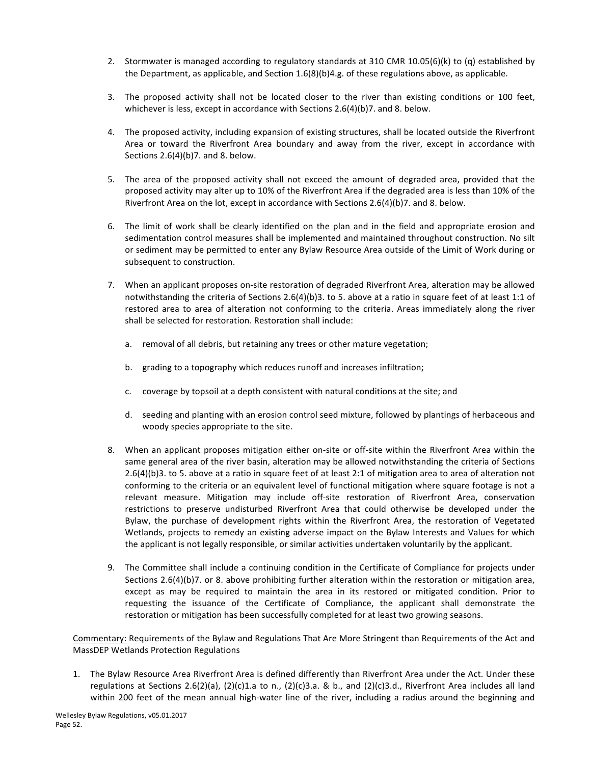2. Stormwater is managed according to regulatory standards at 310 CMR 10.05(6)(k) to (q) established by the Department, as applicable, and Section 1.6(8)(b)4.g. of these regulations above, as applicable.

3. The proposed activity shall not be located closer to the river than existing conditions or 100 feet, whichever is less, except in accordance with Sections 2.6(4)(b)7. and 8. below.

4. The proposed activity, including expansion of existing structures, shall be located outside the Riverfront Area or toward the Riverfront Area boundary and away from the river, except in accordance with Sections 2.6(4)(b)7. and 8. below.

5. The area of the proposed activity shall not exceed the amount of degraded area, provided that the proposed activity may alter up to 10% of the Riverfront Area if the degraded area is less than 10% of the Riverfront Area on the lot, except in accordance with Sections 2.6(4)(b)7. and 8. below.

6. The limit of work shall be clearly identified on the plan and in the field and appropriate erosion and sedimentation control measures shall be implemented and maintained throughout construction. No silt or sediment may be permitted to enter any Bylaw Resource Area outside of the Limit of Work during or subsequent to construction.

7. When an applicant proposes on-site restoration of degraded Riverfront Area, alteration may be allowed notwithstanding the criteria of Sections 2.6(4)(b)3. to 5. above at a ratio in square feet of at least 1:1 of restored area to area of alteration not conforming to the criteria. Areas immediately along the river shall be selected for restoration. Restoration shall include:

   a. removal of all debris, but retaining any trees or other mature vegetation;

   b. grading to a topography which reduces runoff and increases infiltration;

   c. coverage by topsoil at a depth consistent with natural conditions at the site; and

   d. seeding and planting with an erosion control seed mixture, followed by plantings of herbaceous and woody species appropriate to the site.

8. When an applicant proposes mitigation either on-site or off-site within the Riverfront Area within the same general area of the river basin, alteration may be allowed notwithstanding the criteria of Sections 2.6(4)(b)3. to 5. above at a ratio in square feet of at least 2:1 of mitigation area to area of alteration not conforming to the criteria or an equivalent level of functional mitigation where square footage is not a relevant measure. Mitigation may include off-site restoration of Riverfront Area, conservation restrictions to preserve undisturbed Riverfront Area that could otherwise be developed under the Bylaw, the purchase of development rights within the Riverfront Area, the restoration of Vegetated Wetlands, projects to remedy an existing adverse impact on the Bylaw Interests and Values for which the applicant is not legally responsible, or similar activities undertaken voluntarily by the applicant.

9. The Committee shall include a continuing condition in the Certificate of Compliance for projects under Sections 2.6(4)(b)7. or 8. above prohibiting further alteration within the restoration or mitigation area, except as may be required to maintain the area in its restored or mitigated condition. Prior to requesting the issuance of the Certificate of Compliance, the applicant shall demonstrate the restoration or mitigation has been successfully completed for at least two growing seasons.

<u>Commentary:</u> Requirements of the Bylaw and Regulations That Are More Stringent than Requirements of the Act and MassDEP Wetlands Protection Regulations

1. The Bylaw Resource Area Riverfront Area is defined differently than Riverfront Area under the Act. Under these regulations at Sections 2.6(2)(a), (2)(c)1.a to n., (2)(c)3.a. & b., and (2)(c)3.d., Riverfront Area includes all land within 200 feet of the mean annual high-water line of the river, including a radius around the beginning and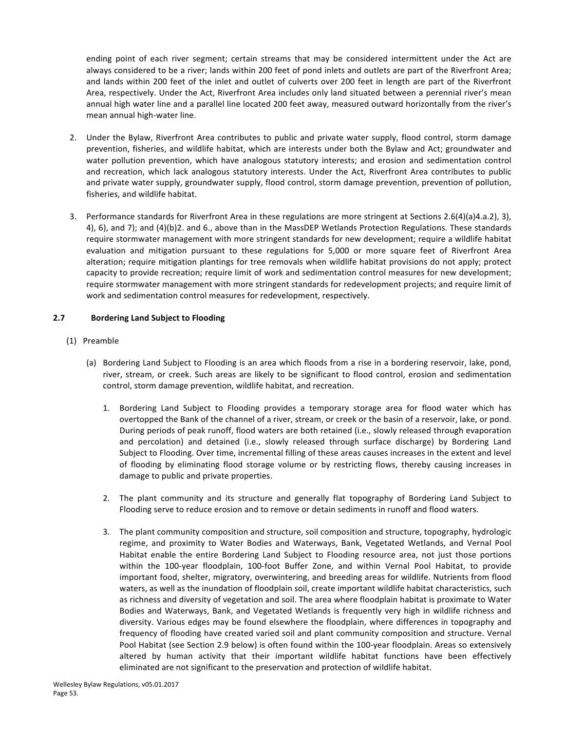ending point of each river segment; certain streams that may be considered intermittent under the Act are always considered to be a river; lands within 200 feet of pond inlets and outlets are part of the Riverfront Area; and lands within 200 feet of the inlet and outlet of culverts over 200 feet in length are part of the Riverfront Area, respectively. Under the Act, Riverfront Area includes only land situated between a perennial river's mean annual high water line and a parallel line located 200 feet away, measured outward horizontally from the river's mean annual high-water line.

2. Under the Bylaw, Riverfront Area contributes to public and private water supply, flood control, storm damage prevention, fisheries, and wildlife habitat, which are interests under both the Bylaw and Act; groundwater and water pollution prevention, which have analogous statutory interests; and erosion and sedimentation control and recreation, which lack analogous statutory interests. Under the Act, Riverfront Area contributes to public and private water supply, groundwater supply, flood control, storm damage prevention, prevention of pollution, fisheries, and wildlife habitat.

3. Performance standards for Riverfront Area in these regulations are more stringent at Sections 2.6(4)(a)4.a.2), 3), 4), 6), and 7); and (4)(b)2. and 6., above than in the MassDEP Wetlands Protection Regulations. These standards require stormwater management with more stringent standards for new development; require a wildlife habitat evaluation and mitigation pursuant to these regulations for 5,000 or more square feet of Riverfront Area alteration; require mitigation plantings for tree removals when wildlife habitat provisions do not apply; protect capacity to provide recreation; require limit of work and sedimentation control measures for new development; require stormwater management with more stringent standards for redevelopment projects; and require limit of work and sedimentation control measures for redevelopment, respectively.

### 2.7 Bordering Land Subject to Flooding

(1) Preamble

(a) Bordering Land Subject to Flooding is an area which floods from a rise in a bordering reservoir, lake, pond, river, stream, or creek. Such areas are likely to be significant to flood control, erosion and sedimentation control, storm damage prevention, wildlife habitat, and recreation.

1. Bordering Land Subject to Flooding provides a temporary storage area for flood water which has overtopped the Bank of the channel of a river, stream, or creek or the basin of a reservoir, lake, or pond. During periods of peak runoff, flood waters are both retained (i.e., slowly released through evaporation and percolation) and detained (i.e., slowly released through surface discharge) by Bordering Land Subject to Flooding. Over time, incremental filling of these areas causes increases in the extent and level of flooding by eliminating flood storage volume or by restricting flows, thereby causing increases in damage to public and private properties.

2. The plant community and its structure and generally flat topography of Bordering Land Subject to Flooding serve to reduce erosion and to remove or detain sediments in runoff and flood waters.

3. The plant community composition and structure, soil composition and structure, topography, hydrologic regime, and proximity to Water Bodies and Waterways, Bank, Vegetated Wetlands, and Vernal Pool Habitat enable the entire Bordering Land Subject to Flooding resource area, not just those portions within the 100-year floodplain, 100-foot Buffer Zone, and within Vernal Pool Habitat, to provide important food, shelter, migratory, overwintering, and breeding areas for wildlife. Nutrients from flood waters, as well as the inundation of floodplain soil, create important wildlife habitat characteristics, such as richness and diversity of vegetation and soil. The area where floodplain habitat is proximate to Water Bodies and Waterways, Bank, and Vegetated Wetlands is frequently very high in wildlife richness and diversity. Various edges may be found elsewhere the floodplain, where differences in topography and frequency of flooding have created varied soil and plant community composition and structure. Vernal Pool Habitat (see Section 2.9 below) is often found within the 100-year floodplain. Areas so extensively altered by human activity that their important wildlife habitat functions have been effectively eliminated are not significant to the preservation and protection of wildlife habitat.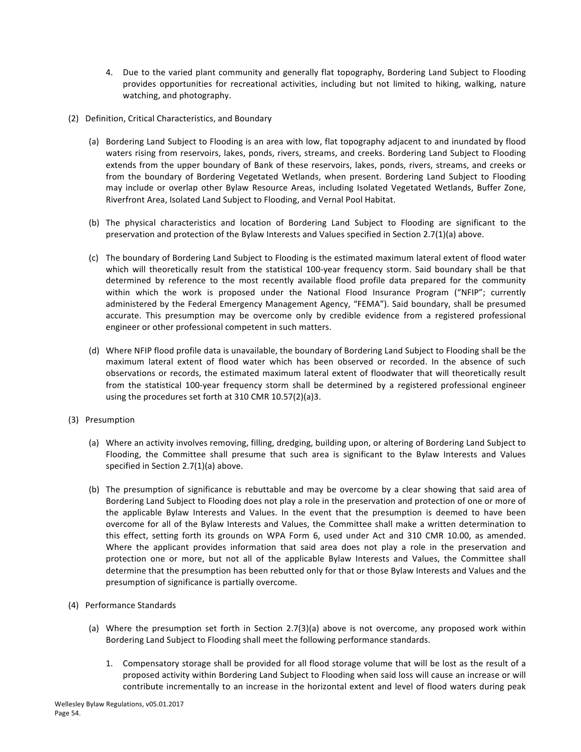4. Due to the varied plant community and generally flat topography, Bordering Land Subject to Flooding provides opportunities for recreational activities, including but not limited to hiking, walking, nature watching, and photography.

(2) Definition, Critical Characteristics, and Boundary

(a) Bordering Land Subject to Flooding is an area with low, flat topography adjacent to and inundated by flood waters rising from reservoirs, lakes, ponds, rivers, streams, and creeks. Bordering Land Subject to Flooding extends from the upper boundary of Bank of these reservoirs, lakes, ponds, rivers, streams, and creeks or from the boundary of Bordering Vegetated Wetlands, when present. Bordering Land Subject to Flooding may include or overlap other Bylaw Resource Areas, including Isolated Vegetated Wetlands, Buffer Zone, Riverfront Area, Isolated Land Subject to Flooding, and Vernal Pool Habitat.

(b) The physical characteristics and location of Bordering Land Subject to Flooding are significant to the preservation and protection of the Bylaw Interests and Values specified in Section 2.7(1)(a) above.

(c) The boundary of Bordering Land Subject to Flooding is the estimated maximum lateral extent of flood water which will theoretically result from the statistical 100-year frequency storm. Said boundary shall be that determined by reference to the most recently available flood profile data prepared for the community within which the work is proposed under the National Flood Insurance Program ("NFIP"; currently administered by the Federal Emergency Management Agency, "FEMA"). Said boundary, shall be presumed accurate. This presumption may be overcome only by credible evidence from a registered professional engineer or other professional competent in such matters.

(d) Where NFIP flood profile data is unavailable, the boundary of Bordering Land Subject to Flooding shall be the maximum lateral extent of flood water which has been observed or recorded. In the absence of such observations or records, the estimated maximum lateral extent of floodwater that will theoretically result from the statistical 100-year frequency storm shall be determined by a registered professional engineer using the procedures set forth at 310 CMR 10.57(2)(a)3.

(3) Presumption

(a) Where an activity involves removing, filling, dredging, building upon, or altering of Bordering Land Subject to Flooding, the Committee shall presume that such area is significant to the Bylaw Interests and Values specified in Section 2.7(1)(a) above.

(b) The presumption of significance is rebuttable and may be overcome by a clear showing that said area of Bordering Land Subject to Flooding does not play a role in the preservation and protection of one or more of the applicable Bylaw Interests and Values. In the event that the presumption is deemed to have been overcome for all of the Bylaw Interests and Values, the Committee shall make a written determination to this effect, setting forth its grounds on WPA Form 6, used under Act and 310 CMR 10.00, as amended. Where the applicant provides information that said area does not play a role in the preservation and protection one or more, but not all of the applicable Bylaw Interests and Values, the Committee shall determine that the presumption has been rebutted only for that or those Bylaw Interests and Values and the presumption of significance is partially overcome.

(4) Performance Standards

(a) Where the presumption set forth in Section 2.7(3)(a) above is not overcome, any proposed work within Bordering Land Subject to Flooding shall meet the following performance standards.

1. Compensatory storage shall be provided for all flood storage volume that will be lost as the result of a proposed activity within Bordering Land Subject to Flooding when said loss will cause an increase or will contribute incrementally to an increase in the horizontal extent and level of flood waters during peak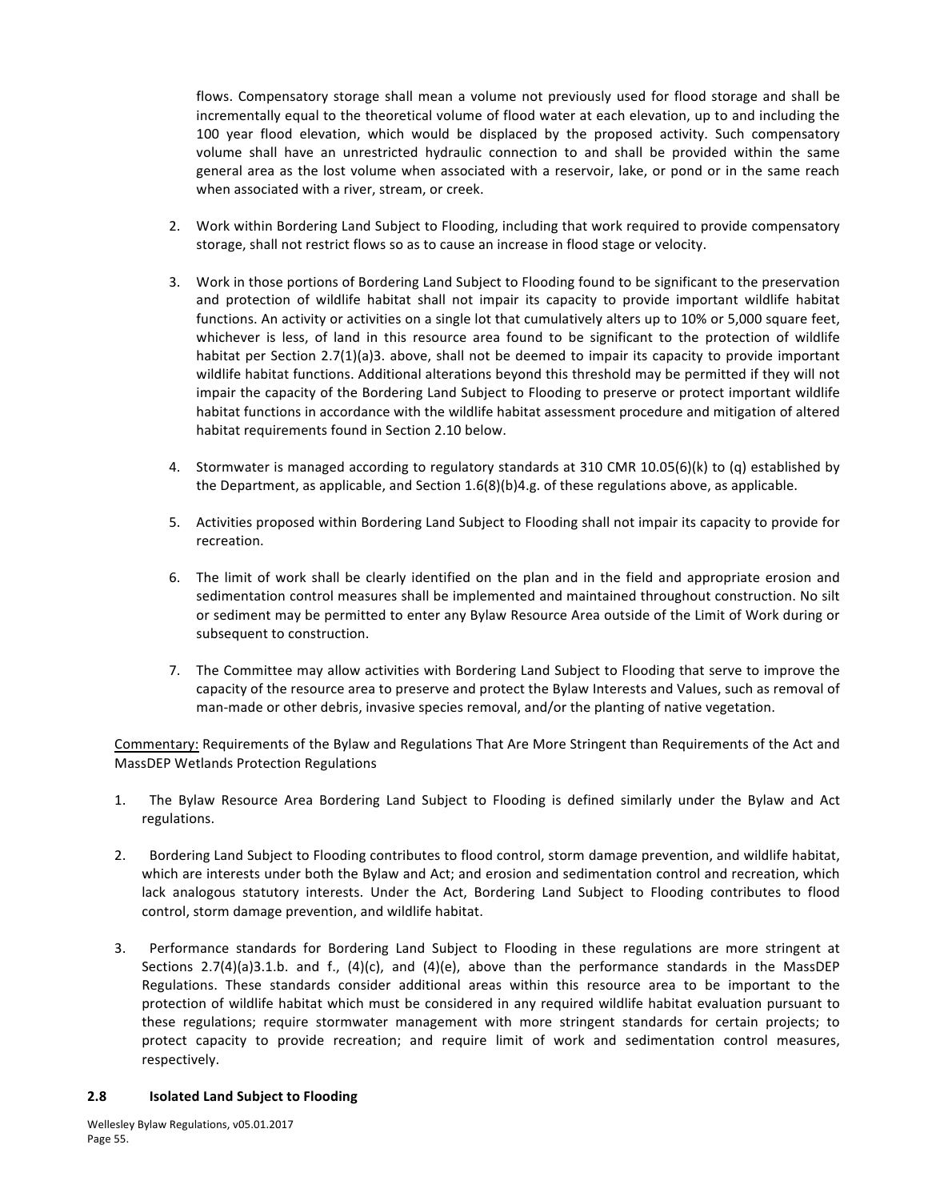flows. Compensatory storage shall mean a volume not previously used for flood storage and shall be incrementally equal to the theoretical volume of flood water at each elevation, up to and including the 100 year flood elevation, which would be displaced by the proposed activity. Such compensatory volume shall have an unrestricted hydraulic connection to and shall be provided within the same general area as the lost volume when associated with a reservoir, lake, or pond or in the same reach when associated with a river, stream, or creek.

2. Work within Bordering Land Subject to Flooding, including that work required to provide compensatory storage, shall not restrict flows so as to cause an increase in flood stage or velocity.

3. Work in those portions of Bordering Land Subject to Flooding found to be significant to the preservation and protection of wildlife habitat shall not impair its capacity to provide important wildlife habitat functions. An activity or activities on a single lot that cumulatively alters up to 10% or 5,000 square feet, whichever is less, of land in this resource area found to be significant to the protection of wildlife habitat per Section 2.7(1)(a)3. above, shall not be deemed to impair its capacity to provide important wildlife habitat functions. Additional alterations beyond this threshold may be permitted if they will not impair the capacity of the Bordering Land Subject to Flooding to preserve or protect important wildlife habitat functions in accordance with the wildlife habitat assessment procedure and mitigation of altered habitat requirements found in Section 2.10 below.

4. Stormwater is managed according to regulatory standards at 310 CMR 10.05(6)(k) to (q) established by the Department, as applicable, and Section 1.6(8)(b)4.g. of these regulations above, as applicable.

5. Activities proposed within Bordering Land Subject to Flooding shall not impair its capacity to provide for recreation.

6. The limit of work shall be clearly identified on the plan and in the field and appropriate erosion and sedimentation control measures shall be implemented and maintained throughout construction. No silt or sediment may be permitted to enter any Bylaw Resource Area outside of the Limit of Work during or subsequent to construction.

7. The Committee may allow activities with Bordering Land Subject to Flooding that serve to improve the capacity of the resource area to preserve and protect the Bylaw Interests and Values, such as removal of man-made or other debris, invasive species removal, and/or the planting of native vegetation.

Commentary: Requirements of the Bylaw and Regulations That Are More Stringent than Requirements of the Act and MassDEP Wetlands Protection Regulations

1. The Bylaw Resource Area Bordering Land Subject to Flooding is defined similarly under the Bylaw and Act regulations.

2. Bordering Land Subject to Flooding contributes to flood control, storm damage prevention, and wildlife habitat, which are interests under both the Bylaw and Act; and erosion and sedimentation control and recreation, which lack analogous statutory interests. Under the Act, Bordering Land Subject to Flooding contributes to flood control, storm damage prevention, and wildlife habitat.

3. Performance standards for Bordering Land Subject to Flooding in these regulations are more stringent at Sections 2.7(4)(a)3.1.b. and f., (4)(c), and (4)(e), above than the performance standards in the MassDEP Regulations. These standards consider additional areas within this resource area to be important to the protection of wildlife habitat which must be considered in any required wildlife habitat evaluation pursuant to these regulations; require stormwater management with more stringent standards for certain projects; to protect capacity to provide recreation; and require limit of work and sedimentation control measures, respectively.

## 2.8 Isolated Land Subject to Flooding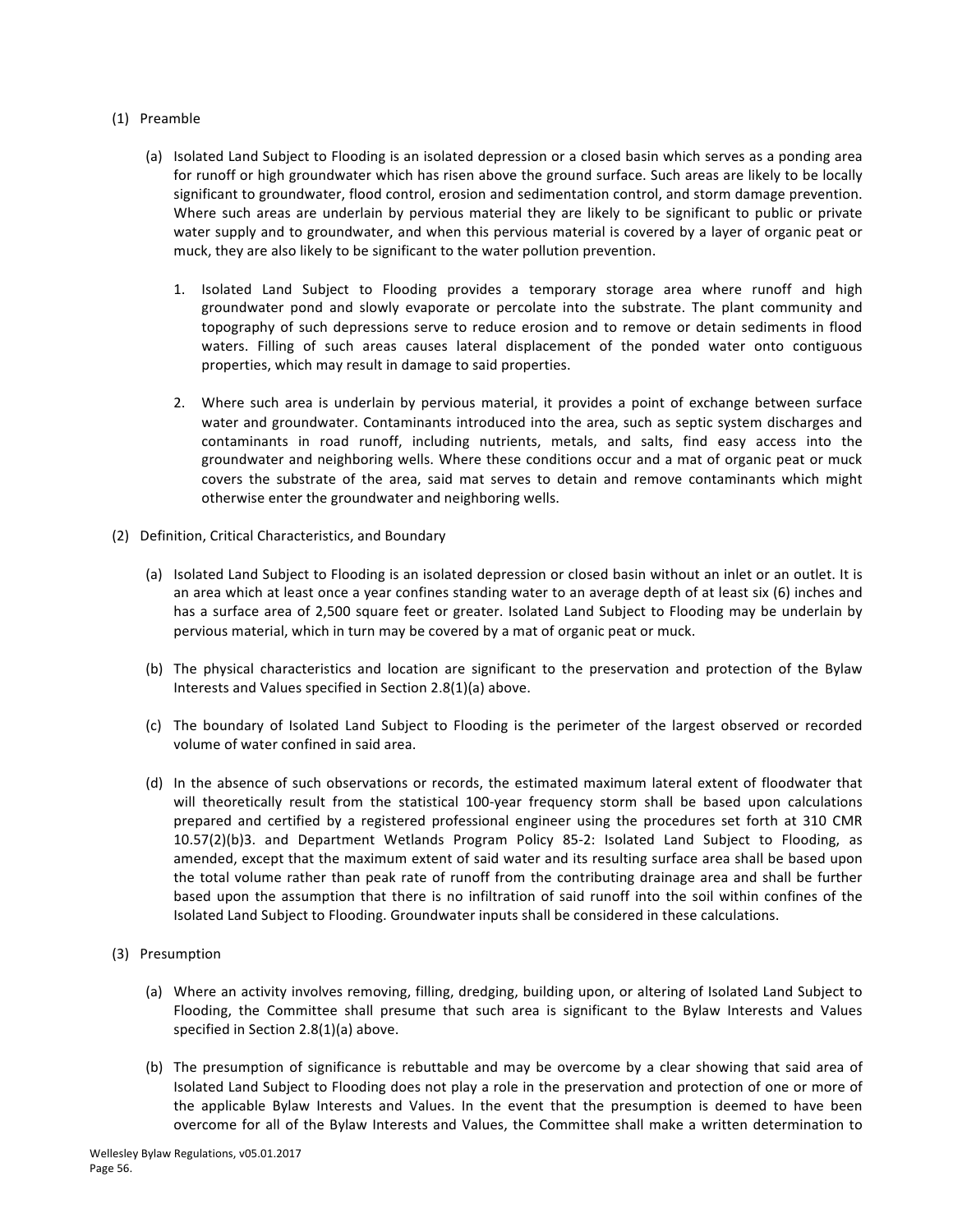(1) Preamble

(a) Isolated Land Subject to Flooding is an isolated depression or a closed basin which serves as a ponding area for runoff or high groundwater which has risen above the ground surface. Such areas are likely to be locally significant to groundwater, flood control, erosion and sedimentation control, and storm damage prevention. Where such areas are underlain by pervious material they are likely to be significant to public or private water supply and to groundwater, and when this pervious material is covered by a layer of organic peat or muck, they are also likely to be significant to the water pollution prevention.

1. Isolated Land Subject to Flooding provides a temporary storage area where runoff and high groundwater pond and slowly evaporate or percolate into the substrate. The plant community and topography of such depressions serve to reduce erosion and to remove or detain sediments in flood waters. Filling of such areas causes lateral displacement of the ponded water onto contiguous properties, which may result in damage to said properties.

2. Where such area is underlain by pervious material, it provides a point of exchange between surface water and groundwater. Contaminants introduced into the area, such as septic system discharges and contaminants in road runoff, including nutrients, metals, and salts, find easy access into the groundwater and neighboring wells. Where these conditions occur and a mat of organic peat or muck covers the substrate of the area, said mat serves to detain and remove contaminants which might otherwise enter the groundwater and neighboring wells.

(2) Definition, Critical Characteristics, and Boundary

(a) Isolated Land Subject to Flooding is an isolated depression or closed basin without an inlet or an outlet. It is an area which at least once a year confines standing water to an average depth of at least six (6) inches and has a surface area of 2,500 square feet or greater. Isolated Land Subject to Flooding may be underlain by pervious material, which in turn may be covered by a mat of organic peat or muck.

(b) The physical characteristics and location are significant to the preservation and protection of the Bylaw Interests and Values specified in Section 2.8(1)(a) above.

(c) The boundary of Isolated Land Subject to Flooding is the perimeter of the largest observed or recorded volume of water confined in said area.

(d) In the absence of such observations or records, the estimated maximum lateral extent of floodwater that will theoretically result from the statistical 100-year frequency storm shall be based upon calculations prepared and certified by a registered professional engineer using the procedures set forth at 310 CMR 10.57(2)(b)3. and Department Wetlands Program Policy 85-2: Isolated Land Subject to Flooding, as amended, except that the maximum extent of said water and its resulting surface area shall be based upon the total volume rather than peak rate of runoff from the contributing drainage area and shall be further based upon the assumption that there is no infiltration of said runoff into the soil within confines of the Isolated Land Subject to Flooding. Groundwater inputs shall be considered in these calculations.

(3) Presumption

(a) Where an activity involves removing, filling, dredging, building upon, or altering of Isolated Land Subject to Flooding, the Committee shall presume that such area is significant to the Bylaw Interests and Values specified in Section 2.8(1)(a) above.

(b) The presumption of significance is rebuttable and may be overcome by a clear showing that said area of Isolated Land Subject to Flooding does not play a role in the preservation and protection of one or more of the applicable Bylaw Interests and Values. In the event that the presumption is deemed to have been overcome for all of the Bylaw Interests and Values, the Committee shall make a written determination to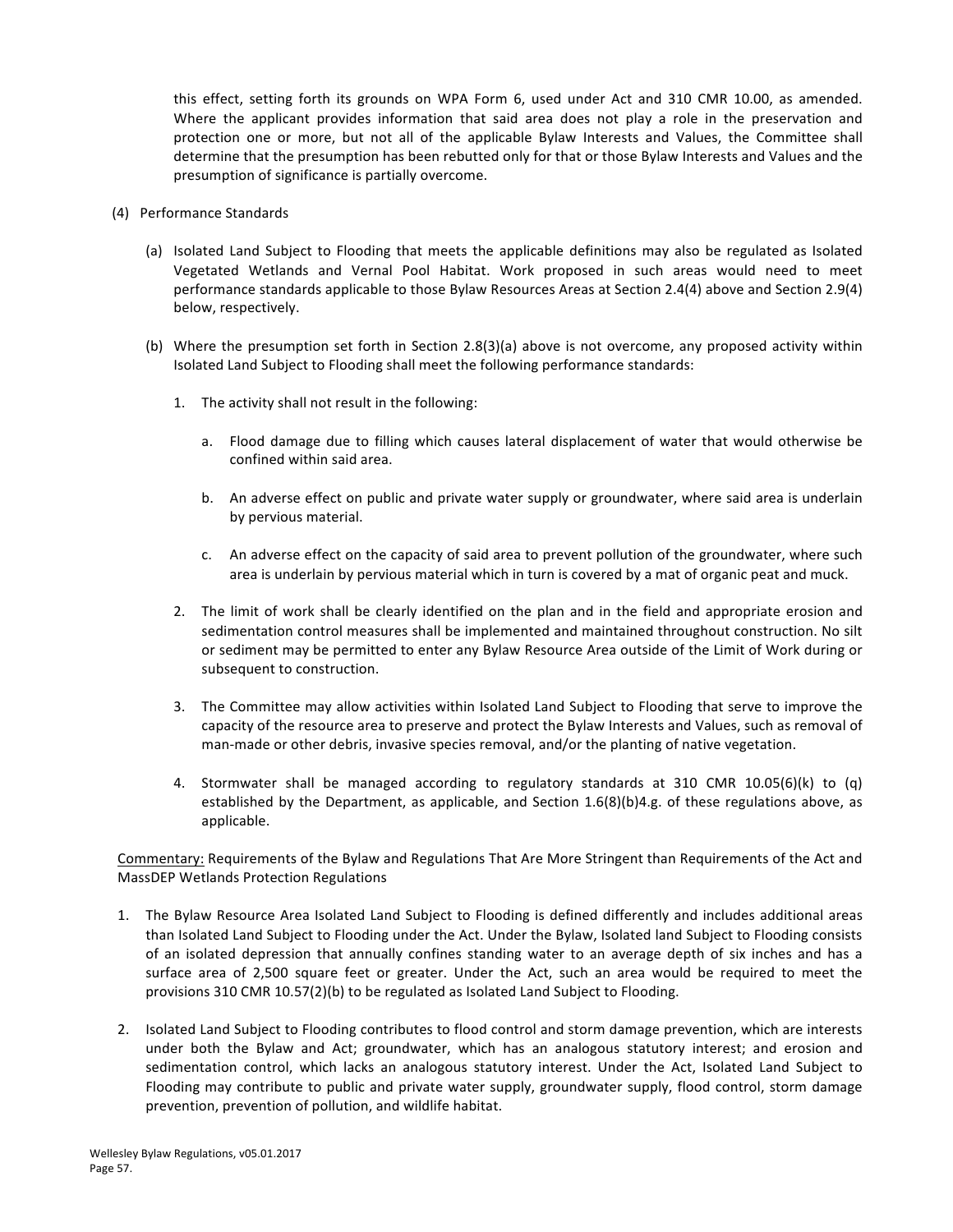this effect, setting forth its grounds on WPA Form 6, used under Act and 310 CMR 10.00, as amended. Where the applicant provides information that said area does not play a role in the preservation and protection one or more, but not all of the applicable Bylaw Interests and Values, the Committee shall determine that the presumption has been rebutted only for that or those Bylaw Interests and Values and the presumption of significance is partially overcome.

(4) Performance Standards

(a) Isolated Land Subject to Flooding that meets the applicable definitions may also be regulated as Isolated Vegetated Wetlands and Vernal Pool Habitat. Work proposed in such areas would need to meet performance standards applicable to those Bylaw Resources Areas at Section 2.4(4) above and Section 2.9(4) below, respectively.

(b) Where the presumption set forth in Section 2.8(3)(a) above is not overcome, any proposed activity within Isolated Land Subject to Flooding shall meet the following performance standards:

1. The activity shall not result in the following:

   a. Flood damage due to filling which causes lateral displacement of water that would otherwise be confined within said area.

   b. An adverse effect on public and private water supply or groundwater, where said area is underlain by pervious material.

   c. An adverse effect on the capacity of said area to prevent pollution of the groundwater, where such area is underlain by pervious material which in turn is covered by a mat of organic peat and muck.

2. The limit of work shall be clearly identified on the plan and in the field and appropriate erosion and sedimentation control measures shall be implemented and maintained throughout construction. No silt or sediment may be permitted to enter any Bylaw Resource Area outside of the Limit of Work during or subsequent to construction.

3. The Committee may allow activities within Isolated Land Subject to Flooding that serve to improve the capacity of the resource area to preserve and protect the Bylaw Interests and Values, such as removal of man-made or other debris, invasive species removal, and/or the planting of native vegetation.

4. Stormwater shall be managed according to regulatory standards at 310 CMR 10.05(6)(k) to (q) established by the Department, as applicable, and Section 1.6(8)(b)4.g. of these regulations above, as applicable.

<u>Commentary:</u> Requirements of the Bylaw and Regulations That Are More Stringent than Requirements of the Act and MassDEP Wetlands Protection Regulations

1. The Bylaw Resource Area Isolated Land Subject to Flooding is defined differently and includes additional areas than Isolated Land Subject to Flooding under the Act. Under the Bylaw, Isolated land Subject to Flooding consists of an isolated depression that annually confines standing water to an average depth of six inches and has a surface area of 2,500 square feet or greater. Under the Act, such an area would be required to meet the provisions 310 CMR 10.57(2)(b) to be regulated as Isolated Land Subject to Flooding.

2. Isolated Land Subject to Flooding contributes to flood control and storm damage prevention, which are interests under both the Bylaw and Act; groundwater, which has an analogous statutory interest; and erosion and sedimentation control, which lacks an analogous statutory interest. Under the Act, Isolated Land Subject to Flooding may contribute to public and private water supply, groundwater supply, flood control, storm damage prevention, prevention of pollution, and wildlife habitat.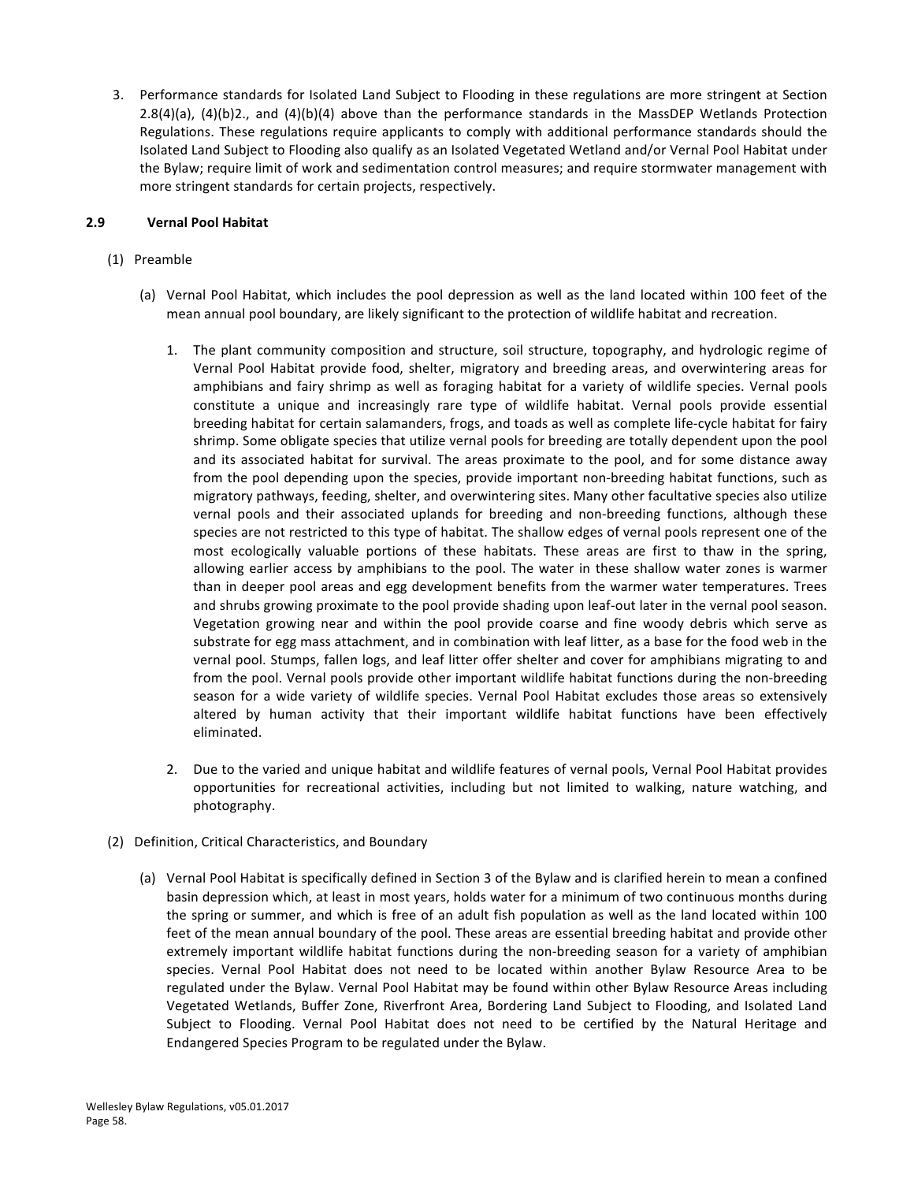3. Performance standards for Isolated Land Subject to Flooding in these regulations are more stringent at Section 2.8(4)(a), (4)(b)2., and (4)(b)(4) above than the performance standards in the MassDEP Wetlands Protection Regulations. These regulations require applicants to comply with additional performance standards should the Isolated Land Subject to Flooding also qualify as an Isolated Vegetated Wetland and/or Vernal Pool Habitat under the Bylaw; require limit of work and sedimentation control measures; and require stormwater management with more stringent standards for certain projects, respectively.

**2.9 Vernal Pool Habitat**

(1) Preamble

(a) Vernal Pool Habitat, which includes the pool depression as well as the land located within 100 feet of the mean annual pool boundary, are likely significant to the protection of wildlife habitat and recreation.

1. The plant community composition and structure, soil structure, topography, and hydrologic regime of Vernal Pool Habitat provide food, shelter, migratory and breeding areas, and overwintering areas for amphibians and fairy shrimp as well as foraging habitat for a variety of wildlife species. Vernal pools constitute a unique and increasingly rare type of wildlife habitat. Vernal pools provide essential breeding habitat for certain salamanders, frogs, and toads as well as complete life-cycle habitat for fairy shrimp. Some obligate species that utilize vernal pools for breeding are totally dependent upon the pool and its associated habitat for survival. The areas proximate to the pool, and for some distance away from the pool depending upon the species, provide important non-breeding habitat functions, such as migratory pathways, feeding, shelter, and overwintering sites. Many other facultative species also utilize vernal pools and their associated uplands for breeding and non-breeding functions, although these species are not restricted to this type of habitat. The shallow edges of vernal pools represent one of the most ecologically valuable portions of these habitats. These areas are first to thaw in the spring, allowing earlier access by amphibians to the pool. The water in these shallow water zones is warmer than in deeper pool areas and egg development benefits from the warmer water temperatures. Trees and shrubs growing proximate to the pool provide shading upon leaf-out later in the vernal pool season. Vegetation growing near and within the pool provide coarse and fine woody debris which serve as substrate for egg mass attachment, and in combination with leaf litter, as a base for the food web in the vernal pool. Stumps, fallen logs, and leaf litter offer shelter and cover for amphibians migrating to and from the pool. Vernal pools provide other important wildlife habitat functions during the non-breeding season for a wide variety of wildlife species. Vernal Pool Habitat excludes those areas so extensively altered by human activity that their important wildlife habitat functions have been effectively eliminated.

2. Due to the varied and unique habitat and wildlife features of vernal pools, Vernal Pool Habitat provides opportunities for recreational activities, including but not limited to walking, nature watching, and photography.

(2) Definition, Critical Characteristics, and Boundary

(a) Vernal Pool Habitat is specifically defined in Section 3 of the Bylaw and is clarified herein to mean a confined basin depression which, at least in most years, holds water for a minimum of two continuous months during the spring or summer, and which is free of an adult fish population as well as the land located within 100 feet of the mean annual boundary of the pool. These areas are essential breeding habitat and provide other extremely important wildlife habitat functions during the non-breeding season for a variety of amphibian species. Vernal Pool Habitat does not need to be located within another Bylaw Resource Area to be regulated under the Bylaw. Vernal Pool Habitat may be found within other Bylaw Resource Areas including Vegetated Wetlands, Buffer Zone, Riverfront Area, Bordering Land Subject to Flooding, and Isolated Land Subject to Flooding. Vernal Pool Habitat does not need to be certified by the Natural Heritage and Endangered Species Program to be regulated under the Bylaw.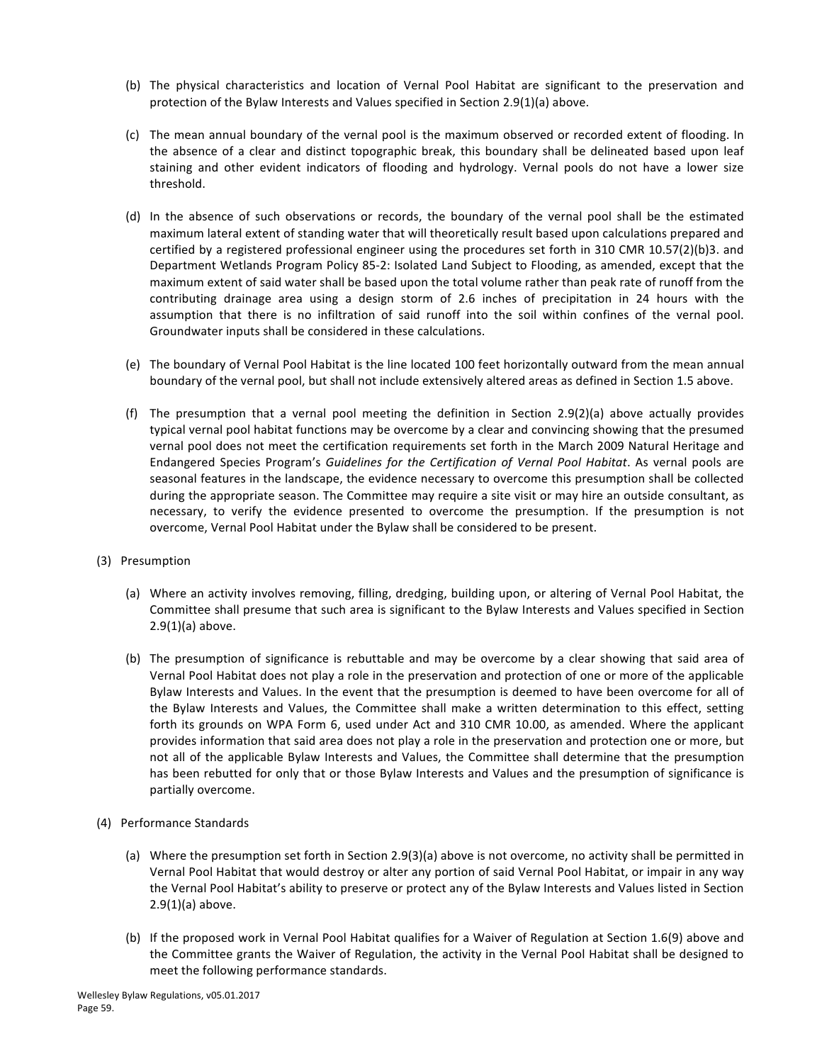(b) The physical characteristics and location of Vernal Pool Habitat are significant to the preservation and protection of the Bylaw Interests and Values specified in Section 2.9(1)(a) above.

(c) The mean annual boundary of the vernal pool is the maximum observed or recorded extent of flooding. In the absence of a clear and distinct topographic break, this boundary shall be delineated based upon leaf staining and other evident indicators of flooding and hydrology. Vernal pools do not have a lower size threshold.

(d) In the absence of such observations or records, the boundary of the vernal pool shall be the estimated maximum lateral extent of standing water that will theoretically result based upon calculations prepared and certified by a registered professional engineer using the procedures set forth in 310 CMR 10.57(2)(b)3. and Department Wetlands Program Policy 85-2: Isolated Land Subject to Flooding, as amended, except that the maximum extent of said water shall be based upon the total volume rather than peak rate of runoff from the contributing drainage area using a design storm of 2.6 inches of precipitation in 24 hours with the assumption that there is no infiltration of said runoff into the soil within confines of the vernal pool. Groundwater inputs shall be considered in these calculations.

(e) The boundary of Vernal Pool Habitat is the line located 100 feet horizontally outward from the mean annual boundary of the vernal pool, but shall not include extensively altered areas as defined in Section 1.5 above.

(f) The presumption that a vernal pool meeting the definition in Section 2.9(2)(a) above actually provides typical vernal pool habitat functions may be overcome by a clear and convincing showing that the presumed vernal pool does not meet the certification requirements set forth in the March 2009 Natural Heritage and Endangered Species Program's *Guidelines for the Certification of Vernal Pool Habitat*. As vernal pools are seasonal features in the landscape, the evidence necessary to overcome this presumption shall be collected during the appropriate season. The Committee may require a site visit or may hire an outside consultant, as necessary, to verify the evidence presented to overcome the presumption. If the presumption is not overcome, Vernal Pool Habitat under the Bylaw shall be considered to be present.

(3) Presumption

(a) Where an activity involves removing, filling, dredging, building upon, or altering of Vernal Pool Habitat, the Committee shall presume that such area is significant to the Bylaw Interests and Values specified in Section 2.9(1)(a) above.

(b) The presumption of significance is rebuttable and may be overcome by a clear showing that said area of Vernal Pool Habitat does not play a role in the preservation and protection of one or more of the applicable Bylaw Interests and Values. In the event that the presumption is deemed to have been overcome for all of the Bylaw Interests and Values, the Committee shall make a written determination to this effect, setting forth its grounds on WPA Form 6, used under Act and 310 CMR 10.00, as amended. Where the applicant provides information that said area does not play a role in the preservation and protection one or more, but not all of the applicable Bylaw Interests and Values, the Committee shall determine that the presumption has been rebutted for only that or those Bylaw Interests and Values and the presumption of significance is partially overcome.

(4) Performance Standards

(a) Where the presumption set forth in Section 2.9(3)(a) above is not overcome, no activity shall be permitted in Vernal Pool Habitat that would destroy or alter any portion of said Vernal Pool Habitat, or impair in any way the Vernal Pool Habitat's ability to preserve or protect any of the Bylaw Interests and Values listed in Section 2.9(1)(a) above.

(b) If the proposed work in Vernal Pool Habitat qualifies for a Waiver of Regulation at Section 1.6(9) above and the Committee grants the Waiver of Regulation, the activity in the Vernal Pool Habitat shall be designed to meet the following performance standards.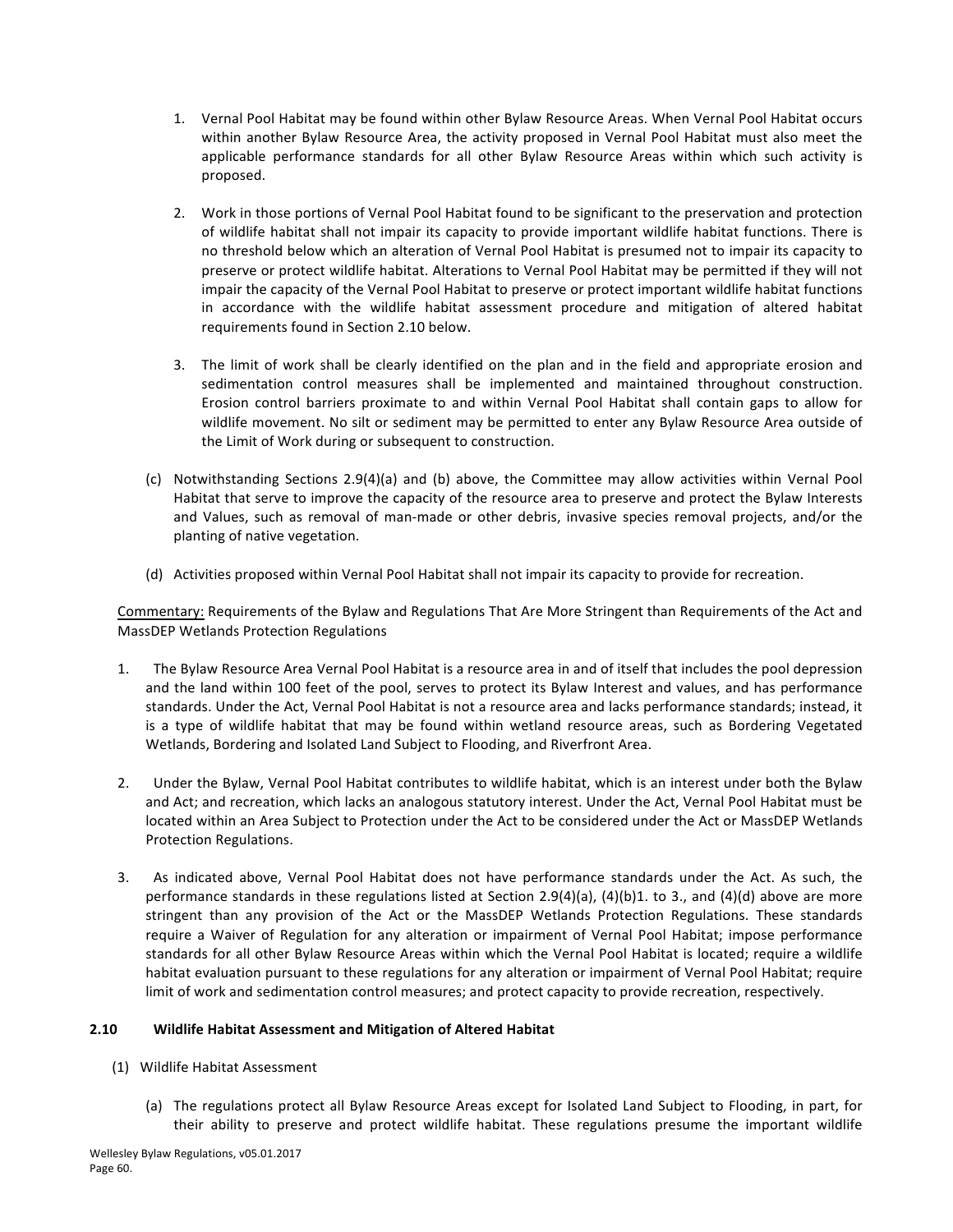1. Vernal Pool Habitat may be found within other Bylaw Resource Areas. When Vernal Pool Habitat occurs within another Bylaw Resource Area, the activity proposed in Vernal Pool Habitat must also meet the applicable performance standards for all other Bylaw Resource Areas within which such activity is proposed.

2. Work in those portions of Vernal Pool Habitat found to be significant to the preservation and protection of wildlife habitat shall not impair its capacity to provide important wildlife habitat functions. There is no threshold below which an alteration of Vernal Pool Habitat is presumed not to impair its capacity to preserve or protect wildlife habitat. Alterations to Vernal Pool Habitat may be permitted if they will not impair the capacity of the Vernal Pool Habitat to preserve or protect important wildlife habitat functions in accordance with the wildlife habitat assessment procedure and mitigation of altered habitat requirements found in Section 2.10 below.

3. The limit of work shall be clearly identified on the plan and in the field and appropriate erosion and sedimentation control measures shall be implemented and maintained throughout construction. Erosion control barriers proximate to and within Vernal Pool Habitat shall contain gaps to allow for wildlife movement. No silt or sediment may be permitted to enter any Bylaw Resource Area outside of the Limit of Work during or subsequent to construction.

(c) Notwithstanding Sections 2.9(4)(a) and (b) above, the Committee may allow activities within Vernal Pool Habitat that serve to improve the capacity of the resource area to preserve and protect the Bylaw Interests and Values, such as removal of man-made or other debris, invasive species removal projects, and/or the planting of native vegetation.

(d) Activities proposed within Vernal Pool Habitat shall not impair its capacity to provide for recreation.

Commentary: Requirements of the Bylaw and Regulations That Are More Stringent than Requirements of the Act and MassDEP Wetlands Protection Regulations

1. The Bylaw Resource Area Vernal Pool Habitat is a resource area in and of itself that includes the pool depression and the land within 100 feet of the pool, serves to protect its Bylaw Interest and values, and has performance standards. Under the Act, Vernal Pool Habitat is not a resource area and lacks performance standards; instead, it is a type of wildlife habitat that may be found within wetland resource areas, such as Bordering Vegetated Wetlands, Bordering and Isolated Land Subject to Flooding, and Riverfront Area.

2. Under the Bylaw, Vernal Pool Habitat contributes to wildlife habitat, which is an interest under both the Bylaw and Act; and recreation, which lacks an analogous statutory interest. Under the Act, Vernal Pool Habitat must be located within an Area Subject to Protection under the Act to be considered under the Act or MassDEP Wetlands Protection Regulations.

3. As indicated above, Vernal Pool Habitat does not have performance standards under the Act. As such, the performance standards in these regulations listed at Section 2.9(4)(a), (4)(b)1. to 3., and (4)(d) above are more stringent than any provision of the Act or the MassDEP Wetlands Protection Regulations. These standards require a Waiver of Regulation for any alteration or impairment of Vernal Pool Habitat; impose performance standards for all other Bylaw Resource Areas within which the Vernal Pool Habitat is located; require a wildlife habitat evaluation pursuant to these regulations for any alteration or impairment of Vernal Pool Habitat; require limit of work and sedimentation control measures; and protect capacity to provide recreation, respectively.

## 2.10 Wildlife Habitat Assessment and Mitigation of Altered Habitat

(1) Wildlife Habitat Assessment

(a) The regulations protect all Bylaw Resource Areas except for Isolated Land Subject to Flooding, in part, for their ability to preserve and protect wildlife habitat. These regulations presume the important wildlife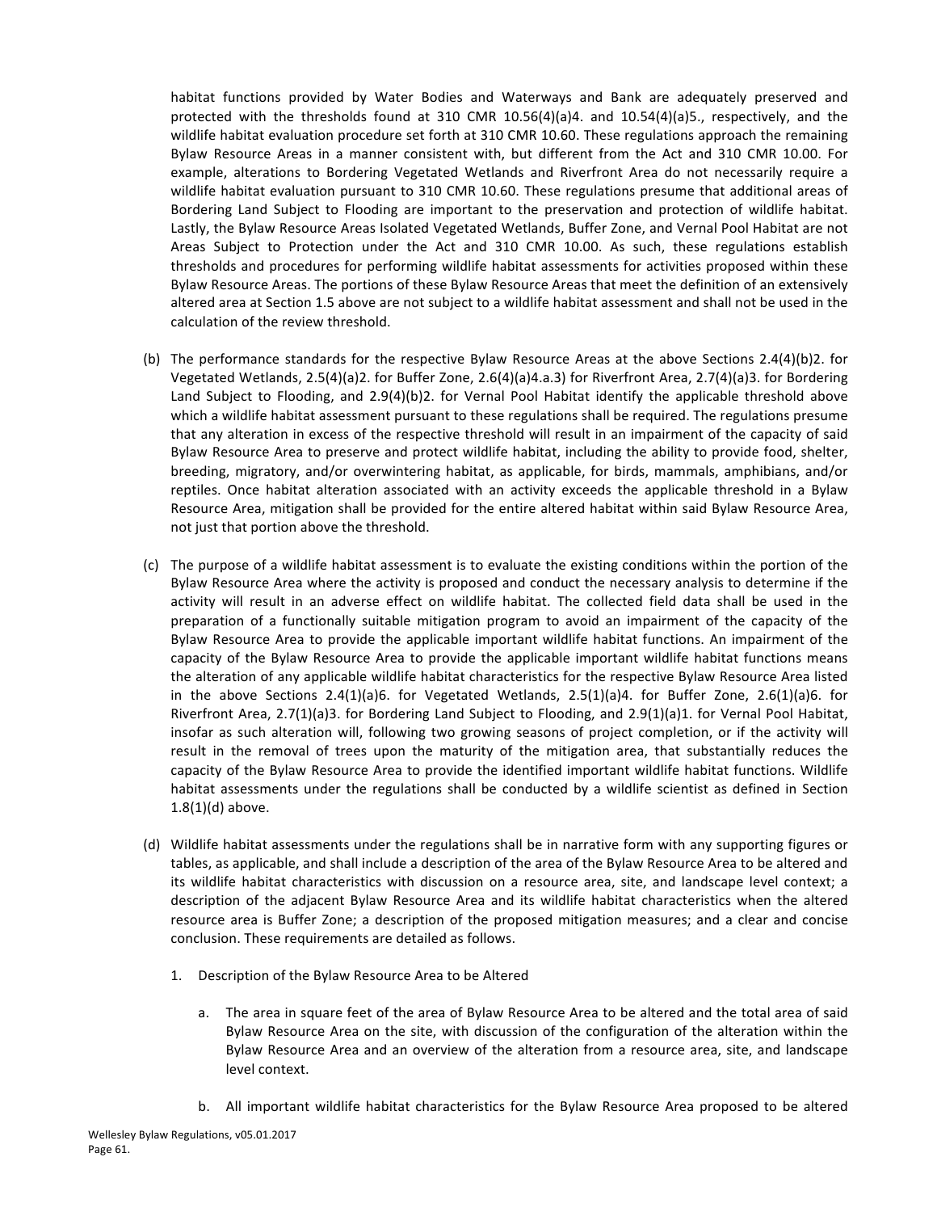habitat functions provided by Water Bodies and Waterways and Bank are adequately preserved and protected with the thresholds found at 310 CMR 10.56(4)(a)4. and 10.54(4)(a)5., respectively, and the wildlife habitat evaluation procedure set forth at 310 CMR 10.60. These regulations approach the remaining Bylaw Resource Areas in a manner consistent with, but different from the Act and 310 CMR 10.00. For example, alterations to Bordering Vegetated Wetlands and Riverfront Area do not necessarily require a wildlife habitat evaluation pursuant to 310 CMR 10.60. These regulations presume that additional areas of Bordering Land Subject to Flooding are important to the preservation and protection of wildlife habitat. Lastly, the Bylaw Resource Areas Isolated Vegetated Wetlands, Buffer Zone, and Vernal Pool Habitat are not Areas Subject to Protection under the Act and 310 CMR 10.00. As such, these regulations establish thresholds and procedures for performing wildlife habitat assessments for activities proposed within these Bylaw Resource Areas. The portions of these Bylaw Resource Areas that meet the definition of an extensively altered area at Section 1.5 above are not subject to a wildlife habitat assessment and shall not be used in the calculation of the review threshold.

(b) The performance standards for the respective Bylaw Resource Areas at the above Sections 2.4(4)(b)2. for Vegetated Wetlands, 2.5(4)(a)2. for Buffer Zone, 2.6(4)(a)4.a.3) for Riverfront Area, 2.7(4)(a)3. for Bordering Land Subject to Flooding, and 2.9(4)(b)2. for Vernal Pool Habitat identify the applicable threshold above which a wildlife habitat assessment pursuant to these regulations shall be required. The regulations presume that any alteration in excess of the respective threshold will result in an impairment of the capacity of said Bylaw Resource Area to preserve and protect wildlife habitat, including the ability to provide food, shelter, breeding, migratory, and/or overwintering habitat, as applicable, for birds, mammals, amphibians, and/or reptiles. Once habitat alteration associated with an activity exceeds the applicable threshold in a Bylaw Resource Area, mitigation shall be provided for the entire altered habitat within said Bylaw Resource Area, not just that portion above the threshold.

(c) The purpose of a wildlife habitat assessment is to evaluate the existing conditions within the portion of the Bylaw Resource Area where the activity is proposed and conduct the necessary analysis to determine if the activity will result in an adverse effect on wildlife habitat. The collected field data shall be used in the preparation of a functionally suitable mitigation program to avoid an impairment of the capacity of the Bylaw Resource Area to provide the applicable important wildlife habitat functions. An impairment of the capacity of the Bylaw Resource Area to provide the applicable important wildlife habitat functions means the alteration of any applicable wildlife habitat characteristics for the respective Bylaw Resource Area listed in the above Sections 2.4(1)(a)6. for Vegetated Wetlands, 2.5(1)(a)4. for Buffer Zone, 2.6(1)(a)6. for Riverfront Area, 2.7(1)(a)3. for Bordering Land Subject to Flooding, and 2.9(1)(a)1. for Vernal Pool Habitat, insofar as such alteration will, following two growing seasons of project completion, or if the activity will result in the removal of trees upon the maturity of the mitigation area, that substantially reduces the capacity of the Bylaw Resource Area to provide the identified important wildlife habitat functions. Wildlife habitat assessments under the regulations shall be conducted by a wildlife scientist as defined in Section 1.8(1)(d) above.

(d) Wildlife habitat assessments under the regulations shall be in narrative form with any supporting figures or tables, as applicable, and shall include a description of the area of the Bylaw Resource Area to be altered and its wildlife habitat characteristics with discussion on a resource area, site, and landscape level context; a description of the adjacent Bylaw Resource Area and its wildlife habitat characteristics when the altered resource area is Buffer Zone; a description of the proposed mitigation measures; and a clear and concise conclusion. These requirements are detailed as follows.

   1. Description of the Bylaw Resource Area to be Altered

      a. The area in square feet of the area of Bylaw Resource Area to be altered and the total area of said Bylaw Resource Area on the site, with discussion of the configuration of the alteration within the Bylaw Resource Area and an overview of the alteration from a resource area, site, and landscape level context.

      b. All important wildlife habitat characteristics for the Bylaw Resource Area proposed to be altered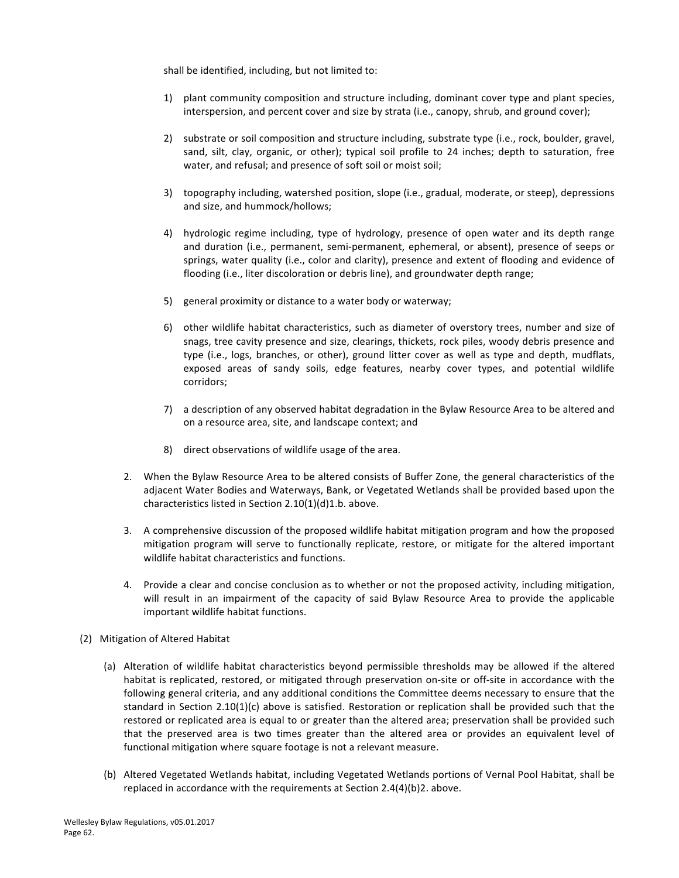shall be identified, including, but not limited to:

1) plant community composition and structure including, dominant cover type and plant species, interspersion, and percent cover and size by strata (i.e., canopy, shrub, and ground cover);

2) substrate or soil composition and structure including, substrate type (i.e., rock, boulder, gravel, sand, silt, clay, organic, or other); typical soil profile to 24 inches; depth to saturation, free water, and refusal; and presence of soft soil or moist soil;

3) topography including, watershed position, slope (i.e., gradual, moderate, or steep), depressions and size, and hummock/hollows;

4) hydrologic regime including, type of hydrology, presence of open water and its depth range and duration (i.e., permanent, semi-permanent, ephemeral, or absent), presence of seeps or springs, water quality (i.e., color and clarity), presence and extent of flooding and evidence of flooding (i.e., liter discoloration or debris line), and groundwater depth range;

5) general proximity or distance to a water body or waterway;

6) other wildlife habitat characteristics, such as diameter of overstory trees, number and size of snags, tree cavity presence and size, clearings, thickets, rock piles, woody debris presence and type (i.e., logs, branches, or other), ground litter cover as well as type and depth, mudflats, exposed areas of sandy soils, edge features, nearby cover types, and potential wildlife corridors;

7) a description of any observed habitat degradation in the Bylaw Resource Area to be altered and on a resource area, site, and landscape context; and

8) direct observations of wildlife usage of the area.

2. When the Bylaw Resource Area to be altered consists of Buffer Zone, the general characteristics of the adjacent Water Bodies and Waterways, Bank, or Vegetated Wetlands shall be provided based upon the characteristics listed in Section 2.10(1)(d)1.b. above.

3. A comprehensive discussion of the proposed wildlife habitat mitigation program and how the proposed mitigation program will serve to functionally replicate, restore, or mitigate for the altered important wildlife habitat characteristics and functions.

4. Provide a clear and concise conclusion as to whether or not the proposed activity, including mitigation, will result in an impairment of the capacity of said Bylaw Resource Area to provide the applicable important wildlife habitat functions.

(2) Mitigation of Altered Habitat

(a) Alteration of wildlife habitat characteristics beyond permissible thresholds may be allowed if the altered habitat is replicated, restored, or mitigated through preservation on-site or off-site in accordance with the following general criteria, and any additional conditions the Committee deems necessary to ensure that the standard in Section 2.10(1)(c) above is satisfied. Restoration or replication shall be provided such that the restored or replicated area is equal to or greater than the altered area; preservation shall be provided such that the preserved area is two times greater than the altered area or provides an equivalent level of functional mitigation where square footage is not a relevant measure.

(b) Altered Vegetated Wetlands habitat, including Vegetated Wetlands portions of Vernal Pool Habitat, shall be replaced in accordance with the requirements at Section 2.4(4)(b)2. above.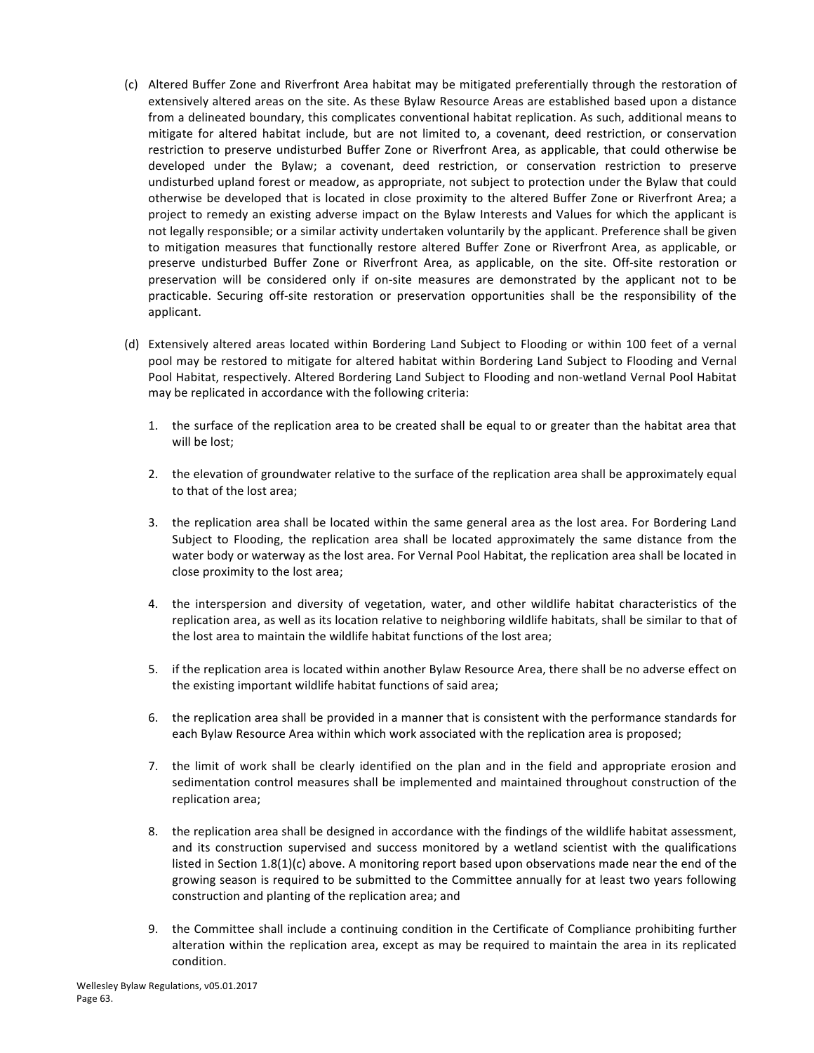(c) Altered Buffer Zone and Riverfront Area habitat may be mitigated preferentially through the restoration of extensively altered areas on the site. As these Bylaw Resource Areas are established based upon a distance from a delineated boundary, this complicates conventional habitat replication. As such, additional means to mitigate for altered habitat include, but are not limited to, a covenant, deed restriction, or conservation restriction to preserve undisturbed Buffer Zone or Riverfront Area, as applicable, that could otherwise be developed under the Bylaw; a covenant, deed restriction, or conservation restriction to preserve undisturbed upland forest or meadow, as appropriate, not subject to protection under the Bylaw that could otherwise be developed that is located in close proximity to the altered Buffer Zone or Riverfront Area; a project to remedy an existing adverse impact on the Bylaw Interests and Values for which the applicant is not legally responsible; or a similar activity undertaken voluntarily by the applicant. Preference shall be given to mitigation measures that functionally restore altered Buffer Zone or Riverfront Area, as applicable, or preserve undisturbed Buffer Zone or Riverfront Area, as applicable, on the site. Off-site restoration or preservation will be considered only if on-site measures are demonstrated by the applicant not to be practicable. Securing off-site restoration or preservation opportunities shall be the responsibility of the applicant.

(d) Extensively altered areas located within Bordering Land Subject to Flooding or within 100 feet of a vernal pool may be restored to mitigate for altered habitat within Bordering Land Subject to Flooding and Vernal Pool Habitat, respectively. Altered Bordering Land Subject to Flooding and non-wetland Vernal Pool Habitat may be replicated in accordance with the following criteria:

1. the surface of the replication area to be created shall be equal to or greater than the habitat area that will be lost;

2. the elevation of groundwater relative to the surface of the replication area shall be approximately equal to that of the lost area;

3. the replication area shall be located within the same general area as the lost area. For Bordering Land Subject to Flooding, the replication area shall be located approximately the same distance from the water body or waterway as the lost area. For Vernal Pool Habitat, the replication area shall be located in close proximity to the lost area;

4. the interspersion and diversity of vegetation, water, and other wildlife habitat characteristics of the replication area, as well as its location relative to neighboring wildlife habitats, shall be similar to that of the lost area to maintain the wildlife habitat functions of the lost area;

5. if the replication area is located within another Bylaw Resource Area, there shall be no adverse effect on the existing important wildlife habitat functions of said area;

6. the replication area shall be provided in a manner that is consistent with the performance standards for each Bylaw Resource Area within which work associated with the replication area is proposed;

7. the limit of work shall be clearly identified on the plan and in the field and appropriate erosion and sedimentation control measures shall be implemented and maintained throughout construction of the replication area;

8. the replication area shall be designed in accordance with the findings of the wildlife habitat assessment, and its construction supervised and success monitored by a wetland scientist with the qualifications listed in Section 1.8(1)(c) above. A monitoring report based upon observations made near the end of the growing season is required to be submitted to the Committee annually for at least two years following construction and planting of the replication area; and

9. the Committee shall include a continuing condition in the Certificate of Compliance prohibiting further alteration within the replication area, except as may be required to maintain the area in its replicated condition.